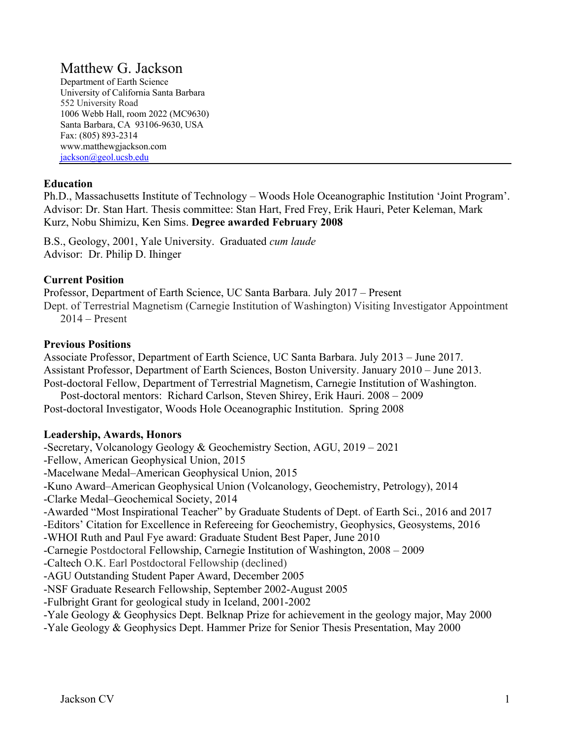# Matthew G. Jackson

Department of Earth Science
University of California Santa Barbara
552 University Road
1006 Webb Hall, room 2022 (MC9630)
Santa Barbara, CA 93106-9630, USA
Fax: (805) 893-2314
www.matthewgjackson.com
jackson@geol.ucsb.edu

## Education

Ph.D., Massachusetts Institute of Technology – Woods Hole Oceanographic Institution 'Joint Program'. Advisor: Dr. Stan Hart. Thesis committee: Stan Hart, Fred Frey, Erik Hauri, Peter Keleman, Mark Kurz, Nobu Shimizu, Ken Sims. **Degree awarded February 2008**

B.S., Geology, 2001, Yale University. Graduated *cum laude*
Advisor: Dr. Philip D. Ihinger

## Current Position

Professor, Department of Earth Science, UC Santa Barbara. July 2017 – Present
Dept. of Terrestrial Magnetism (Carnegie Institution of Washington) Visiting Investigator Appointment 2014 – Present

## Previous Positions

Associate Professor, Department of Earth Science, UC Santa Barbara. July 2013 – June 2017.
Assistant Professor, Department of Earth Sciences, Boston University. January 2010 – June 2013.
Post-doctoral Fellow, Department of Terrestrial Magnetism, Carnegie Institution of Washington.
Post-doctoral mentors: Richard Carlson, Steven Shirey, Erik Hauri. 2008 – 2009
Post-doctoral Investigator, Woods Hole Oceanographic Institution. Spring 2008

## Leadership, Awards, Honors

-Secretary, Volcanology Geology & Geochemistry Section, AGU, 2019 – 2021
-Fellow, American Geophysical Union, 2015
-Macelwane Medal–American Geophysical Union, 2015
-Kuno Award–American Geophysical Union (Volcanology, Geochemistry, Petrology), 2014
-Clarke Medal–Geochemical Society, 2014
-Awarded "Most Inspirational Teacher" by Graduate Students of Dept. of Earth Sci., 2016 and 2017
-Editors' Citation for Excellence in Refereeing for Geochemistry, Geophysics, Geosystems, 2016
-WHOI Ruth and Paul Fye award: Graduate Student Best Paper, June 2010
-Carnegie Postdoctoral Fellowship, Carnegie Institution of Washington, 2008 – 2009
-Caltech O.K. Earl Postdoctoral Fellowship (declined)
-AGU Outstanding Student Paper Award, December 2005
-NSF Graduate Research Fellowship, September 2002-August 2005
-Fulbright Grant for geological study in Iceland, 2001-2002
-Yale Geology & Geophysics Dept. Belknap Prize for achievement in the geology major, May 2000
-Yale Geology & Geophysics Dept. Hammer Prize for Senior Thesis Presentation, May 2000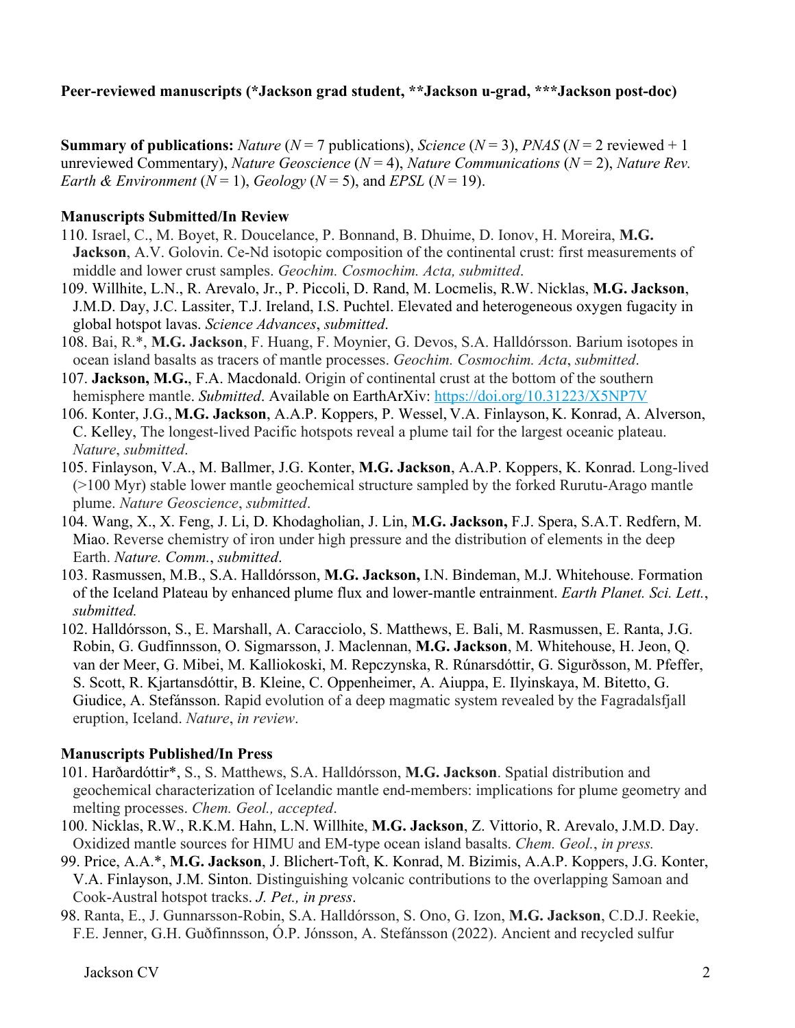**Peer-reviewed manuscripts (*Jackson grad student, **Jackson u-grad, ***Jackson post-doc)**

**Summary of publications:** *Nature* (*N* = 7 publications), *Science* (*N* = 3), *PNAS* (*N* = 2 reviewed + 1 unreviewed Commentary), *Nature Geoscience* (*N* = 4), *Nature Communications* (*N* = 2), *Nature Rev. Earth & Environment* (*N* = 1), *Geology* (*N* = 5), and *EPSL* (*N* = 19).

**Manuscripts Submitted/In Review**

110. Israel, C., M. Boyet, R. Doucelance, P. Bonnand, B. Dhuime, D. Ionov, H. Moreira, **M.G. Jackson**, A.V. Golovin. Ce-Nd isotopic composition of the continental crust: first measurements of middle and lower crust samples. *Geochim. Cosmochim. Acta, submitted*.

109. Willhite, L.N., R. Arevalo, Jr., P. Piccoli, D. Rand, M. Locmelis, R.W. Nicklas, **M.G. Jackson**, J.M.D. Day, J.C. Lassiter, T.J. Ireland, I.S. Puchtel. Elevated and heterogeneous oxygen fugacity in global hotspot lavas. *Science Advances*, *submitted*.

108. Bai, R.*, **M.G. Jackson**, F. Huang, F. Moynier, G. Devos, S.A. Halldórsson. Barium isotopes in ocean island basalts as tracers of mantle processes. *Geochim. Cosmochim. Acta*, *submitted*.

107. **Jackson, M.G.**, F.A. Macdonald. Origin of continental crust at the bottom of the southern hemisphere mantle. *Submitted*. Available on EarthArXiv: https://doi.org/10.31223/X5NP7V

106. Konter, J.G., **M.G. Jackson**, A.A.P. Koppers, P. Wessel, V.A. Finlayson, K. Konrad, A. Alverson, C. Kelley, The longest-lived Pacific hotspots reveal a plume tail for the largest oceanic plateau. *Nature*, *submitted*.

105. Finlayson, V.A., M. Ballmer, J.G. Konter, **M.G. Jackson**, A.A.P. Koppers, K. Konrad. Long-lived (>100 Myr) stable lower mantle geochemical structure sampled by the forked Rurutu-Arago mantle plume. *Nature Geoscience*, *submitted*.

104. Wang, X., X. Feng, J. Li, D. Khodagholian, J. Lin, **M.G. Jackson,** F.J. Spera, S.A.T. Redfern, M. Miao. Reverse chemistry of iron under high pressure and the distribution of elements in the deep Earth. *Nature. Comm.*, *submitted*.

103. Rasmussen, M.B., S.A. Halldórsson, **M.G. Jackson,** I.N. Bindeman, M.J. Whitehouse. Formation of the Iceland Plateau by enhanced plume flux and lower-mantle entrainment. *Earth Planet. Sci. Lett.*, *submitted.*

102. Halldórsson, S., E. Marshall, A. Caracciolo, S. Matthews, E. Bali, M. Rasmussen, E. Ranta, J.G. Robin, G. Gudfinnsson, O. Sigmarsson, J. Maclennan, **M.G. Jackson**, M. Whitehouse, H. Jeon, Q. van der Meer, G. Mibei, M. Kalliokoski, M. Repczynska, R. Rúnarsdóttir, G. Sigurðsson, M. Pfeffer, S. Scott, R. Kjartansdóttir, B. Kleine, C. Oppenheimer, A. Aiuppa, E. Ilyinskaya, M. Bitetto, G. Giudice, A. Stefánsson. Rapid evolution of a deep magmatic system revealed by the Fagradalsfjall eruption, Iceland. *Nature*, *in review*.

**Manuscripts Published/In Press**

101. Harðardóttir*, S., S. Matthews, S.A. Halldórsson, **M.G. Jackson**. Spatial distribution and geochemical characterization of Icelandic mantle end-members: implications for plume geometry and melting processes. *Chem. Geol., accepted*.

100. Nicklas, R.W., R.K.M. Hahn, L.N. Willhite, **M.G. Jackson**, Z. Vittorio, R. Arevalo, J.M.D. Day. Oxidized mantle sources for HIMU and EM-type ocean island basalts. *Chem. Geol.*, *in press.*

99. Price, A.A.*, **M.G. Jackson**, J. Blichert-Toft, K. Konrad, M. Bizimis, A.A.P. Koppers, J.G. Konter, V.A. Finlayson, J.M. Sinton. Distinguishing volcanic contributions to the overlapping Samoan and Cook-Austral hotspot tracks. *J. Pet., in press*.

98. Ranta, E., J. Gunnarsson-Robin, S.A. Halldórsson, S. Ono, G. Izon, **M.G. Jackson**, C.D.J. Reekie, F.E. Jenner, G.H. Guðfinnsson, Ó.P. Jónsson, A. Stefánsson (2022). Ancient and recycled sulfur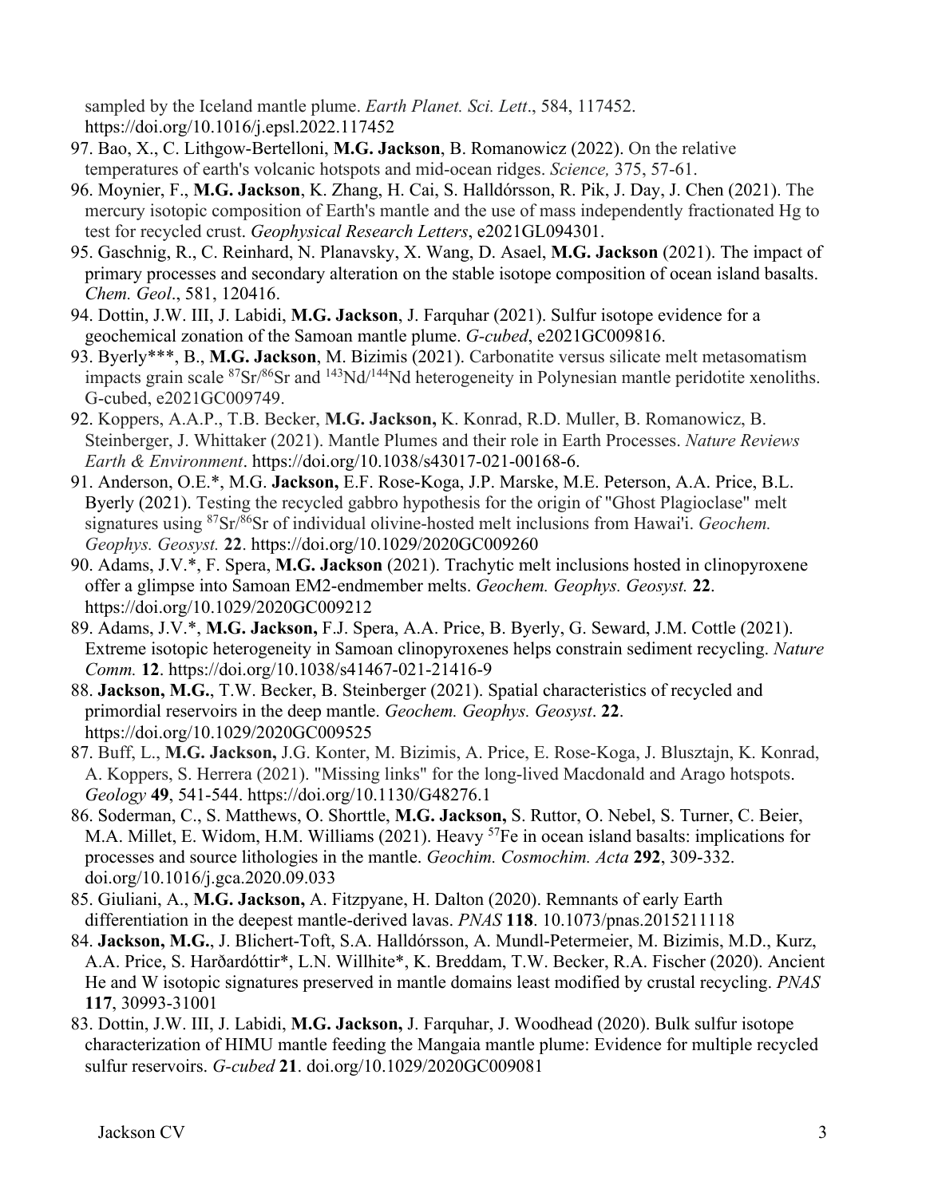sampled by the Iceland mantle plume. *Earth Planet. Sci. Lett*., 584, 117452. https://doi.org/10.1016/j.epsl.2022.117452

97. Bao, X., C. Lithgow-Bertelloni, **M.G. Jackson**, B. Romanowicz (2022). On the relative temperatures of earth's volcanic hotspots and mid-ocean ridges. *Science,* 375, 57-61.
96. Moynier, F., **M.G. Jackson**, K. Zhang, H. Cai, S. Halldórsson, R. Pik, J. Day, J. Chen (2021). The mercury isotopic composition of Earth's mantle and the use of mass independently fractionated Hg to test for recycled crust. *Geophysical Research Letters*, e2021GL094301.
95. Gaschnig, R., C. Reinhard, N. Planavsky, X. Wang, D. Asael, **M.G. Jackson** (2021). The impact of primary processes and secondary alteration on the stable isotope composition of ocean island basalts. *Chem. Geol*., 581, 120416.
94. Dottin, J.W. III, J. Labidi, **M.G. Jackson**, J. Farquhar (2021). Sulfur isotope evidence for a geochemical zonation of the Samoan mantle plume. *G-cubed*, e2021GC009816.
93. Byerly***, B., **M.G. Jackson**, M. Bizimis (2021). Carbonatite versus silicate melt metasomatism impacts grain scale $^{87}Sr/^{86}Sr$ and $^{143}Nd/^{144}Nd$ heterogeneity in Polynesian mantle peridotite xenoliths. G-cubed, e2021GC009749.
92. Koppers, A.A.P., T.B. Becker, **M.G. Jackson,** K. Konrad, R.D. Muller, B. Romanowicz, B. Steinberger, J. Whittaker (2021). Mantle Plumes and their role in Earth Processes. *Nature Reviews Earth & Environment*. https://doi.org/10.1038/s43017-021-00168-6.
91. Anderson, O.E.*, M.G. **Jackson,** E.F. Rose-Koga, J.P. Marske, M.E. Peterson, A.A. Price, B.L. Byerly (2021). Testing the recycled gabbro hypothesis for the origin of "Ghost Plagioclase" melt signatures using $^{87}Sr/^{86}Sr$ of individual olivine-hosted melt inclusions from Hawai'i. *Geochem. Geophys. Geosyst.* **22**. https://doi.org/10.1029/2020GC009260
90. Adams, J.V.*, F. Spera, **M.G. Jackson** (2021). Trachytic melt inclusions hosted in clinopyroxene offer a glimpse into Samoan EM2-endmember melts. *Geochem. Geophys. Geosyst.* **22**. https://doi.org/10.1029/2020GC009212
89. Adams, J.V.*, **M.G. Jackson,** F.J. Spera, A.A. Price, B. Byerly, G. Seward, J.M. Cottle (2021). Extreme isotopic heterogeneity in Samoan clinopyroxenes helps constrain sediment recycling. *Nature Comm.* **12**. https://doi.org/10.1038/s41467-021-21416-9
88. **Jackson, M.G.**, T.W. Becker, B. Steinberger (2021). Spatial characteristics of recycled and primordial reservoirs in the deep mantle. *Geochem. Geophys. Geosyst*. **22**. https://doi.org/10.1029/2020GC009525
87. Buff, L., **M.G. Jackson,** J.G. Konter, M. Bizimis, A. Price, E. Rose-Koga, J. Blusztajn, K. Konrad, A. Koppers, S. Herrera (2021). "Missing links" for the long-lived Macdonald and Arago hotspots. *Geology* **49**, 541-544. https://doi.org/10.1130/G48276.1
86. Soderman, C., S. Matthews, O. Shorttle, **M.G. Jackson,** S. Ruttor, O. Nebel, S. Turner, C. Beier, M.A. Millet, E. Widom, H.M. Williams (2021). Heavy $^{57}Fe$ in ocean island basalts: implications for processes and source lithologies in the mantle. *Geochim. Cosmochim. Acta* **292**, 309-332. doi.org/10.1016/j.gca.2020.09.033
85. Giuliani, A., **M.G. Jackson,** A. Fitzpyane, H. Dalton (2020). Remnants of early Earth differentiation in the deepest mantle-derived lavas. *PNAS* **118**. 10.1073/pnas.2015211118
84. **Jackson, M.G.**, J. Blichert-Toft, S.A. Halldórsson, A. Mundl-Petermeier, M. Bizimis, M.D., Kurz, A.A. Price, S. Harðardóttir*, L.N. Willhite*, K. Breddam, T.W. Becker, R.A. Fischer (2020). Ancient He and W isotopic signatures preserved in mantle domains least modified by crustal recycling. *PNAS* **117**, 30993-31001
83. Dottin, J.W. III, J. Labidi, **M.G. Jackson,** J. Farquhar, J. Woodhead (2020). Bulk sulfur isotope characterization of HIMU mantle feeding the Mangaia mantle plume: Evidence for multiple recycled sulfur reservoirs. *G-cubed* **21**. doi.org/10.1029/2020GC009081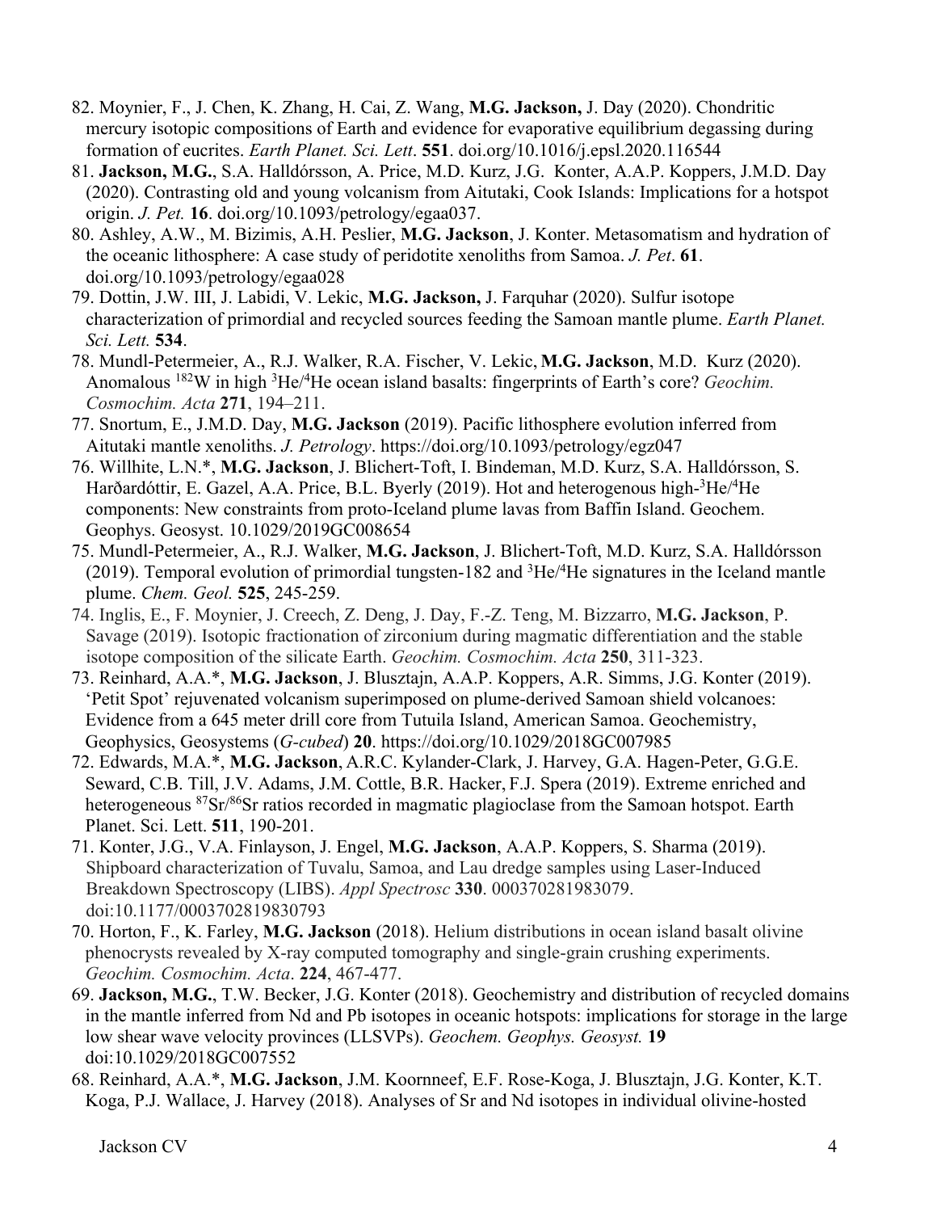82. Moynier, F., J. Chen, K. Zhang, H. Cai, Z. Wang, **M.G. Jackson,** J. Day (2020). Chondritic mercury isotopic compositions of Earth and evidence for evaporative equilibrium degassing during formation of eucrites. *Earth Planet. Sci. Lett*. **551**. doi.org/10.1016/j.epsl.2020.116544

81. **Jackson, M.G.**, S.A. Halldórsson, A. Price, M.D. Kurz, J.G. Konter, A.A.P. Koppers, J.M.D. Day (2020). Contrasting old and young volcanism from Aitutaki, Cook Islands: Implications for a hotspot origin. *J. Pet.* **16**. doi.org/10.1093/petrology/egaa037.

80. Ashley, A.W., M. Bizimis, A.H. Peslier, **M.G. Jackson**, J. Konter. Metasomatism and hydration of the oceanic lithosphere: A case study of peridotite xenoliths from Samoa. *J. Pet*. **61**. doi.org/10.1093/petrology/egaa028

79. Dottin, J.W. III, J. Labidi, V. Lekic, **M.G. Jackson,** J. Farquhar (2020). Sulfur isotope characterization of primordial and recycled sources feeding the Samoan mantle plume. *Earth Planet. Sci. Lett.* **534**.

78. Mundl-Petermeier, A., R.J. Walker, R.A. Fischer, V. Lekic, **M.G. Jackson**, M.D. Kurz (2020). Anomalous $^{182}$W in high $^{3}$He/$^{4}$He ocean island basalts: fingerprints of Earth's core? *Geochim. Cosmochim. Acta* **271**, 194–211.

77. Snortum, E., J.M.D. Day, **M.G. Jackson** (2019). Pacific lithosphere evolution inferred from Aitutaki mantle xenoliths. *J. Petrology*. https://doi.org/10.1093/petrology/egz047

76. Willhite, L.N.*, **M.G. Jackson**, J. Blichert-Toft, I. Bindeman, M.D. Kurz, S.A. Halldórsson, S. Harðardóttir, E. Gazel, A.A. Price, B.L. Byerly (2019). Hot and heterogenous high-$^{3}$He/$^{4}$He components: New constraints from proto-Iceland plume lavas from Baffin Island. Geochem. Geophys. Geosyst. 10.1029/2019GC008654

75. Mundl-Petermeier, A., R.J. Walker, **M.G. Jackson**, J. Blichert-Toft, M.D. Kurz, S.A. Halldórsson (2019). Temporal evolution of primordial tungsten-182 and $^{3}$He/$^{4}$He signatures in the Iceland mantle plume. *Chem. Geol.* **525**, 245-259.

74. Inglis, E., F. Moynier, J. Creech, Z. Deng, J. Day, F.-Z. Teng, M. Bizzarro, **M.G. Jackson**, P. Savage (2019). Isotopic fractionation of zirconium during magmatic differentiation and the stable isotope composition of the silicate Earth. *Geochim. Cosmochim. Acta* **250**, 311-323.

73. Reinhard, A.A.*, **M.G. Jackson**, J. Blusztajn, A.A.P. Koppers, A.R. Simms, J.G. Konter (2019). 'Petit Spot' rejuvenated volcanism superimposed on plume-derived Samoan shield volcanoes: Evidence from a 645 meter drill core from Tutuila Island, American Samoa. Geochemistry, Geophysics, Geosystems (*G-cubed*) **20**. https://doi.org/10.1029/2018GC007985

72. Edwards, M.A.*, **M.G. Jackson**, A.R.C. Kylander-Clark, J. Harvey, G.A. Hagen-Peter, G.G.E. Seward, C.B. Till, J.V. Adams, J.M. Cottle, B.R. Hacker, F.J. Spera (2019). Extreme enriched and heterogeneous $^{87}$Sr/$^{86}$Sr ratios recorded in magmatic plagioclase from the Samoan hotspot. Earth Planet. Sci. Lett. **511**, 190-201.

71. Konter, J.G., V.A. Finlayson, J. Engel, **M.G. Jackson**, A.A.P. Koppers, S. Sharma (2019). Shipboard characterization of Tuvalu, Samoa, and Lau dredge samples using Laser-Induced Breakdown Spectroscopy (LIBS). *Appl Spectrosc* **330**. 000370281983079. doi:10.1177/0003702819830793

70. Horton, F., K. Farley, **M.G. Jackson** (2018). Helium distributions in ocean island basalt olivine phenocrysts revealed by X-ray computed tomography and single-grain crushing experiments. *Geochim. Cosmochim. Acta*. **224**, 467-477.

69. **Jackson, M.G.**, T.W. Becker, J.G. Konter (2018). Geochemistry and distribution of recycled domains in the mantle inferred from Nd and Pb isotopes in oceanic hotspots: implications for storage in the large low shear wave velocity provinces (LLSVPs). *Geochem. Geophys. Geosyst.* **19** doi:10.1029/2018GC007552

68. Reinhard, A.A.*, **M.G. Jackson**, J.M. Koornneef, E.F. Rose-Koga, J. Blusztajn, J.G. Konter, K.T. Koga, P.J. Wallace, J. Harvey (2018). Analyses of Sr and Nd isotopes in individual olivine-hosted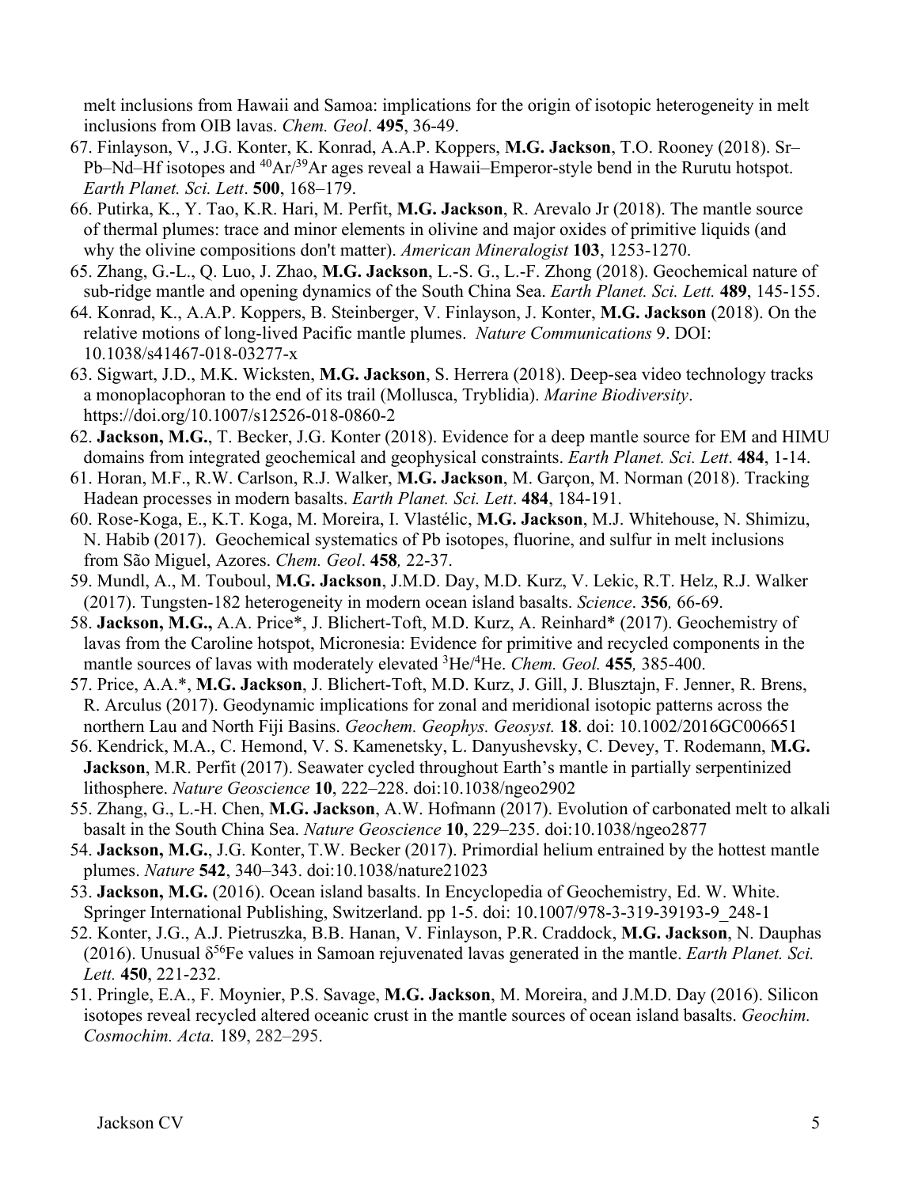melt inclusions from Hawaii and Samoa: implications for the origin of isotopic heterogeneity in melt inclusions from OIB lavas. *Chem. Geol*. **495**, 36-49.

67. Finlayson, V., J.G. Konter, K. Konrad, A.A.P. Koppers, **M.G. Jackson**, T.O. Rooney (2018). Sr–Pb–Nd–Hf isotopes and $^{40}Ar/^{39}Ar$ ages reveal a Hawaii–Emperor-style bend in the Rurutu hotspot. *Earth Planet. Sci. Lett*. **500**, 168–179.
66. Putirka, K., Y. Tao, K.R. Hari, M. Perfit, **M.G. Jackson**, R. Arevalo Jr (2018). The mantle source of thermal plumes: trace and minor elements in olivine and major oxides of primitive liquids (and why the olivine compositions don't matter). *American Mineralogist* **103**, 1253-1270.
65. Zhang, G.-L., Q. Luo, J. Zhao, **M.G. Jackson**, L.-S. G., L.-F. Zhong (2018). Geochemical nature of sub-ridge mantle and opening dynamics of the South China Sea. *Earth Planet. Sci. Lett.* **489**, 145-155.
64. Konrad, K., A.A.P. Koppers, B. Steinberger, V. Finlayson, J. Konter, **M.G. Jackson** (2018). On the relative motions of long-lived Pacific mantle plumes. *Nature Communications* 9. DOI: 10.1038/s41467-018-03277-x
63. Sigwart, J.D., M.K. Wicksten, **M.G. Jackson**, S. Herrera (2018). Deep-sea video technology tracks a monoplacophoran to the end of its trail (Mollusca, Tryblidia). *Marine Biodiversity*. https://doi.org/10.1007/s12526-018-0860-2
62. **Jackson, M.G.**, T. Becker, J.G. Konter (2018). Evidence for a deep mantle source for EM and HIMU domains from integrated geochemical and geophysical constraints. *Earth Planet. Sci. Lett*. **484**, 1-14.
61. Horan, M.F., R.W. Carlson, R.J. Walker, **M.G. Jackson**, M. Garçon, M. Norman (2018). Tracking Hadean processes in modern basalts. *Earth Planet. Sci. Lett*. **484**, 184-191.
60. Rose-Koga, E., K.T. Koga, M. Moreira, I. Vlastélic, **M.G. Jackson**, M.J. Whitehouse, N. Shimizu, N. Habib (2017). Geochemical systematics of Pb isotopes, fluorine, and sulfur in melt inclusions from São Miguel, Azores. *Chem. Geol*. **458***,* 22-37.
59. Mundl, A., M. Touboul, **M.G. Jackson**, J.M.D. Day, M.D. Kurz, V. Lekic, R.T. Helz, R.J. Walker (2017). Tungsten-182 heterogeneity in modern ocean island basalts. *Science*. **356***,* 66-69.
58. **Jackson, M.G.,** A.A. Price*, J. Blichert-Toft, M.D. Kurz, A. Reinhard* (2017). Geochemistry of lavas from the Caroline hotspot, Micronesia: Evidence for primitive and recycled components in the mantle sources of lavas with moderately elevated $^3He/^4He$. *Chem. Geol.* **455***,* 385-400.
57. Price, A.A.*, **M.G. Jackson**, J. Blichert-Toft, M.D. Kurz, J. Gill, J. Blusztajn, F. Jenner, R. Brens, R. Arculus (2017). Geodynamic implications for zonal and meridional isotopic patterns across the northern Lau and North Fiji Basins. *Geochem. Geophys. Geosyst.* **18**. doi: 10.1002/2016GC006651
56. Kendrick, M.A., C. Hemond, V. S. Kamenetsky, L. Danyushevsky, C. Devey, T. Rodemann, **M.G. Jackson**, M.R. Perfit (2017). Seawater cycled throughout Earth's mantle in partially serpentinized lithosphere. *Nature Geoscience* **10**, 222–228. doi:10.1038/ngeo2902
55. Zhang, G., L.-H. Chen, **M.G. Jackson**, A.W. Hofmann (2017). Evolution of carbonated melt to alkali basalt in the South China Sea. *Nature Geoscience* **10**, 229–235. doi:10.1038/ngeo2877
54. **Jackson, M.G.**, J.G. Konter, T.W. Becker (2017). Primordial helium entrained by the hottest mantle plumes. *Nature* **542**, 340–343. doi:10.1038/nature21023
53. **Jackson, M.G.** (2016). Ocean island basalts. In Encyclopedia of Geochemistry, Ed. W. White. Springer International Publishing, Switzerland. pp 1-5. doi: 10.1007/978-3-319-39193-9_248-1
52. Konter, J.G., A.J. Pietruszka, B.B. Hanan, V. Finlayson, P.R. Craddock, **M.G. Jackson**, N. Dauphas (2016). Unusual $\delta^{56}Fe$ values in Samoan rejuvenated lavas generated in the mantle. *Earth Planet. Sci. Lett.* **450**, 221-232.
51. Pringle, E.A., F. Moynier, P.S. Savage, **M.G. Jackson**, M. Moreira, and J.M.D. Day (2016). Silicon isotopes reveal recycled altered oceanic crust in the mantle sources of ocean island basalts. *Geochim. Cosmochim. Acta.* 189, 282–295.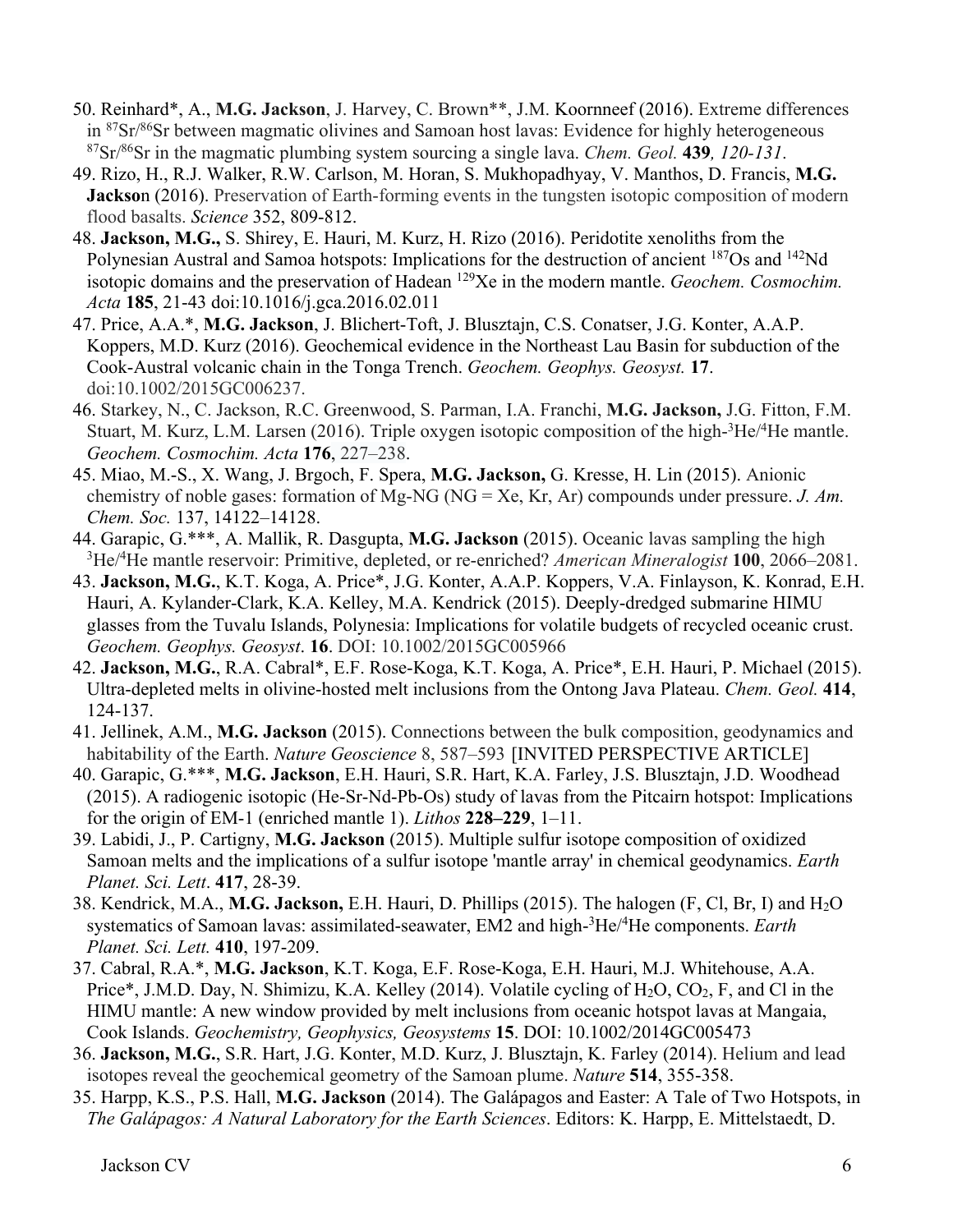50. Reinhard*, A., **M.G. Jackson**, J. Harvey, C. Brown**, J.M. Koornneef (2016). Extreme differences in $^{87}Sr/^{86}Sr$ between magmatic olivines and Samoan host lavas: Evidence for highly heterogeneous $^{87}Sr/^{86}Sr$ in the magmatic plumbing system sourcing a single lava. *Chem. Geol.* **439***, 120-131*.
49. Rizo, H., R.J. Walker, R.W. Carlson, M. Horan, S. Mukhopadhyay, V. Manthos, D. Francis, **M.G. Jackso**n (2016). Preservation of Earth-forming events in the tungsten isotopic composition of modern flood basalts. *Science* 352, 809-812.
48. **Jackson, M.G.,** S. Shirey, E. Hauri, M. Kurz, H. Rizo (2016). Peridotite xenoliths from the Polynesian Austral and Samoa hotspots: Implications for the destruction of ancient $^{187}Os$ and $^{142}Nd$ isotopic domains and the preservation of Hadean $^{129}Xe$ in the modern mantle. *Geochem. Cosmochim. Acta* **185**, 21-43 doi:10.1016/j.gca.2016.02.011
47. Price, A.A.*, **M.G. Jackson**, J. Blichert-Toft, J. Blusztajn, C.S. Conatser, J.G. Konter, A.A.P. Koppers, M.D. Kurz (2016). Geochemical evidence in the Northeast Lau Basin for subduction of the Cook-Austral volcanic chain in the Tonga Trench. *Geochem. Geophys. Geosyst.* **17**. doi:10.1002/2015GC006237.
46. Starkey, N., C. Jackson, R.C. Greenwood, S. Parman, I.A. Franchi, **M.G. Jackson,** J.G. Fitton, F.M. Stuart, M. Kurz, L.M. Larsen (2016). Triple oxygen isotopic composition of the high-$^{3}He/^{4}He$ mantle. *Geochem. Cosmochim. Acta* **176**, 227–238.
45. Miao, M.-S., X. Wang, J. Brgoch, F. Spera, **M.G. Jackson,** G. Kresse, H. Lin (2015). Anionic chemistry of noble gases: formation of Mg-NG (NG = Xe, Kr, Ar) compounds under pressure. *J. Am. Chem. Soc.* 137, 14122–14128.
44. Garapic, G.***, A. Mallik, R. Dasgupta, **M.G. Jackson** (2015). Oceanic lavas sampling the high $^{3}He/^{4}He$ mantle reservoir: Primitive, depleted, or re-enriched? *American Mineralogist* **100**, 2066–2081.
43. **Jackson, M.G.**, K.T. Koga, A. Price*, J.G. Konter, A.A.P. Koppers, V.A. Finlayson, K. Konrad, E.H. Hauri, A. Kylander-Clark, K.A. Kelley, M.A. Kendrick (2015). Deeply-dredged submarine HIMU glasses from the Tuvalu Islands, Polynesia: Implications for volatile budgets of recycled oceanic crust. *Geochem. Geophys. Geosyst*. **16**. DOI: 10.1002/2015GC005966
42. **Jackson, M.G.**, R.A. Cabral*, E.F. Rose-Koga, K.T. Koga, A. Price*, E.H. Hauri, P. Michael (2015). Ultra-depleted melts in olivine-hosted melt inclusions from the Ontong Java Plateau. *Chem. Geol.* **414**, 124-137.
41. Jellinek, A.M., **M.G. Jackson** (2015). Connections between the bulk composition, geodynamics and habitability of the Earth. *Nature Geoscience* 8, 587–593 [INVITED PERSPECTIVE ARTICLE]
40. Garapic, G.***, **M.G. Jackson**, E.H. Hauri, S.R. Hart, K.A. Farley, J.S. Blusztajn, J.D. Woodhead (2015). A radiogenic isotopic (He-Sr-Nd-Pb-Os) study of lavas from the Pitcairn hotspot: Implications for the origin of EM-1 (enriched mantle 1). *Lithos* **228–229**, 1–11.
39. Labidi, J., P. Cartigny, **M.G. Jackson** (2015). Multiple sulfur isotope composition of oxidized Samoan melts and the implications of a sulfur isotope 'mantle array' in chemical geodynamics. *Earth Planet. Sci. Lett*. **417**, 28-39.
38. Kendrick, M.A., **M.G. Jackson,** E.H. Hauri, D. Phillips (2015). The halogen (F, Cl, Br, I) and $H_2O$ systematics of Samoan lavas: assimilated-seawater, EM2 and high-$^{3}He/^{4}He$ components. *Earth Planet. Sci. Lett.* **410**, 197-209.
37. Cabral, R.A.*, **M.G. Jackson**, K.T. Koga, E.F. Rose-Koga, E.H. Hauri, M.J. Whitehouse, A.A. Price*, J.M.D. Day, N. Shimizu, K.A. Kelley (2014). Volatile cycling of $H_2O$, $CO_2$, F, and Cl in the HIMU mantle: A new window provided by melt inclusions from oceanic hotspot lavas at Mangaia, Cook Islands. *Geochemistry, Geophysics, Geosystems* **15**. DOI: 10.1002/2014GC005473
36. **Jackson, M.G.**, S.R. Hart, J.G. Konter, M.D. Kurz, J. Blusztajn, K. Farley (2014). Helium and lead isotopes reveal the geochemical geometry of the Samoan plume. *Nature* **514**, 355-358.
35. Harpp, K.S., P.S. Hall, **M.G. Jackson** (2014). The Galápagos and Easter: A Tale of Two Hotspots, in *The Galápagos: A Natural Laboratory for the Earth Sciences*. Editors: K. Harpp, E. Mittelstaedt, D.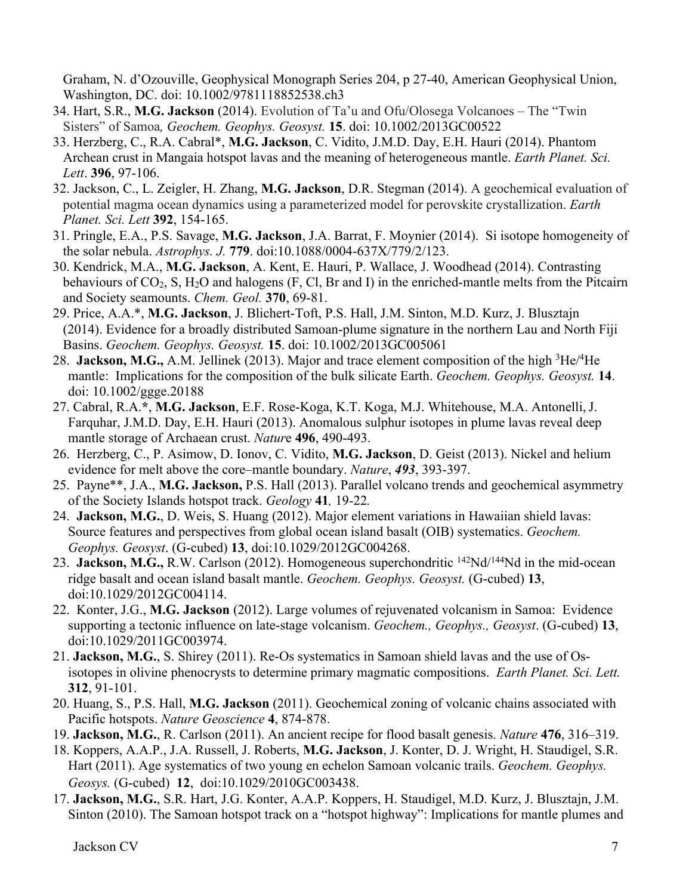Graham, N. d'Ozouville, Geophysical Monograph Series 204, p 27-40, American Geophysical Union, Washington, DC. doi: 10.1002/9781118852538.ch3

34. Hart, S.R., **M.G. Jackson** (2014). Evolution of Ta'u and Ofu/Olosega Volcanoes – The "Twin Sisters" of Samoa*, Geochem. Geophys. Geosyst.* **15**. doi: 10.1002/2013GC00522
33. Herzberg, C., R.A. Cabral*, **M.G. Jackson**, C. Vidito, J.M.D. Day, E.H. Hauri (2014). Phantom Archean crust in Mangaia hotspot lavas and the meaning of heterogeneous mantle. *Earth Planet. Sci. Lett*. **396**, 97-106.
32. Jackson, C., L. Zeigler, H. Zhang, **M.G. Jackson**, D.R. Stegman (2014). A geochemical evaluation of potential magma ocean dynamics using a parameterized model for perovskite crystallization. *Earth Planet. Sci. Lett* **392**, 154-165.
31. Pringle, E.A., P.S. Savage, **M.G. Jackson**, J.A. Barrat, F. Moynier (2014). Si isotope homogeneity of the solar nebula. *Astrophys. J.* **779**. doi:10.1088/0004-637X/779/2/123.
30. Kendrick, M.A., **M.G. Jackson**, A. Kent, E. Hauri, P. Wallace, J. Woodhead (2014). Contrasting behaviours of $CO_2$, S, $H_2O$ and halogens (F, Cl, Br and I) in the enriched-mantle melts from the Pitcairn and Society seamounts. *Chem. Geol.* **370**, 69-81.
29. Price, A.A.*, **M.G. Jackson**, J. Blichert-Toft, P.S. Hall, J.M. Sinton, M.D. Kurz, J. Blusztajn (2014). Evidence for a broadly distributed Samoan-plume signature in the northern Lau and North Fiji Basins. *Geochem. Geophys. Geosyst.* **15**. doi: 10.1002/2013GC005061
28. **Jackson, M.G.,** A.M. Jellinek (2013). Major and trace element composition of the high $^3He/^4He$ mantle: Implications for the composition of the bulk silicate Earth. *Geochem. Geophys. Geosyst.* **14**. doi: 10.1002/ggge.20188
27. Cabral, R.A.*, **M.G. Jackson**, E.F. Rose-Koga, K.T. Koga, M.J. Whitehouse, M.A. Antonelli, J. Farquhar, J.M.D. Day, E.H. Hauri (2013). Anomalous sulphur isotopes in plume lavas reveal deep mantle storage of Archaean crust. *Nature* **496**, 490-493.
26. Herzberg, C., P. Asimow, D. Ionov, C. Vidito, **M.G. Jackson**, D. Geist (2013). Nickel and helium evidence for melt above the core–mantle boundary. *Nature*, ***493***, 393-397.
25. Payne**, J.A., **M.G. Jackson,** P.S. Hall (2013). Parallel volcano trends and geochemical asymmetry of the Society Islands hotspot track. *Geology* **41***,* 19-22*.*
24. **Jackson, M.G.**, D. Weis, S. Huang (2012). Major element variations in Hawaiian shield lavas: Source features and perspectives from global ocean island basalt (OIB) systematics. *Geochem. Geophys. Geosyst*. (G-cubed) **13**, doi:10.1029/2012GC004268.
23. **Jackson, M.G.,** R.W. Carlson (2012). Homogeneous superchondritic $^{142}Nd/^{144}Nd$ in the mid-ocean ridge basalt and ocean island basalt mantle. *Geochem. Geophys. Geosyst.* (G-cubed) **13**, doi:10.1029/2012GC004114.
22. Konter, J.G., **M.G. Jackson** (2012). Large volumes of rejuvenated volcanism in Samoa: Evidence supporting a tectonic influence on late-stage volcanism. *Geochem., Geophys., Geosyst*. (G-cubed) **13**, doi:10.1029/2011GC003974.
21. **Jackson, M.G.**, S. Shirey (2011). Re-Os systematics in Samoan shield lavas and the use of Os-isotopes in olivine phenocrysts to determine primary magmatic compositions. *Earth Planet. Sci. Lett.* **312**, 91-101.
20. Huang, S., P.S. Hall, **M.G. Jackson** (2011). Geochemical zoning of volcanic chains associated with Pacific hotspots. *Nature Geoscience* **4**, 874-878.
19. **Jackson, M.G.**, R. Carlson (2011). An ancient recipe for flood basalt genesis. *Nature* **476**, 316–319.
18. Koppers, A.A.P., J.A. Russell, J. Roberts, **M.G. Jackson**, J. Konter, D. J. Wright, H. Staudigel, S.R. Hart (2011). Age systematics of two young en echelon Samoan volcanic trails. *Geochem. Geophys. Geosys.* (G-cubed) **12**, doi:10.1029/2010GC003438.
17. **Jackson, M.G.**, S.R. Hart, J.G. Konter, A.A.P. Koppers, H. Staudigel, M.D. Kurz, J. Blusztajn, J.M. Sinton (2010). The Samoan hotspot track on a "hotspot highway": Implications for mantle plumes and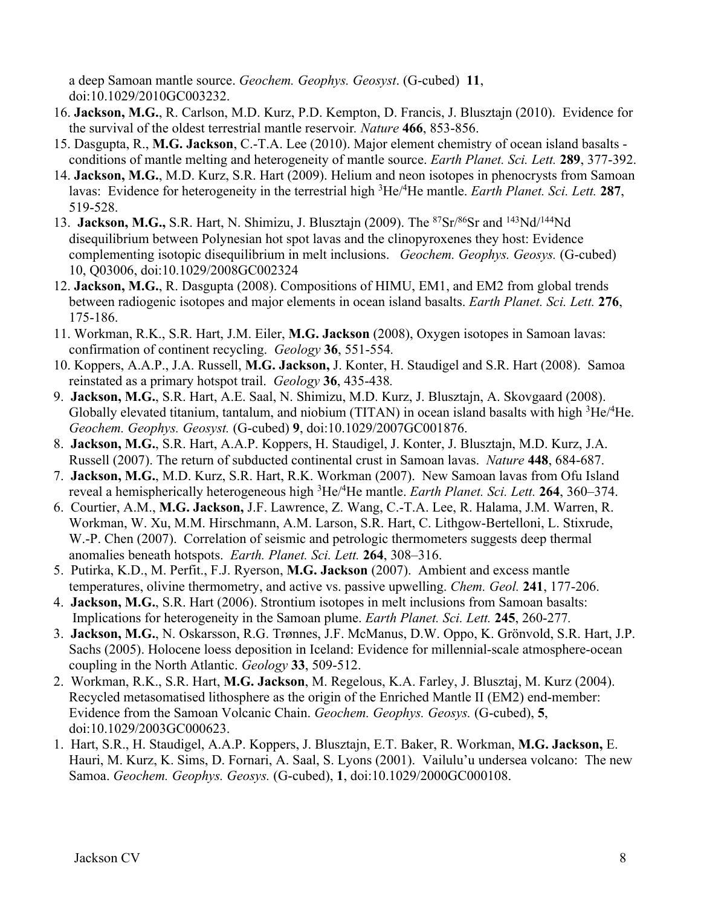a deep Samoan mantle source. *Geochem. Geophys. Geosyst*. (G-cubed) **11**, doi:10.1029/2010GC003232.

16. **Jackson, M.G.**, R. Carlson, M.D. Kurz, P.D. Kempton, D. Francis, J. Blusztajn (2010). Evidence for the survival of the oldest terrestrial mantle reservoir. *Nature* **466**, 853-856.
15. Dasgupta, R., **M.G. Jackson**, C.-T.A. Lee (2010). Major element chemistry of ocean island basalts - conditions of mantle melting and heterogeneity of mantle source. *Earth Planet. Sci. Lett.* **289**, 377-392.
14. **Jackson, M.G.**, M.D. Kurz, S.R. Hart (2009). Helium and neon isotopes in phenocrysts from Samoan lavas: Evidence for heterogeneity in the terrestrial high $^{3}He/^{4}He$ mantle. *Earth Planet. Sci. Lett.* **287**, 519-528.
13. **Jackson, M.G.,** S.R. Hart, N. Shimizu, J. Blusztajn (2009). The $^{87}Sr/^{86}Sr$ and $^{143}Nd/^{144}Nd$ disequilibrium between Polynesian hot spot lavas and the clinopyroxenes they host: Evidence complementing isotopic disequilibrium in melt inclusions. *Geochem. Geophys. Geosys.* (G-cubed) 10, Q03006, doi:10.1029/2008GC002324
12. **Jackson, M.G.**, R. Dasgupta (2008). Compositions of HIMU, EM1, and EM2 from global trends between radiogenic isotopes and major elements in ocean island basalts. *Earth Planet. Sci. Lett.* **276**, 175-186.
11. Workman, R.K., S.R. Hart, J.M. Eiler, **M.G. Jackson** (2008), Oxygen isotopes in Samoan lavas: confirmation of continent recycling. *Geology* **36**, 551-554.
10. Koppers, A.A.P., J.A. Russell, **M.G. Jackson,** J. Konter, H. Staudigel and S.R. Hart (2008). Samoa reinstated as a primary hotspot trail. *Geology* **36**, 435-438.
9. **Jackson, M.G.**, S.R. Hart, A.E. Saal, N. Shimizu, M.D. Kurz, J. Blusztajn, A. Skovgaard (2008). Globally elevated titanium, tantalum, and niobium (TITAN) in ocean island basalts with high $^{3}He/^{4}He$. *Geochem. Geophys. Geosyst.* (G-cubed) **9**, doi:10.1029/2007GC001876.
8. **Jackson, M.G.**, S.R. Hart, A.A.P. Koppers, H. Staudigel, J. Konter, J. Blusztajn, M.D. Kurz, J.A. Russell (2007). The return of subducted continental crust in Samoan lavas. *Nature* **448**, 684-687.
7. **Jackson, M.G.**, M.D. Kurz, S.R. Hart, R.K. Workman (2007). New Samoan lavas from Ofu Island reveal a hemispherically heterogeneous high $^{3}He/^{4}He$ mantle. *Earth Planet. Sci. Lett.* **264**, 360–374.
6. Courtier, A.M., **M.G. Jackson,** J.F. Lawrence, Z. Wang, C.-T.A. Lee, R. Halama, J.M. Warren, R. Workman, W. Xu, M.M. Hirschmann, A.M. Larson, S.R. Hart, C. Lithgow-Bertelloni, L. Stixrude, W.-P. Chen (2007). Correlation of seismic and petrologic thermometers suggests deep thermal anomalies beneath hotspots. *Earth. Planet. Sci. Lett.* **264**, 308–316.
5. Putirka, K.D., M. Perfit., F.J. Ryerson, **M.G. Jackson** (2007). Ambient and excess mantle temperatures, olivine thermometry, and active vs. passive upwelling. *Chem. Geol.* **241**, 177-206.
4. **Jackson, M.G.**, S.R. Hart (2006). Strontium isotopes in melt inclusions from Samoan basalts: Implications for heterogeneity in the Samoan plume. *Earth Planet. Sci. Lett.* **245**, 260-277.
3. **Jackson, M.G.**, N. Oskarsson, R.G. Trønnes, J.F. McManus, D.W. Oppo, K. Grönvold, S.R. Hart, J.P. Sachs (2005). Holocene loess deposition in Iceland: Evidence for millennial-scale atmosphere-ocean coupling in the North Atlantic. *Geology* **33**, 509-512.
2. Workman, R.K., S.R. Hart, **M.G. Jackson**, M. Regelous, K.A. Farley, J. Blusztaj, M. Kurz (2004). Recycled metasomatised lithosphere as the origin of the Enriched Mantle II (EM2) end-member: Evidence from the Samoan Volcanic Chain. *Geochem. Geophys. Geosys.* (G-cubed), **5**, doi:10.1029/2003GC000623.
1. Hart, S.R., H. Staudigel, A.A.P. Koppers, J. Blusztajn, E.T. Baker, R. Workman, **M.G. Jackson,** E. Hauri, M. Kurz, K. Sims, D. Fornari, A. Saal, S. Lyons (2001). Vailulu'u undersea volcano: The new Samoa. *Geochem. Geophys. Geosys.* (G-cubed), **1**, doi:10.1029/2000GC000108.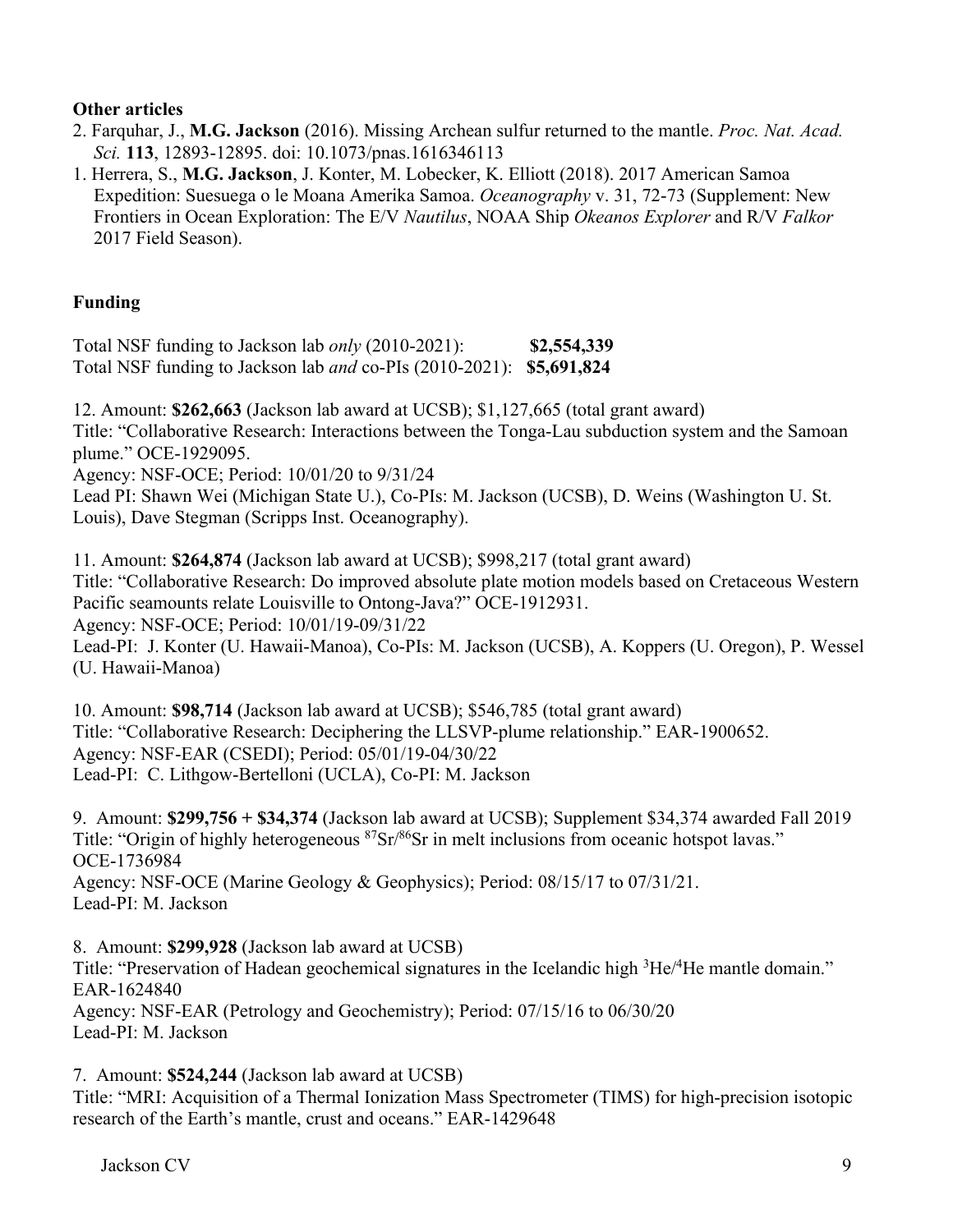**Other articles**

2. Farquhar, J., **M.G. Jackson** (2016). Missing Archean sulfur returned to the mantle. *Proc. Nat. Acad. Sci.* **113**, 12893-12895. doi: 10.1073/pnas.1616346113
1. Herrera, S., **M.G. Jackson**, J. Konter, M. Lobecker, K. Elliott (2018). 2017 American Samoa Expedition: Suesuega o le Moana Amerika Samoa. *Oceanography* v. 31, 72-73 (Supplement: New Frontiers in Ocean Exploration: The E/V *Nautilus*, NOAA Ship *Okeanos Explorer* and R/V *Falkor* 2017 Field Season).

**Funding**

Total NSF funding to Jackson lab *only* (2010-2021): **$2,554,339**
Total NSF funding to Jackson lab *and* co-PIs (2010-2021): **$5,691,824**

12. Amount: **$262,663** (Jackson lab award at UCSB); $1,127,665 (total grant award)
Title: "Collaborative Research: Interactions between the Tonga-Lau subduction system and the Samoan plume." OCE-1929095.
Agency: NSF-OCE; Period: 10/01/20 to 9/31/24
Lead PI: Shawn Wei (Michigan State U.), Co-PIs: M. Jackson (UCSB), D. Weins (Washington U. St. Louis), Dave Stegman (Scripps Inst. Oceanography).

11. Amount: **$264,874** (Jackson lab award at UCSB); $998,217 (total grant award)
Title: "Collaborative Research: Do improved absolute plate motion models based on Cretaceous Western Pacific seamounts relate Louisville to Ontong-Java?" OCE-1912931.
Agency: NSF-OCE; Period: 10/01/19-09/31/22
Lead-PI: J. Konter (U. Hawaii-Manoa), Co-PIs: M. Jackson (UCSB), A. Koppers (U. Oregon), P. Wessel (U. Hawaii-Manoa)

10. Amount: **$98,714** (Jackson lab award at UCSB); $546,785 (total grant award)
Title: "Collaborative Research: Deciphering the LLSVP-plume relationship." EAR-1900652.
Agency: NSF-EAR (CSEDI); Period: 05/01/19-04/30/22
Lead-PI: C. Lithgow-Bertelloni (UCLA), Co-PI: M. Jackson

9. Amount: **$299,756 + $34,374** (Jackson lab award at UCSB); Supplement $34,374 awarded Fall 2019
Title: "Origin of highly heterogeneous $^{87}Sr/^{86}Sr$ in melt inclusions from oceanic hotspot lavas." OCE-1736984
Agency: NSF-OCE (Marine Geology & Geophysics); Period: 08/15/17 to 07/31/21.
Lead-PI: M. Jackson

8. Amount: **$299,928** (Jackson lab award at UCSB)
Title: "Preservation of Hadean geochemical signatures in the Icelandic high $^{3}He/^{4}He$ mantle domain." EAR-1624840
Agency: NSF-EAR (Petrology and Geochemistry); Period: 07/15/16 to 06/30/20
Lead-PI: M. Jackson

7. Amount: **$524,244** (Jackson lab award at UCSB)
Title: "MRI: Acquisition of a Thermal Ionization Mass Spectrometer (TIMS) for high-precision isotopic research of the Earth's mantle, crust and oceans." EAR-1429648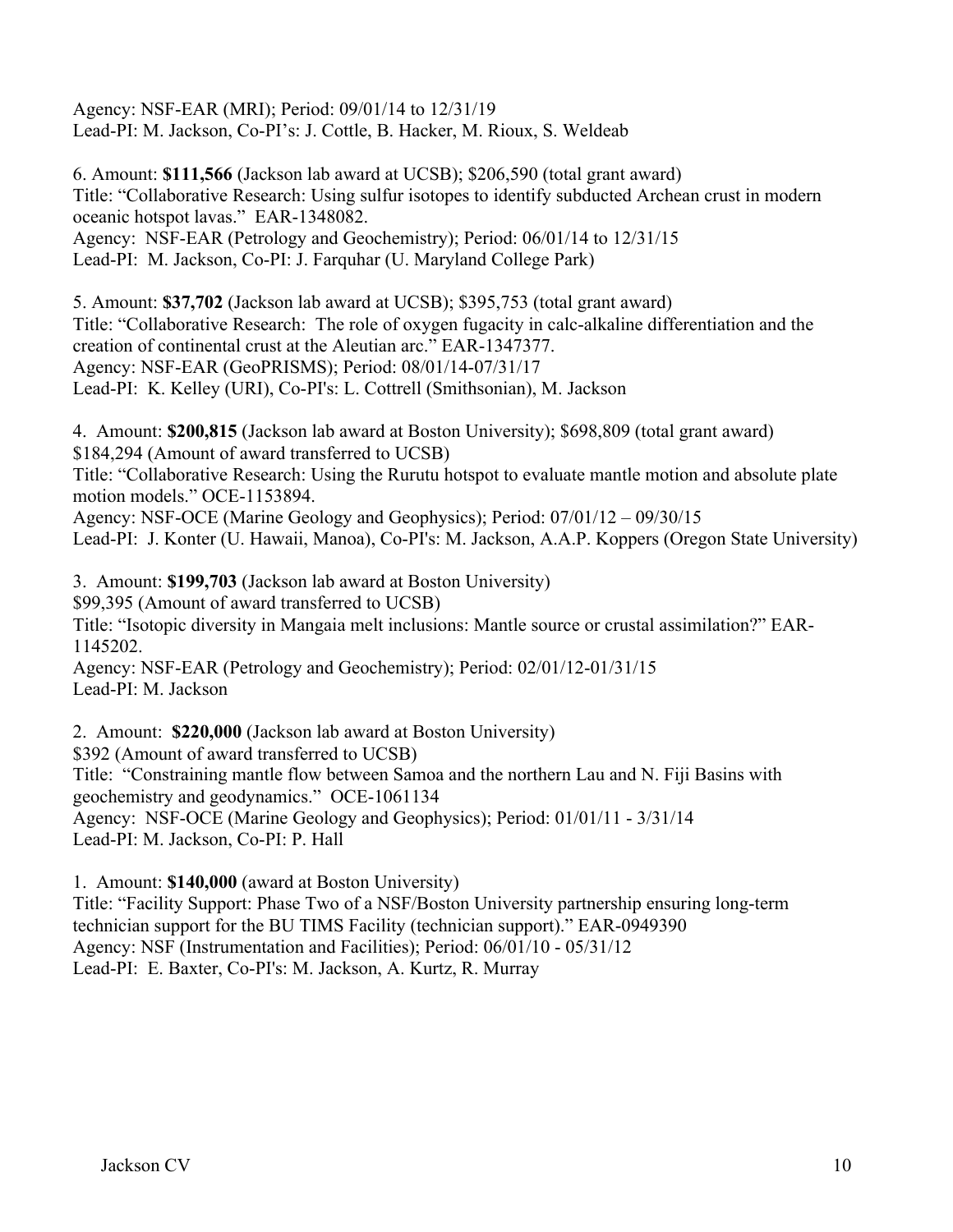Agency: NSF-EAR (MRI); Period: 09/01/14 to 12/31/19
Lead-PI: M. Jackson, Co-PI's: J. Cottle, B. Hacker, M. Rioux, S. Weldeab

6. Amount: **$111,566** (Jackson lab award at UCSB); $206,590 (total grant award)
Title: "Collaborative Research: Using sulfur isotopes to identify subducted Archean crust in modern oceanic hotspot lavas." EAR-1348082.
Agency: NSF-EAR (Petrology and Geochemistry); Period: 06/01/14 to 12/31/15
Lead-PI: M. Jackson, Co-PI: J. Farquhar (U. Maryland College Park)

5. Amount: **$37,702** (Jackson lab award at UCSB); $395,753 (total grant award)
Title: "Collaborative Research: The role of oxygen fugacity in calc-alkaline differentiation and the creation of continental crust at the Aleutian arc." EAR-1347377.
Agency: NSF-EAR (GeoPRISMS); Period: 08/01/14-07/31/17
Lead-PI: K. Kelley (URI), Co-PI's: L. Cottrell (Smithsonian), M. Jackson

4. Amount: **$200,815** (Jackson lab award at Boston University); $698,809 (total grant award)
$184,294 (Amount of award transferred to UCSB)
Title: "Collaborative Research: Using the Rurutu hotspot to evaluate mantle motion and absolute plate motion models." OCE-1153894.
Agency: NSF-OCE (Marine Geology and Geophysics); Period: 07/01/12 – 09/30/15
Lead-PI: J. Konter (U. Hawaii, Manoa), Co-PI's: M. Jackson, A.A.P. Koppers (Oregon State University)

3. Amount: **$199,703** (Jackson lab award at Boston University)
$99,395 (Amount of award transferred to UCSB)
Title: "Isotopic diversity in Mangaia melt inclusions: Mantle source or crustal assimilation?" EAR-1145202.
Agency: NSF-EAR (Petrology and Geochemistry); Period: 02/01/12-01/31/15
Lead-PI: M. Jackson

2. Amount: **$220,000** (Jackson lab award at Boston University)
$392 (Amount of award transferred to UCSB)
Title: "Constraining mantle flow between Samoa and the northern Lau and N. Fiji Basins with geochemistry and geodynamics." OCE-1061134
Agency: NSF-OCE (Marine Geology and Geophysics); Period: 01/01/11 - 3/31/14
Lead-PI: M. Jackson, Co-PI: P. Hall

1. Amount: **$140,000** (award at Boston University)
Title: "Facility Support: Phase Two of a NSF/Boston University partnership ensuring long-term technician support for the BU TIMS Facility (technician support)." EAR-0949390
Agency: NSF (Instrumentation and Facilities); Period: 06/01/10 - 05/31/12
Lead-PI: E. Baxter, Co-PI's: M. Jackson, A. Kurtz, R. Murray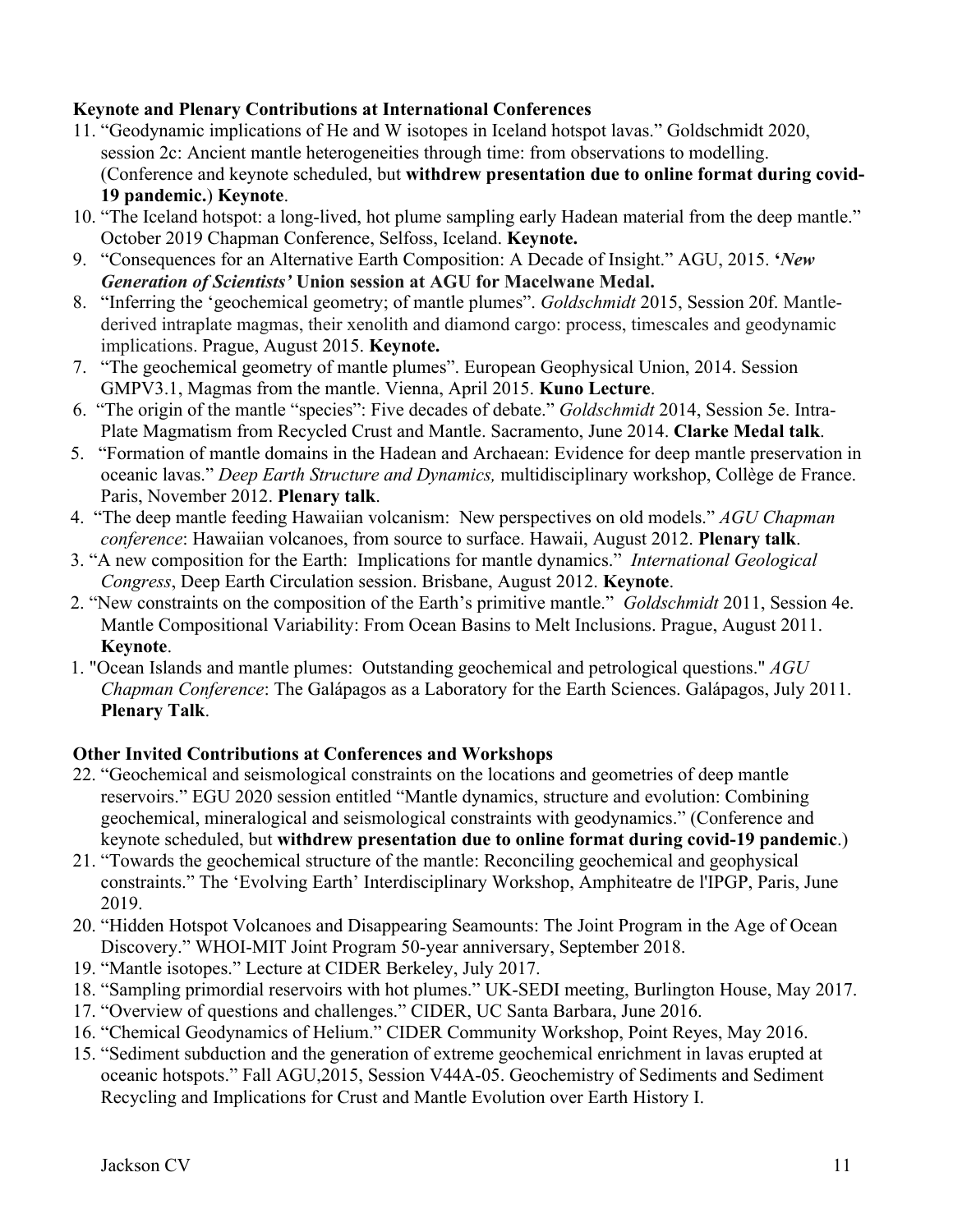**Keynote and Plenary Contributions at International Conferences**

11. "Geodynamic implications of He and W isotopes in Iceland hotspot lavas." Goldschmidt 2020, session 2c: Ancient mantle heterogeneities through time: from observations to modelling. (Conference and keynote scheduled, but **withdrew presentation due to online format during covid-19 pandemic.**) **Keynote**.
10. "The Iceland hotspot: a long-lived, hot plume sampling early Hadean material from the deep mantle." October 2019 Chapman Conference, Selfoss, Iceland. **Keynote.**
9. "Consequences for an Alternative Earth Composition: A Decade of Insight." AGU, 2015. **'*New Generation of Scientists'* Union session at AGU for Macelwane Medal.**
8. "Inferring the 'geochemical geometry; of mantle plumes". *Goldschmidt* 2015, Session 20f. Mantle-derived intraplate magmas, their xenolith and diamond cargo: process, timescales and geodynamic implications. Prague, August 2015. **Keynote.**
7. "The geochemical geometry of mantle plumes". European Geophysical Union, 2014. Session GMPV3.1, Magmas from the mantle. Vienna, April 2015. **Kuno Lecture**.
6. "The origin of the mantle "species": Five decades of debate." *Goldschmidt* 2014, Session 5e. Intra-Plate Magmatism from Recycled Crust and Mantle. Sacramento, June 2014. **Clarke Medal talk**.
5. "Formation of mantle domains in the Hadean and Archaean: Evidence for deep mantle preservation in oceanic lavas." *Deep Earth Structure and Dynamics,* multidisciplinary workshop, Collège de France. Paris, November 2012. **Plenary talk**.
4. "The deep mantle feeding Hawaiian volcanism: New perspectives on old models." *AGU Chapman conference*: Hawaiian volcanoes, from source to surface. Hawaii, August 2012. **Plenary talk**.
3. "A new composition for the Earth: Implications for mantle dynamics." *International Geological Congress*, Deep Earth Circulation session. Brisbane, August 2012. **Keynote**.
2. "New constraints on the composition of the Earth's primitive mantle." *Goldschmidt* 2011, Session 4e. Mantle Compositional Variability: From Ocean Basins to Melt Inclusions. Prague, August 2011. **Keynote**.
1. "Ocean Islands and mantle plumes: Outstanding geochemical and petrological questions." *AGU Chapman Conference*: The Galápagos as a Laboratory for the Earth Sciences. Galápagos, July 2011. **Plenary Talk**.

**Other Invited Contributions at Conferences and Workshops**

22. "Geochemical and seismological constraints on the locations and geometries of deep mantle reservoirs." EGU 2020 session entitled "Mantle dynamics, structure and evolution: Combining geochemical, mineralogical and seismological constraints with geodynamics." (Conference and keynote scheduled, but **withdrew presentation due to online format during covid-19 pandemic**.)
21. "Towards the geochemical structure of the mantle: Reconciling geochemical and geophysical constraints." The 'Evolving Earth' Interdisciplinary Workshop, Amphiteatre de l'IPGP, Paris, June 2019.
20. "Hidden Hotspot Volcanoes and Disappearing Seamounts: The Joint Program in the Age of Ocean Discovery." WHOI-MIT Joint Program 50-year anniversary, September 2018.
19. "Mantle isotopes." Lecture at CIDER Berkeley, July 2017.
18. "Sampling primordial reservoirs with hot plumes." UK-SEDI meeting, Burlington House, May 2017.
17. "Overview of questions and challenges." CIDER, UC Santa Barbara, June 2016.
16. "Chemical Geodynamics of Helium." CIDER Community Workshop, Point Reyes, May 2016.
15. "Sediment subduction and the generation of extreme geochemical enrichment in lavas erupted at oceanic hotspots." Fall AGU,2015, Session V44A-05. Geochemistry of Sediments and Sediment Recycling and Implications for Crust and Mantle Evolution over Earth History I.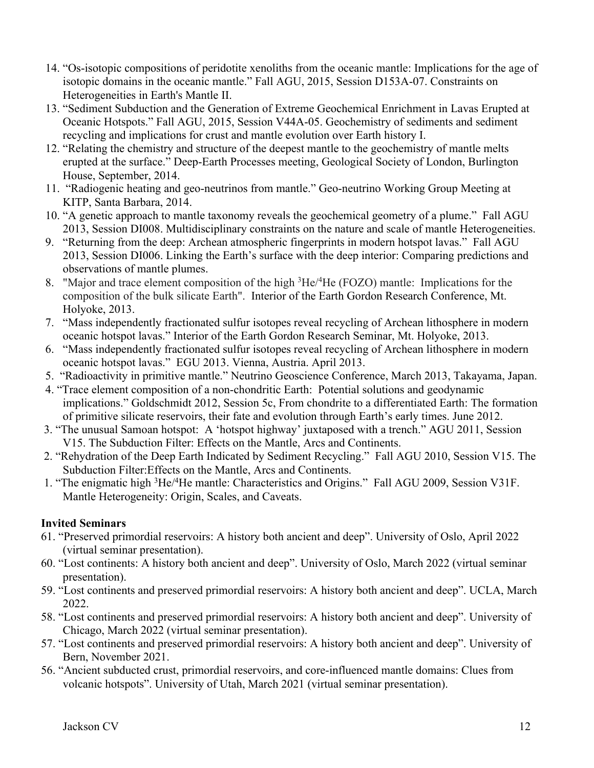14. "Os-isotopic compositions of peridotite xenoliths from the oceanic mantle: Implications for the age of isotopic domains in the oceanic mantle." Fall AGU, 2015, Session D153A-07. Constraints on Heterogeneities in Earth's Mantle II.
13. "Sediment Subduction and the Generation of Extreme Geochemical Enrichment in Lavas Erupted at Oceanic Hotspots." Fall AGU, 2015, Session V44A-05. Geochemistry of sediments and sediment recycling and implications for crust and mantle evolution over Earth history I.
12. "Relating the chemistry and structure of the deepest mantle to the geochemistry of mantle melts erupted at the surface." Deep-Earth Processes meeting, Geological Society of London, Burlington House, September, 2014.
11. "Radiogenic heating and geo-neutrinos from mantle." Geo-neutrino Working Group Meeting at KITP, Santa Barbara, 2014.
10. "A genetic approach to mantle taxonomy reveals the geochemical geometry of a plume." Fall AGU 2013, Session DI008. Multidisciplinary constraints on the nature and scale of mantle Heterogeneities.
9. "Returning from the deep: Archean atmospheric fingerprints in modern hotspot lavas." Fall AGU 2013, Session DI006. Linking the Earth's surface with the deep interior: Comparing predictions and observations of mantle plumes.
8. "Major and trace element composition of the high $^{3}He/^{4}He$ (FOZO) mantle: Implications for the composition of the bulk silicate Earth". Interior of the Earth Gordon Research Conference, Mt. Holyoke, 2013.
7. "Mass independently fractionated sulfur isotopes reveal recycling of Archean lithosphere in modern oceanic hotspot lavas." Interior of the Earth Gordon Research Seminar, Mt. Holyoke, 2013.
6. "Mass independently fractionated sulfur isotopes reveal recycling of Archean lithosphere in modern oceanic hotspot lavas." EGU 2013. Vienna, Austria. April 2013.
5. "Radioactivity in primitive mantle." Neutrino Geoscience Conference, March 2013, Takayama, Japan.
4. "Trace element composition of a non-chondritic Earth: Potential solutions and geodynamic implications." Goldschmidt 2012, Session 5c, From chondrite to a differentiated Earth: The formation of primitive silicate reservoirs, their fate and evolution through Earth's early times. June 2012.
3. "The unusual Samoan hotspot: A 'hotspot highway' juxtaposed with a trench." AGU 2011, Session V15. The Subduction Filter: Effects on the Mantle, Arcs and Continents.
2. "Rehydration of the Deep Earth Indicated by Sediment Recycling." Fall AGU 2010, Session V15. The Subduction Filter:Effects on the Mantle, Arcs and Continents.
1. "The enigmatic high $^{3}He/^{4}He$ mantle: Characteristics and Origins." Fall AGU 2009, Session V31F. Mantle Heterogeneity: Origin, Scales, and Caveats.

**Invited Seminars**

61. "Preserved primordial reservoirs: A history both ancient and deep". University of Oslo, April 2022 (virtual seminar presentation).
60. "Lost continents: A history both ancient and deep". University of Oslo, March 2022 (virtual seminar presentation).
59. "Lost continents and preserved primordial reservoirs: A history both ancient and deep". UCLA, March 2022.
58. "Lost continents and preserved primordial reservoirs: A history both ancient and deep". University of Chicago, March 2022 (virtual seminar presentation).
57. "Lost continents and preserved primordial reservoirs: A history both ancient and deep". University of Bern, November 2021.
56. "Ancient subducted crust, primordial reservoirs, and core-influenced mantle domains: Clues from volcanic hotspots". University of Utah, March 2021 (virtual seminar presentation).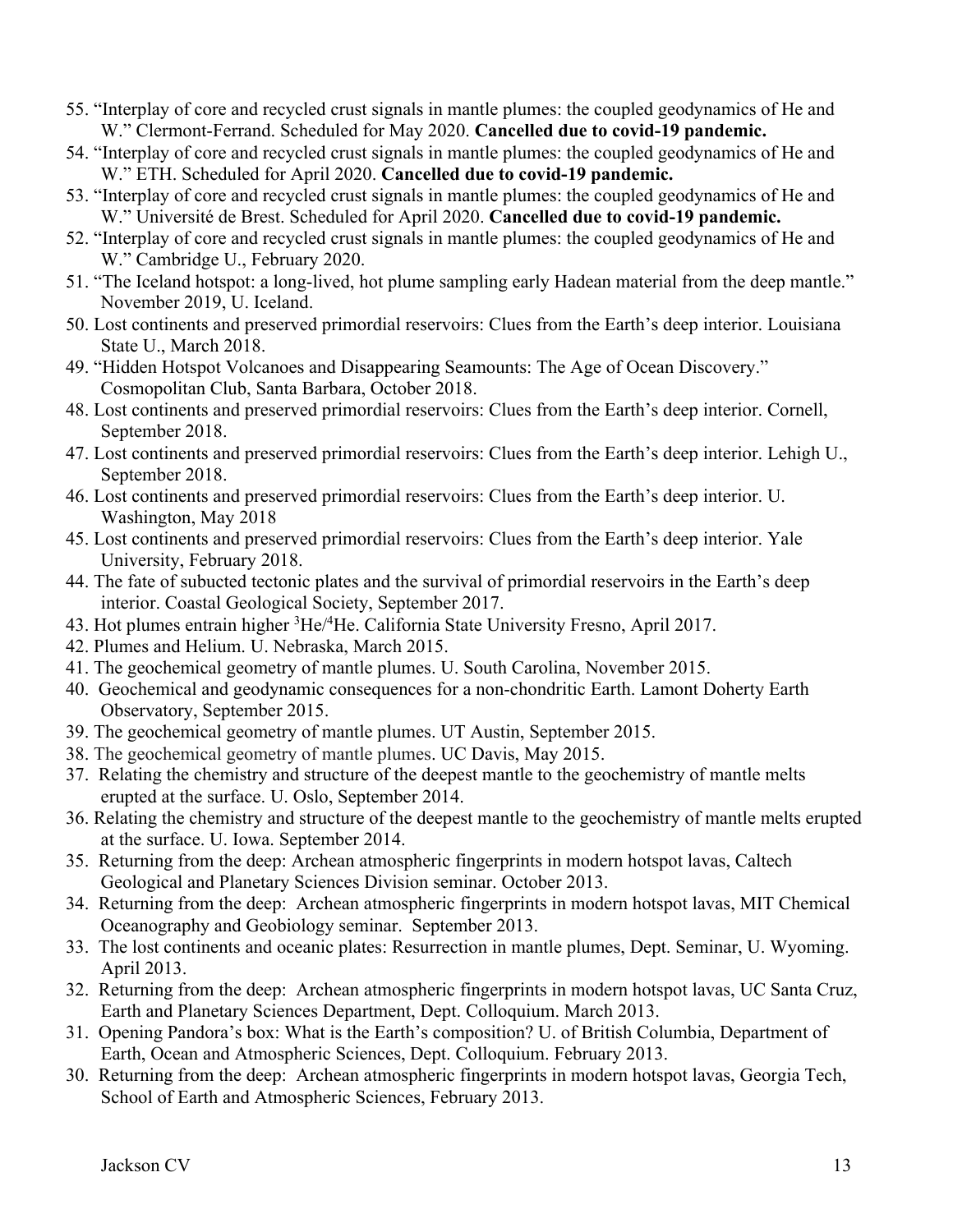55. "Interplay of core and recycled crust signals in mantle plumes: the coupled geodynamics of He and W." Clermont-Ferrand. Scheduled for May 2020. **Cancelled due to covid-19 pandemic.**
54. "Interplay of core and recycled crust signals in mantle plumes: the coupled geodynamics of He and W." ETH. Scheduled for April 2020. **Cancelled due to covid-19 pandemic.**
53. "Interplay of core and recycled crust signals in mantle plumes: the coupled geodynamics of He and W." Université de Brest. Scheduled for April 2020. **Cancelled due to covid-19 pandemic.**
52. "Interplay of core and recycled crust signals in mantle plumes: the coupled geodynamics of He and W." Cambridge U., February 2020.
51. "The Iceland hotspot: a long-lived, hot plume sampling early Hadean material from the deep mantle." November 2019, U. Iceland.
50. Lost continents and preserved primordial reservoirs: Clues from the Earth's deep interior. Louisiana State U., March 2018.
49. "Hidden Hotspot Volcanoes and Disappearing Seamounts: The Age of Ocean Discovery." Cosmopolitan Club, Santa Barbara, October 2018.
48. Lost continents and preserved primordial reservoirs: Clues from the Earth's deep interior. Cornell, September 2018.
47. Lost continents and preserved primordial reservoirs: Clues from the Earth's deep interior. Lehigh U., September 2018.
46. Lost continents and preserved primordial reservoirs: Clues from the Earth's deep interior. U. Washington, May 2018
45. Lost continents and preserved primordial reservoirs: Clues from the Earth's deep interior. Yale University, February 2018.
44. The fate of subucted tectonic plates and the survival of primordial reservoirs in the Earth's deep interior. Coastal Geological Society, September 2017.
43. Hot plumes entrain higher $^{3}He/^{4}He$. California State University Fresno, April 2017.
42. Plumes and Helium. U. Nebraska, March 2015.
41. The geochemical geometry of mantle plumes. U. South Carolina, November 2015.
40. Geochemical and geodynamic consequences for a non-chondritic Earth. Lamont Doherty Earth Observatory, September 2015.
39. The geochemical geometry of mantle plumes. UT Austin, September 2015.
38. The geochemical geometry of mantle plumes. UC Davis, May 2015.
37. Relating the chemistry and structure of the deepest mantle to the geochemistry of mantle melts erupted at the surface. U. Oslo, September 2014.
36. Relating the chemistry and structure of the deepest mantle to the geochemistry of mantle melts erupted at the surface. U. Iowa. September 2014.
35. Returning from the deep: Archean atmospheric fingerprints in modern hotspot lavas, Caltech Geological and Planetary Sciences Division seminar. October 2013.
34. Returning from the deep: Archean atmospheric fingerprints in modern hotspot lavas, MIT Chemical Oceanography and Geobiology seminar. September 2013.
33. The lost continents and oceanic plates: Resurrection in mantle plumes, Dept. Seminar, U. Wyoming. April 2013.
32. Returning from the deep: Archean atmospheric fingerprints in modern hotspot lavas, UC Santa Cruz, Earth and Planetary Sciences Department, Dept. Colloquium. March 2013.
31. Opening Pandora's box: What is the Earth's composition? U. of British Columbia, Department of Earth, Ocean and Atmospheric Sciences, Dept. Colloquium. February 2013.
30. Returning from the deep: Archean atmospheric fingerprints in modern hotspot lavas, Georgia Tech, School of Earth and Atmospheric Sciences, February 2013.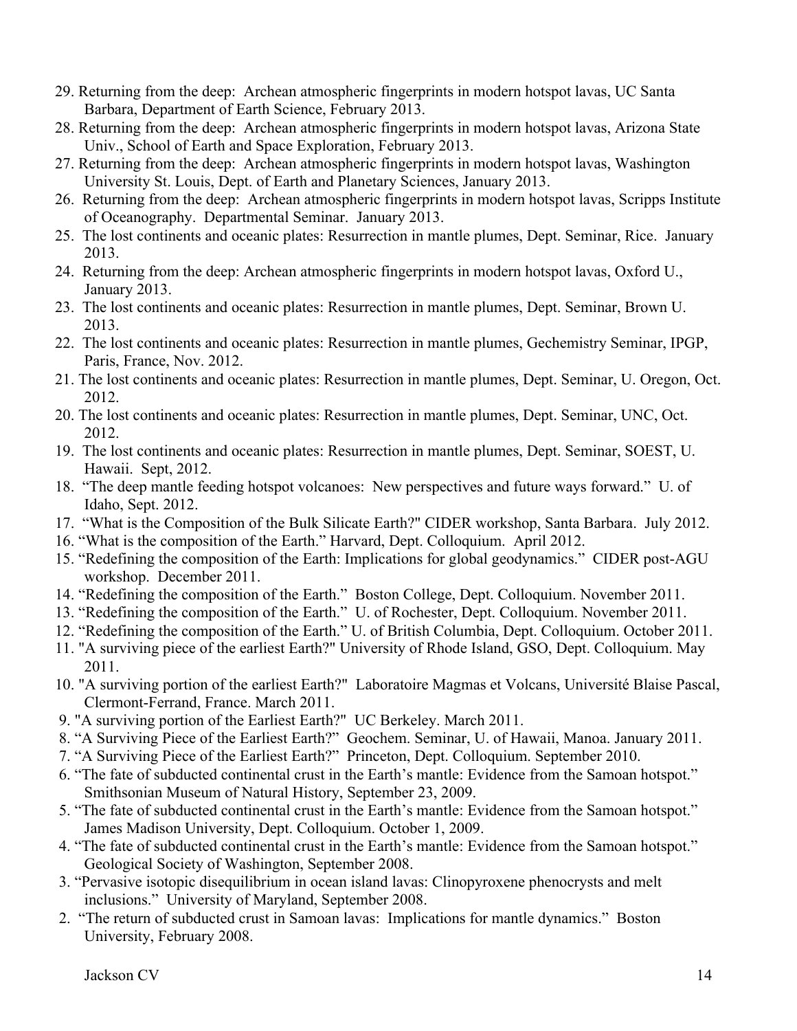29. Returning from the deep: Archean atmospheric fingerprints in modern hotspot lavas, UC Santa Barbara, Department of Earth Science, February 2013.
28. Returning from the deep: Archean atmospheric fingerprints in modern hotspot lavas, Arizona State Univ., School of Earth and Space Exploration, February 2013.
27. Returning from the deep: Archean atmospheric fingerprints in modern hotspot lavas, Washington University St. Louis, Dept. of Earth and Planetary Sciences, January 2013.
26. Returning from the deep: Archean atmospheric fingerprints in modern hotspot lavas, Scripps Institute of Oceanography. Departmental Seminar. January 2013.
25. The lost continents and oceanic plates: Resurrection in mantle plumes, Dept. Seminar, Rice. January 2013.
24. Returning from the deep: Archean atmospheric fingerprints in modern hotspot lavas, Oxford U., January 2013.
23. The lost continents and oceanic plates: Resurrection in mantle plumes, Dept. Seminar, Brown U. 2013.
22. The lost continents and oceanic plates: Resurrection in mantle plumes, Gechemistry Seminar, IPGP, Paris, France, Nov. 2012.
21. The lost continents and oceanic plates: Resurrection in mantle plumes, Dept. Seminar, U. Oregon, Oct. 2012.
20. The lost continents and oceanic plates: Resurrection in mantle plumes, Dept. Seminar, UNC, Oct. 2012.
19. The lost continents and oceanic plates: Resurrection in mantle plumes, Dept. Seminar, SOEST, U. Hawaii. Sept, 2012.
18. "The deep mantle feeding hotspot volcanoes: New perspectives and future ways forward." U. of Idaho, Sept. 2012.
17. "What is the Composition of the Bulk Silicate Earth?" CIDER workshop, Santa Barbara. July 2012.
16. "What is the composition of the Earth." Harvard, Dept. Colloquium. April 2012.
15. "Redefining the composition of the Earth: Implications for global geodynamics." CIDER post-AGU workshop. December 2011.
14. "Redefining the composition of the Earth." Boston College, Dept. Colloquium. November 2011.
13. "Redefining the composition of the Earth." U. of Rochester, Dept. Colloquium. November 2011.
12. "Redefining the composition of the Earth." U. of British Columbia, Dept. Colloquium. October 2011.
11. "A surviving piece of the earliest Earth?" University of Rhode Island, GSO, Dept. Colloquium. May 2011.
10. "A surviving portion of the earliest Earth?" Laboratoire Magmas et Volcans, Université Blaise Pascal, Clermont-Ferrand, France. March 2011.
9. "A surviving portion of the Earliest Earth?" UC Berkeley. March 2011.
8. "A Surviving Piece of the Earliest Earth?" Geochem. Seminar, U. of Hawaii, Manoa. January 2011.
7. "A Surviving Piece of the Earliest Earth?" Princeton, Dept. Colloquium. September 2010.
6. "The fate of subducted continental crust in the Earth's mantle: Evidence from the Samoan hotspot." Smithsonian Museum of Natural History, September 23, 2009.
5. "The fate of subducted continental crust in the Earth's mantle: Evidence from the Samoan hotspot." James Madison University, Dept. Colloquium. October 1, 2009.
4. "The fate of subducted continental crust in the Earth's mantle: Evidence from the Samoan hotspot." Geological Society of Washington, September 2008.
3. "Pervasive isotopic disequilibrium in ocean island lavas: Clinopyroxene phenocrysts and melt inclusions." University of Maryland, September 2008.
2. "The return of subducted crust in Samoan lavas: Implications for mantle dynamics." Boston University, February 2008.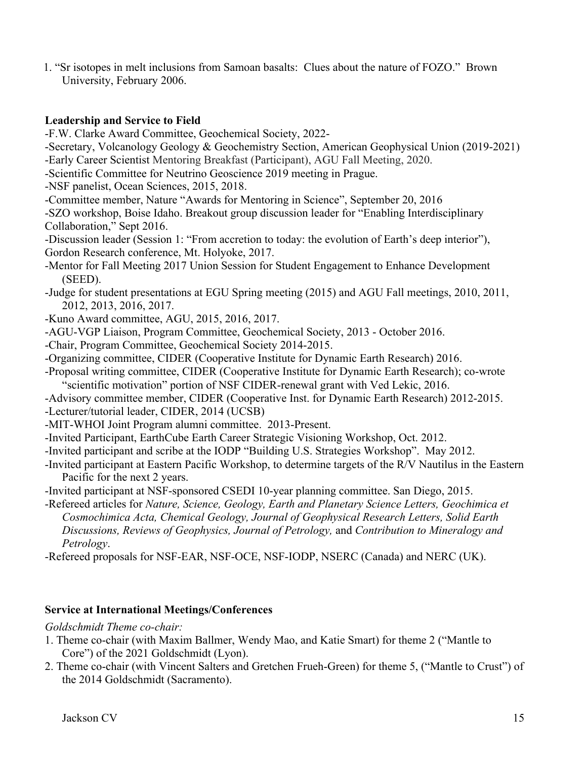1. "Sr isotopes in melt inclusions from Samoan basalts: Clues about the nature of FOZO." Brown University, February 2006.

**Leadership and Service to Field**

-F.W. Clarke Award Committee, Geochemical Society, 2022-

-Secretary, Volcanology Geology & Geochemistry Section, American Geophysical Union (2019-2021)

-Early Career Scientist Mentoring Breakfast (Participant), AGU Fall Meeting, 2020.

-Scientific Committee for Neutrino Geoscience 2019 meeting in Prague.

-NSF panelist, Ocean Sciences, 2015, 2018.

-Committee member, Nature "Awards for Mentoring in Science", September 20, 2016

-SZO workshop, Boise Idaho. Breakout group discussion leader for "Enabling Interdisciplinary Collaboration," Sept 2016.

-Discussion leader (Session 1: "From accretion to today: the evolution of Earth's deep interior"), Gordon Research conference, Mt. Holyoke, 2017.

-Mentor for Fall Meeting 2017 Union Session for Student Engagement to Enhance Development (SEED).

-Judge for student presentations at EGU Spring meeting (2015) and AGU Fall meetings, 2010, 2011, 2012, 2013, 2016, 2017.

-Kuno Award committee, AGU, 2015, 2016, 2017.

-AGU-VGP Liaison, Program Committee, Geochemical Society, 2013 - October 2016.

-Chair, Program Committee, Geochemical Society 2014-2015.

-Organizing committee, CIDER (Cooperative Institute for Dynamic Earth Research) 2016.

-Proposal writing committee, CIDER (Cooperative Institute for Dynamic Earth Research); co-wrote "scientific motivation" portion of NSF CIDER-renewal grant with Ved Lekic, 2016.

-Advisory committee member, CIDER (Cooperative Inst. for Dynamic Earth Research) 2012-2015.

-Lecturer/tutorial leader, CIDER, 2014 (UCSB)

-MIT-WHOI Joint Program alumni committee. 2013-Present.

-Invited Participant, EarthCube Earth Career Strategic Visioning Workshop, Oct. 2012.

-Invited participant and scribe at the IODP "Building U.S. Strategies Workshop". May 2012.

-Invited participant at Eastern Pacific Workshop, to determine targets of the R/V Nautilus in the Eastern Pacific for the next 2 years.

-Invited participant at NSF-sponsored CSEDI 10-year planning committee. San Diego, 2015.

-Refereed articles for *Nature, Science, Geology, Earth and Planetary Science Letters, Geochimica et Cosmochimica Acta, Chemical Geology, Journal of Geophysical Research Letters, Solid Earth Discussions, Reviews of Geophysics, Journal of Petrology,* and *Contribution to Mineralogy and Petrology*.

-Refereed proposals for NSF-EAR, NSF-OCE, NSF-IODP, NSERC (Canada) and NERC (UK).

**Service at International Meetings/Conferences**

*Goldschmidt Theme co-chair:*

1. Theme co-chair (with Maxim Ballmer, Wendy Mao, and Katie Smart) for theme 2 ("Mantle to Core") of the 2021 Goldschmidt (Lyon).
2. Theme co-chair (with Vincent Salters and Gretchen Frueh-Green) for theme 5, ("Mantle to Crust") of the 2014 Goldschmidt (Sacramento).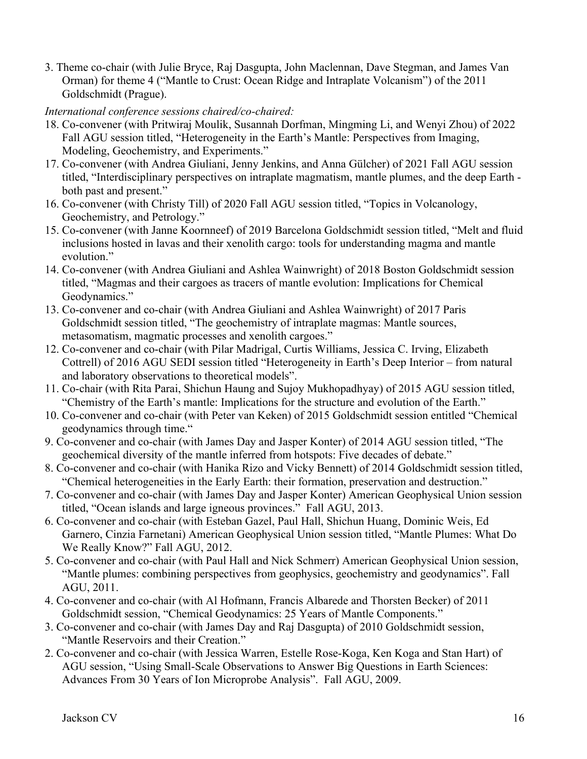3. Theme co-chair (with Julie Bryce, Raj Dasgupta, John Maclennan, Dave Stegman, and James Van Orman) for theme 4 ("Mantle to Crust: Ocean Ridge and Intraplate Volcanism") of the 2011 Goldschmidt (Prague).

*International conference sessions chaired/co-chaired:*

18. Co-convener (with Pritwiraj Moulik, Susannah Dorfman, Mingming Li, and Wenyi Zhou) of 2022 Fall AGU session titled, "Heterogeneity in the Earth's Mantle: Perspectives from Imaging, Modeling, Geochemistry, and Experiments."
17. Co-convener (with Andrea Giuliani, Jenny Jenkins, and Anna Gülcher) of 2021 Fall AGU session titled, "Interdisciplinary perspectives on intraplate magmatism, mantle plumes, and the deep Earth - both past and present."
16. Co-convener (with Christy Till) of 2020 Fall AGU session titled, "Topics in Volcanology, Geochemistry, and Petrology."
15. Co-convener (with Janne Koornneef) of 2019 Barcelona Goldschmidt session titled, "Melt and fluid inclusions hosted in lavas and their xenolith cargo: tools for understanding magma and mantle evolution."
14. Co-convener (with Andrea Giuliani and Ashlea Wainwright) of 2018 Boston Goldschmidt session titled, "Magmas and their cargoes as tracers of mantle evolution: Implications for Chemical Geodynamics."
13. Co-convener and co-chair (with Andrea Giuliani and Ashlea Wainwright) of 2017 Paris Goldschmidt session titled, "The geochemistry of intraplate magmas: Mantle sources, metasomatism, magmatic processes and xenolith cargoes."
12. Co-convener and co-chair (with Pilar Madrigal, Curtis Williams, Jessica C. Irving, Elizabeth Cottrell) of 2016 AGU SEDI session titled "Heterogeneity in Earth's Deep Interior – from natural and laboratory observations to theoretical models".
11. Co-chair (with Rita Parai, Shichun Haung and Sujoy Mukhopadhyay) of 2015 AGU session titled, "Chemistry of the Earth's mantle: Implications for the structure and evolution of the Earth."
10. Co-convener and co-chair (with Peter van Keken) of 2015 Goldschmidt session entitled "Chemical geodynamics through time."
9. Co-convener and co-chair (with James Day and Jasper Konter) of 2014 AGU session titled, "The geochemical diversity of the mantle inferred from hotspots: Five decades of debate."
8. Co-convener and co-chair (with Hanika Rizo and Vicky Bennett) of 2014 Goldschmidt session titled, "Chemical heterogeneities in the Early Earth: their formation, preservation and destruction."
7. Co-convener and co-chair (with James Day and Jasper Konter) American Geophysical Union session titled, "Ocean islands and large igneous provinces." Fall AGU, 2013.
6. Co-convener and co-chair (with Esteban Gazel, Paul Hall, Shichun Huang, Dominic Weis, Ed Garnero, Cinzia Farnetani) American Geophysical Union session titled, "Mantle Plumes: What Do We Really Know?" Fall AGU, 2012.
5. Co-convener and co-chair (with Paul Hall and Nick Schmerr) American Geophysical Union session, "Mantle plumes: combining perspectives from geophysics, geochemistry and geodynamics". Fall AGU, 2011.
4. Co-convener and co-chair (with Al Hofmann, Francis Albarede and Thorsten Becker) of 2011 Goldschmidt session, "Chemical Geodynamics: 25 Years of Mantle Components."
3. Co-convener and co-chair (with James Day and Raj Dasgupta) of 2010 Goldschmidt session, "Mantle Reservoirs and their Creation."
2. Co-convener and co-chair (with Jessica Warren, Estelle Rose-Koga, Ken Koga and Stan Hart) of AGU session, "Using Small-Scale Observations to Answer Big Questions in Earth Sciences: Advances From 30 Years of Ion Microprobe Analysis". Fall AGU, 2009.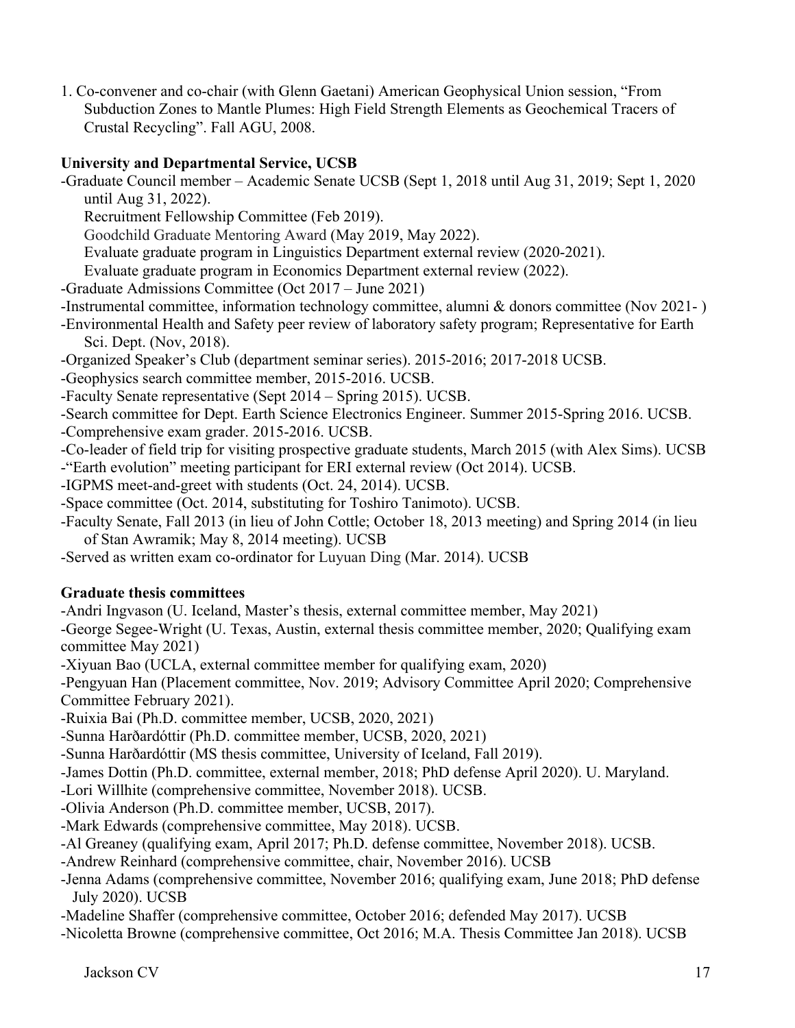1. Co-convener and co-chair (with Glenn Gaetani) American Geophysical Union session, "From Subduction Zones to Mantle Plumes: High Field Strength Elements as Geochemical Tracers of Crustal Recycling". Fall AGU, 2008.

**University and Departmental Service, UCSB**

-Graduate Council member – Academic Senate UCSB (Sept 1, 2018 until Aug 31, 2019; Sept 1, 2020 until Aug 31, 2022).
  Recruitment Fellowship Committee (Feb 2019).
  Goodchild Graduate Mentoring Award (May 2019, May 2022).
  Evaluate graduate program in Linguistics Department external review (2020-2021).
  Evaluate graduate program in Economics Department external review (2022).

-Graduate Admissions Committee (Oct 2017 – June 2021)

-Instrumental committee, information technology committee, alumni & donors committee (Nov 2021- )

-Environmental Health and Safety peer review of laboratory safety program; Representative for Earth Sci. Dept. (Nov, 2018).

-Organized Speaker's Club (department seminar series). 2015-2016; 2017-2018 UCSB.

-Geophysics search committee member, 2015-2016. UCSB.

-Faculty Senate representative (Sept 2014 – Spring 2015). UCSB.

-Search committee for Dept. Earth Science Electronics Engineer. Summer 2015-Spring 2016. UCSB.

-Comprehensive exam grader. 2015-2016. UCSB.

-Co-leader of field trip for visiting prospective graduate students, March 2015 (with Alex Sims). UCSB

-"Earth evolution" meeting participant for ERI external review (Oct 2014). UCSB.

-IGPMS meet-and-greet with students (Oct. 24, 2014). UCSB.

-Space committee (Oct. 2014, substituting for Toshiro Tanimoto). UCSB.

-Faculty Senate, Fall 2013 (in lieu of John Cottle; October 18, 2013 meeting) and Spring 2014 (in lieu of Stan Awramik; May 8, 2014 meeting). UCSB

-Served as written exam co-ordinator for Luyuan Ding (Mar. 2014). UCSB

**Graduate thesis committees**

-Andri Ingvason (U. Iceland, Master's thesis, external committee member, May 2021)

-George Segee-Wright (U. Texas, Austin, external thesis committee member, 2020; Qualifying exam committee May 2021)

-Xiyuan Bao (UCLA, external committee member for qualifying exam, 2020)

-Pengyuan Han (Placement committee, Nov. 2019; Advisory Committee April 2020; Comprehensive Committee February 2021).

-Ruixia Bai (Ph.D. committee member, UCSB, 2020, 2021)

-Sunna Harðardóttir (Ph.D. committee member, UCSB, 2020, 2021)

-Sunna Harðardóttir (MS thesis committee, University of Iceland, Fall 2019).

-James Dottin (Ph.D. committee, external member, 2018; PhD defense April 2020). U. Maryland.

-Lori Willhite (comprehensive committee, November 2018). UCSB.

-Olivia Anderson (Ph.D. committee member, UCSB, 2017).

-Mark Edwards (comprehensive committee, May 2018). UCSB.

-Al Greaney (qualifying exam, April 2017; Ph.D. defense committee, November 2018). UCSB.

-Andrew Reinhard (comprehensive committee, chair, November 2016). UCSB

-Jenna Adams (comprehensive committee, November 2016; qualifying exam, June 2018; PhD defense July 2020). UCSB

-Madeline Shaffer (comprehensive committee, October 2016; defended May 2017). UCSB

-Nicoletta Browne (comprehensive committee, Oct 2016; M.A. Thesis Committee Jan 2018). UCSB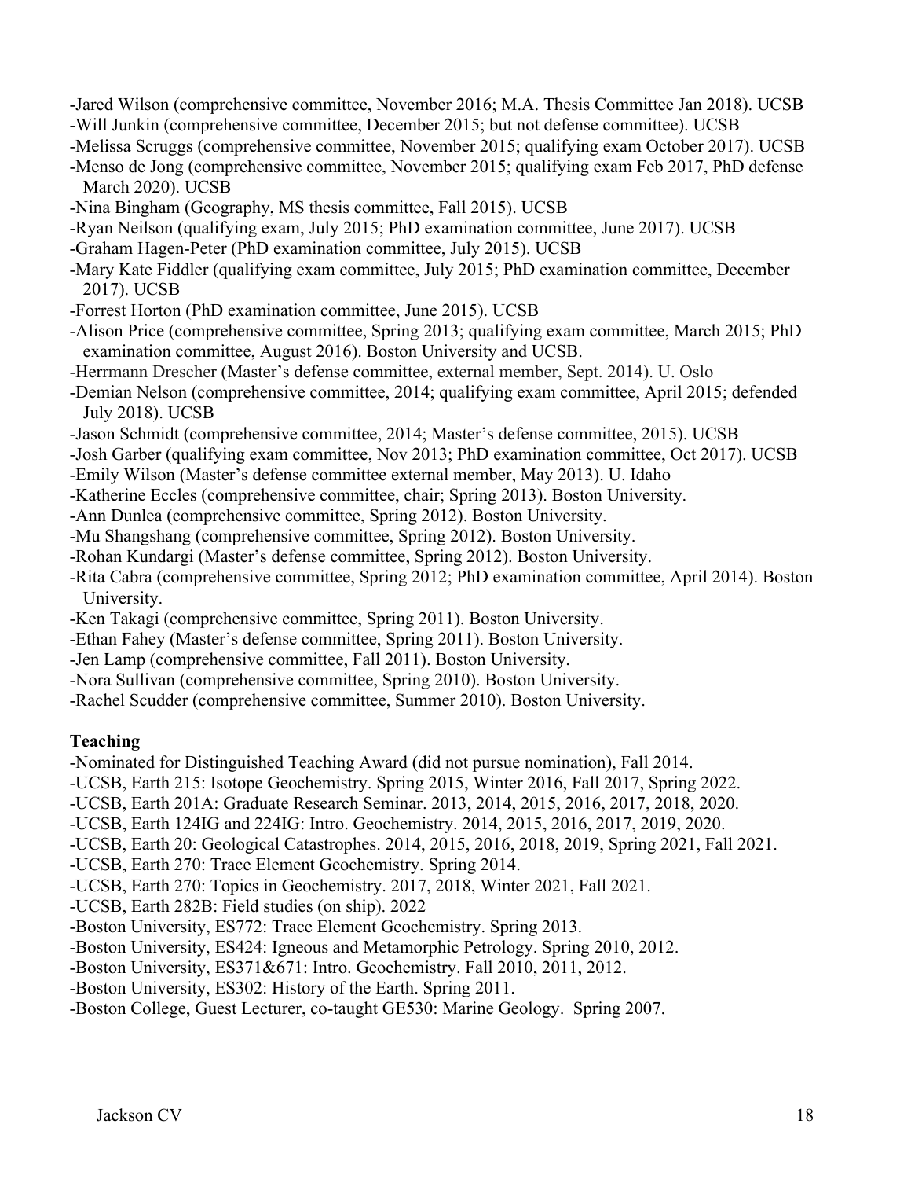-Jared Wilson (comprehensive committee, November 2016; M.A. Thesis Committee Jan 2018). UCSB
-Will Junkin (comprehensive committee, December 2015; but not defense committee). UCSB
-Melissa Scruggs (comprehensive committee, November 2015; qualifying exam October 2017). UCSB
-Menso de Jong (comprehensive committee, November 2015; qualifying exam Feb 2017, PhD defense March 2020). UCSB
-Nina Bingham (Geography, MS thesis committee, Fall 2015). UCSB
-Ryan Neilson (qualifying exam, July 2015; PhD examination committee, June 2017). UCSB
-Graham Hagen-Peter (PhD examination committee, July 2015). UCSB
-Mary Kate Fiddler (qualifying exam committee, July 2015; PhD examination committee, December 2017). UCSB
-Forrest Horton (PhD examination committee, June 2015). UCSB
-Alison Price (comprehensive committee, Spring 2013; qualifying exam committee, March 2015; PhD examination committee, August 2016). Boston University and UCSB.
-Herrmann Drescher (Master's defense committee, external member, Sept. 2014). U. Oslo
-Demian Nelson (comprehensive committee, 2014; qualifying exam committee, April 2015; defended July 2018). UCSB
-Jason Schmidt (comprehensive committee, 2014; Master's defense committee, 2015). UCSB
-Josh Garber (qualifying exam committee, Nov 2013; PhD examination committee, Oct 2017). UCSB
-Emily Wilson (Master's defense committee external member, May 2013). U. Idaho
-Katherine Eccles (comprehensive committee, chair; Spring 2013). Boston University.
-Ann Dunlea (comprehensive committee, Spring 2012). Boston University.
-Mu Shangshang (comprehensive committee, Spring 2012). Boston University.
-Rohan Kundargi (Master's defense committee, Spring 2012). Boston University.
-Rita Cabra (comprehensive committee, Spring 2012; PhD examination committee, April 2014). Boston University.
-Ken Takagi (comprehensive committee, Spring 2011). Boston University.
-Ethan Fahey (Master's defense committee, Spring 2011). Boston University.
-Jen Lamp (comprehensive committee, Fall 2011). Boston University.
-Nora Sullivan (comprehensive committee, Spring 2010). Boston University.
-Rachel Scudder (comprehensive committee, Summer 2010). Boston University.

**Teaching**

-Nominated for Distinguished Teaching Award (did not pursue nomination), Fall 2014.
-UCSB, Earth 215: Isotope Geochemistry. Spring 2015, Winter 2016, Fall 2017, Spring 2022.
-UCSB, Earth 201A: Graduate Research Seminar. 2013, 2014, 2015, 2016, 2017, 2018, 2020.
-UCSB, Earth 124IG and 224IG: Intro. Geochemistry. 2014, 2015, 2016, 2017, 2019, 2020.
-UCSB, Earth 20: Geological Catastrophes. 2014, 2015, 2016, 2018, 2019, Spring 2021, Fall 2021.
-UCSB, Earth 270: Trace Element Geochemistry. Spring 2014.
-UCSB, Earth 270: Topics in Geochemistry. 2017, 2018, Winter 2021, Fall 2021.
-UCSB, Earth 282B: Field studies (on ship). 2022
-Boston University, ES772: Trace Element Geochemistry. Spring 2013.
-Boston University, ES424: Igneous and Metamorphic Petrology. Spring 2010, 2012.
-Boston University, ES371&671: Intro. Geochemistry. Fall 2010, 2011, 2012.
-Boston University, ES302: History of the Earth. Spring 2011.
-Boston College, Guest Lecturer, co-taught GE530: Marine Geology. Spring 2007.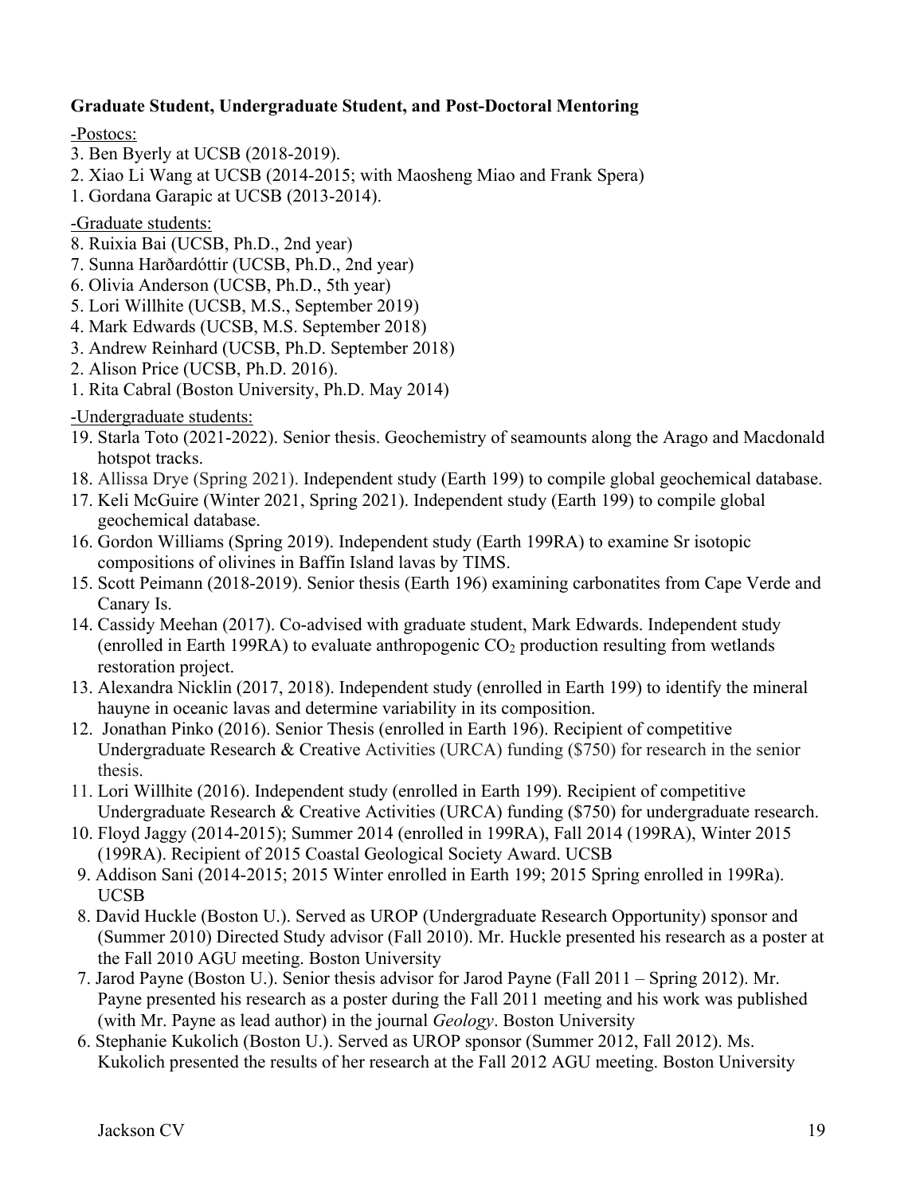**Graduate Student, Undergraduate Student, and Post-Doctoral Mentoring**

-Postocs:

3. Ben Byerly at UCSB (2018-2019).
2. Xiao Li Wang at UCSB (2014-2015; with Maosheng Miao and Frank Spera)
1. Gordana Garapic at UCSB (2013-2014).

-Graduate students:

8. Ruixia Bai (UCSB, Ph.D., 2nd year)
7. Sunna Harðardóttir (UCSB, Ph.D., 2nd year)
6. Olivia Anderson (UCSB, Ph.D., 5th year)
5. Lori Willhite (UCSB, M.S., September 2019)
4. Mark Edwards (UCSB, M.S. September 2018)
3. Andrew Reinhard (UCSB, Ph.D. September 2018)
2. Alison Price (UCSB, Ph.D. 2016).
1. Rita Cabral (Boston University, Ph.D. May 2014)

-Undergraduate students:

19. Starla Toto (2021-2022). Senior thesis. Geochemistry of seamounts along the Arago and Macdonald hotspot tracks.
18. Allissa Drye (Spring 2021). Independent study (Earth 199) to compile global geochemical database.
17. Keli McGuire (Winter 2021, Spring 2021). Independent study (Earth 199) to compile global geochemical database.
16. Gordon Williams (Spring 2019). Independent study (Earth 199RA) to examine Sr isotopic compositions of olivines in Baffin Island lavas by TIMS.
15. Scott Peimann (2018-2019). Senior thesis (Earth 196) examining carbonatites from Cape Verde and Canary Is.
14. Cassidy Meehan (2017). Co-advised with graduate student, Mark Edwards. Independent study (enrolled in Earth 199RA) to evaluate anthropogenic $CO_2$ production resulting from wetlands restoration project.
13. Alexandra Nicklin (2017, 2018). Independent study (enrolled in Earth 199) to identify the mineral hauyne in oceanic lavas and determine variability in its composition.
12. Jonathan Pinko (2016). Senior Thesis (enrolled in Earth 196). Recipient of competitive Undergraduate Research & Creative Activities (URCA) funding ($750) for research in the senior thesis.
11. Lori Willhite (2016). Independent study (enrolled in Earth 199). Recipient of competitive Undergraduate Research & Creative Activities (URCA) funding ($750) for undergraduate research.
10. Floyd Jaggy (2014-2015); Summer 2014 (enrolled in 199RA), Fall 2014 (199RA), Winter 2015 (199RA). Recipient of 2015 Coastal Geological Society Award. UCSB
9. Addison Sani (2014-2015; 2015 Winter enrolled in Earth 199; 2015 Spring enrolled in 199Ra). UCSB
8. David Huckle (Boston U.). Served as UROP (Undergraduate Research Opportunity) sponsor and (Summer 2010) Directed Study advisor (Fall 2010). Mr. Huckle presented his research as a poster at the Fall 2010 AGU meeting. Boston University
7. Jarod Payne (Boston U.). Senior thesis advisor for Jarod Payne (Fall 2011 – Spring 2012). Mr. Payne presented his research as a poster during the Fall 2011 meeting and his work was published (with Mr. Payne as lead author) in the journal *Geology*. Boston University
6. Stephanie Kukolich (Boston U.). Served as UROP sponsor (Summer 2012, Fall 2012). Ms. Kukolich presented the results of her research at the Fall 2012 AGU meeting. Boston University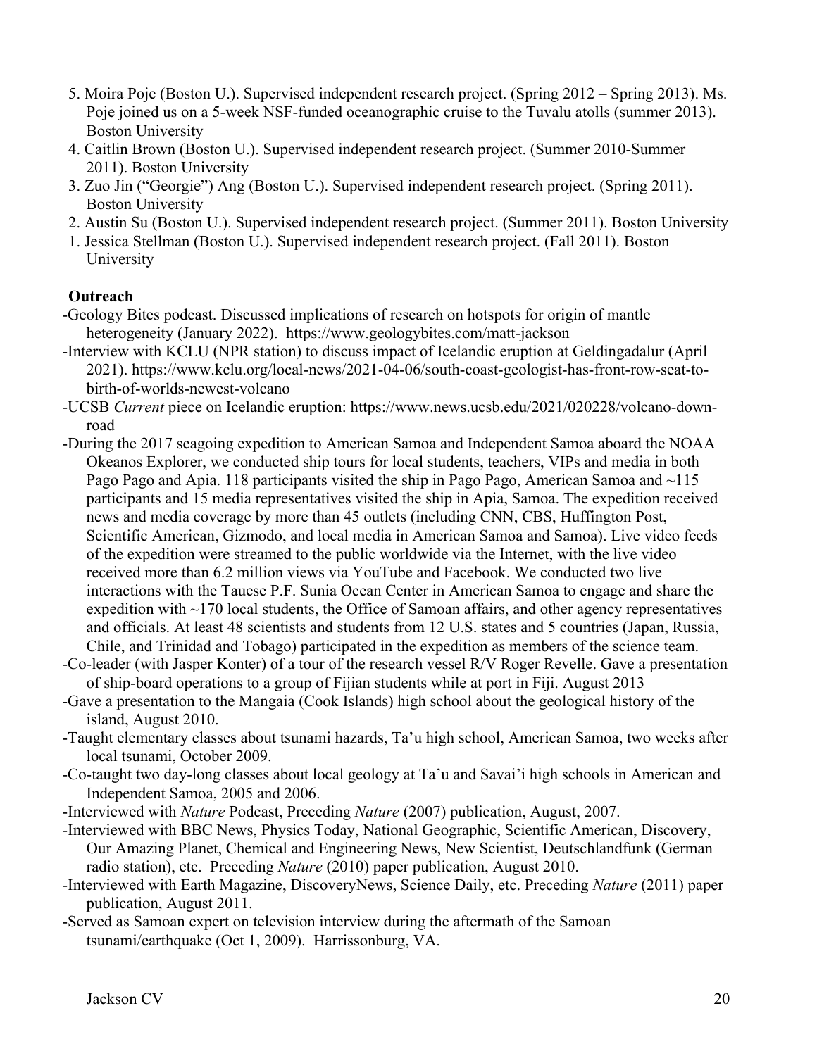5. Moira Poje (Boston U.). Supervised independent research project. (Spring 2012 – Spring 2013). Ms. Poje joined us on a 5-week NSF-funded oceanographic cruise to the Tuvalu atolls (summer 2013). Boston University
4. Caitlin Brown (Boston U.). Supervised independent research project. (Summer 2010-Summer 2011). Boston University
3. Zuo Jin ("Georgie") Ang (Boston U.). Supervised independent research project. (Spring 2011). Boston University
2. Austin Su (Boston U.). Supervised independent research project. (Summer 2011). Boston University
1. Jessica Stellman (Boston U.). Supervised independent research project. (Fall 2011). Boston University

**Outreach**

-Geology Bites podcast. Discussed implications of research on hotspots for origin of mantle heterogeneity (January 2022). https://www.geologybites.com/matt-jackson

-Interview with KCLU (NPR station) to discuss impact of Icelandic eruption at Geldingadalur (April 2021). https://www.kclu.org/local-news/2021-04-06/south-coast-geologist-has-front-row-seat-to-birth-of-worlds-newest-volcano

-UCSB *Current* piece on Icelandic eruption: https://www.news.ucsb.edu/2021/020228/volcano-down-road

-During the 2017 seagoing expedition to American Samoa and Independent Samoa aboard the NOAA Okeanos Explorer, we conducted ship tours for local students, teachers, VIPs and media in both Pago Pago and Apia. 118 participants visited the ship in Pago Pago, American Samoa and ~115 participants and 15 media representatives visited the ship in Apia, Samoa. The expedition received news and media coverage by more than 45 outlets (including CNN, CBS, Huffington Post, Scientific American, Gizmodo, and local media in American Samoa and Samoa). Live video feeds of the expedition were streamed to the public worldwide via the Internet, with the live video received more than 6.2 million views via YouTube and Facebook. We conducted two live interactions with the Tauese P.F. Sunia Ocean Center in American Samoa to engage and share the expedition with ~170 local students, the Office of Samoan affairs, and other agency representatives and officials. At least 48 scientists and students from 12 U.S. states and 5 countries (Japan, Russia, Chile, and Trinidad and Tobago) participated in the expedition as members of the science team.

-Co-leader (with Jasper Konter) of a tour of the research vessel R/V Roger Revelle. Gave a presentation of ship-board operations to a group of Fijian students while at port in Fiji. August 2013

-Gave a presentation to the Mangaia (Cook Islands) high school about the geological history of the island, August 2010.

-Taught elementary classes about tsunami hazards, Ta'u high school, American Samoa, two weeks after local tsunami, October 2009.

-Co-taught two day-long classes about local geology at Ta'u and Savai'i high schools in American and Independent Samoa, 2005 and 2006.

-Interviewed with *Nature* Podcast, Preceding *Nature* (2007) publication, August, 2007.

-Interviewed with BBC News, Physics Today, National Geographic, Scientific American, Discovery, Our Amazing Planet, Chemical and Engineering News, New Scientist, Deutschlandfunk (German radio station), etc. Preceding *Nature* (2010) paper publication, August 2010.

-Interviewed with Earth Magazine, DiscoveryNews, Science Daily, etc. Preceding *Nature* (2011) paper publication, August 2011.

-Served as Samoan expert on television interview during the aftermath of the Samoan tsunami/earthquake (Oct 1, 2009). Harrissonburg, VA.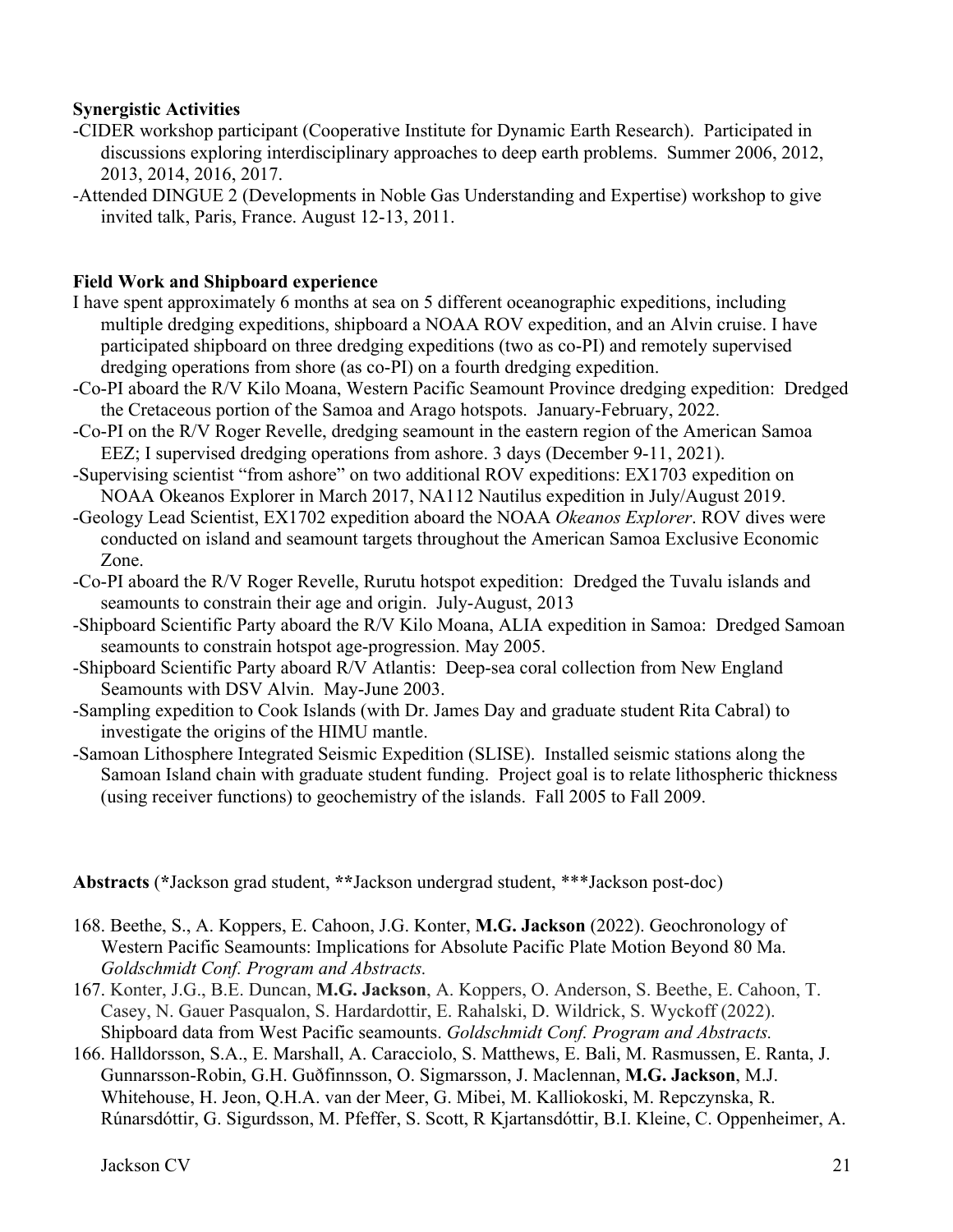**Synergistic Activities**

-CIDER workshop participant (Cooperative Institute for Dynamic Earth Research). Participated in discussions exploring interdisciplinary approaches to deep earth problems. Summer 2006, 2012, 2013, 2014, 2016, 2017.

-Attended DINGUE 2 (Developments in Noble Gas Understanding and Expertise) workshop to give invited talk, Paris, France. August 12-13, 2011.

**Field Work and Shipboard experience**

I have spent approximately 6 months at sea on 5 different oceanographic expeditions, including multiple dredging expeditions, shipboard a NOAA ROV expedition, and an Alvin cruise. I have participated shipboard on three dredging expeditions (two as co-PI) and remotely supervised dredging operations from shore (as co-PI) on a fourth dredging expedition.

-Co-PI aboard the R/V Kilo Moana, Western Pacific Seamount Province dredging expedition: Dredged the Cretaceous portion of the Samoa and Arago hotspots. January-February, 2022.

-Co-PI on the R/V Roger Revelle, dredging seamount in the eastern region of the American Samoa EEZ; I supervised dredging operations from ashore. 3 days (December 9-11, 2021).

-Supervising scientist "from ashore" on two additional ROV expeditions: EX1703 expedition on NOAA Okeanos Explorer in March 2017, NA112 Nautilus expedition in July/August 2019.

-Geology Lead Scientist, EX1702 expedition aboard the NOAA *Okeanos Explorer*. ROV dives were conducted on island and seamount targets throughout the American Samoa Exclusive Economic Zone.

-Co-PI aboard the R/V Roger Revelle, Rurutu hotspot expedition: Dredged the Tuvalu islands and seamounts to constrain their age and origin. July-August, 2013

-Shipboard Scientific Party aboard the R/V Kilo Moana, ALIA expedition in Samoa: Dredged Samoan seamounts to constrain hotspot age-progression. May 2005.

-Shipboard Scientific Party aboard R/V Atlantis: Deep-sea coral collection from New England Seamounts with DSV Alvin. May-June 2003.

-Sampling expedition to Cook Islands (with Dr. James Day and graduate student Rita Cabral) to investigate the origins of the HIMU mantle.

-Samoan Lithosphere Integrated Seismic Expedition (SLISE). Installed seismic stations along the Samoan Island chain with graduate student funding. Project goal is to relate lithospheric thickness (using receiver functions) to geochemistry of the islands. Fall 2005 to Fall 2009.

**Abstracts** (*Jackson grad student, **Jackson undergrad student, ***Jackson post-doc)

168. Beethe, S., A. Koppers, E. Cahoon, J.G. Konter, **M.G. Jackson** (2022). Geochronology of Western Pacific Seamounts: Implications for Absolute Pacific Plate Motion Beyond 80 Ma. *Goldschmidt Conf. Program and Abstracts.*

167. Konter, J.G., B.E. Duncan, **M.G. Jackson**, A. Koppers, O. Anderson, S. Beethe, E. Cahoon, T. Casey, N. Gauer Pasqualon, S. Hardardottir, E. Rahalski, D. Wildrick, S. Wyckoff (2022). Shipboard data from West Pacific seamounts. *Goldschmidt Conf. Program and Abstracts.*

166. Halldorsson, S.A., E. Marshall, A. Caracciolo, S. Matthews, E. Bali, M. Rasmussen, E. Ranta, J. Gunnarsson-Robin, G.H. Guðfinnsson, O. Sigmarsson, J. Maclennan, **M.G. Jackson**, M.J. Whitehouse, H. Jeon, Q.H.A. van der Meer, G. Mibei, M. Kalliokoski, M. Repczynska, R. Rúnarsdóttir, G. Sigurdsson, M. Pfeffer, S. Scott, R Kjartansdóttir, B.I. Kleine, C. Oppenheimer, A.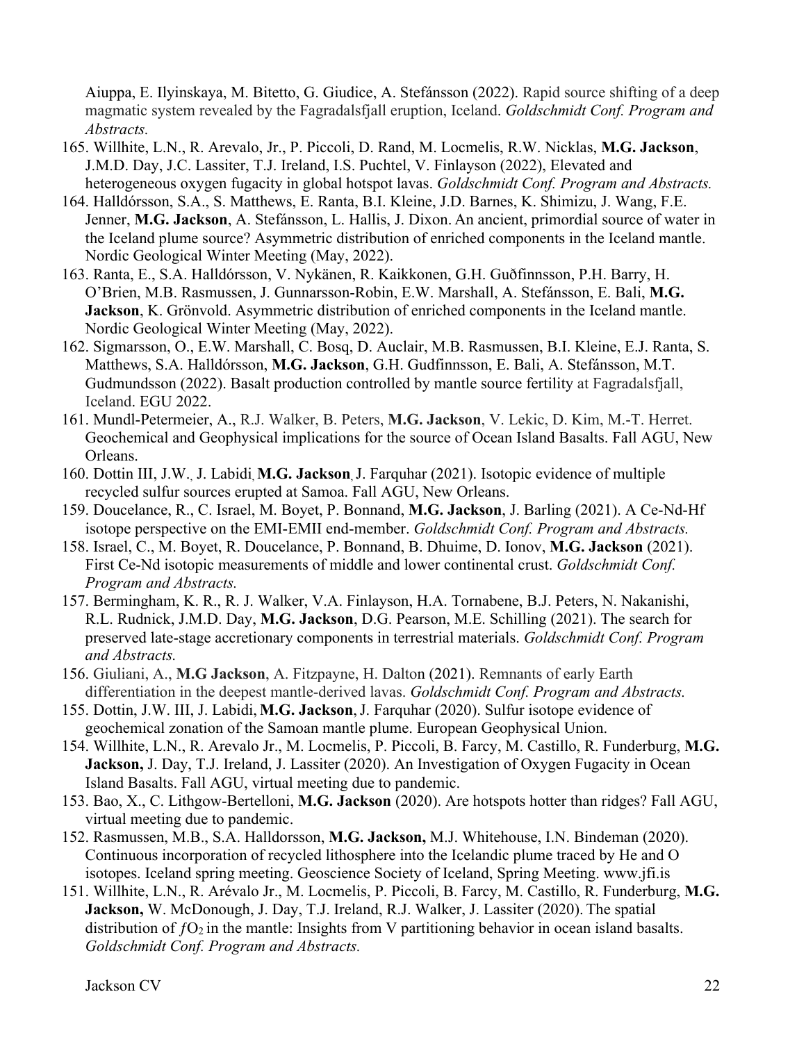Aiuppa, E. Ilyinskaya, M. Bitetto, G. Giudice, A. Stefánsson (2022). Rapid source shifting of a deep magmatic system revealed by the Fagradalsfjall eruption, Iceland. *Goldschmidt Conf. Program and Abstracts.*

165. Willhite, L.N., R. Arevalo, Jr., P. Piccoli, D. Rand, M. Locmelis, R.W. Nicklas, **M.G. Jackson**, J.M.D. Day, J.C. Lassiter, T.J. Ireland, I.S. Puchtel, V. Finlayson (2022), Elevated and heterogeneous oxygen fugacity in global hotspot lavas. *Goldschmidt Conf. Program and Abstracts.*
164. Halldórsson, S.A., S. Matthews, E. Ranta, B.I. Kleine, J.D. Barnes, K. Shimizu, J. Wang, F.E. Jenner, **M.G. Jackson**, A. Stefánsson, L. Hallis, J. Dixon. An ancient, primordial source of water in the Iceland plume source? Asymmetric distribution of enriched components in the Iceland mantle. Nordic Geological Winter Meeting (May, 2022).
163. Ranta, E., S.A. Halldórsson, V. Nykänen, R. Kaikkonen, G.H. Guðfinnsson, P.H. Barry, H. O'Brien, M.B. Rasmussen, J. Gunnarsson-Robin, E.W. Marshall, A. Stefánsson, E. Bali, **M.G. Jackson**, K. Grönvold. Asymmetric distribution of enriched components in the Iceland mantle. Nordic Geological Winter Meeting (May, 2022).
162. Sigmarsson, O., E.W. Marshall, C. Bosq, D. Auclair, M.B. Rasmussen, B.I. Kleine, E.J. Ranta, S. Matthews, S.A. Halldórsson, **M.G. Jackson**, G.H. Gudfinnsson, E. Bali, A. Stefánsson, M.T. Gudmundsson (2022). Basalt production controlled by mantle source fertility at Fagradalsfjall, Iceland. EGU 2022.
161. Mundl-Petermeier, A., R.J. Walker, B. Peters, **M.G. Jackson**, V. Lekic, D. Kim, M.-T. Herret. Geochemical and Geophysical implications for the source of Ocean Island Basalts. Fall AGU, New Orleans.
160. Dottin III, J.W., J. Labidi, **M.G. Jackson**, J. Farquhar (2021). Isotopic evidence of multiple recycled sulfur sources erupted at Samoa. Fall AGU, New Orleans.
159. Doucelance, R., C. Israel, M. Boyet, P. Bonnand, **M.G. Jackson**, J. Barling (2021). A Ce-Nd-Hf isotope perspective on the EMI-EMII end-member. *Goldschmidt Conf. Program and Abstracts.*
158. Israel, C., M. Boyet, R. Doucelance, P. Bonnand, B. Dhuime, D. Ionov, **M.G. Jackson** (2021). First Ce-Nd isotopic measurements of middle and lower continental crust. *Goldschmidt Conf. Program and Abstracts.*
157. Bermingham, K. R., R. J. Walker, V.A. Finlayson, H.A. Tornabene, B.J. Peters, N. Nakanishi, R.L. Rudnick, J.M.D. Day, **M.G. Jackson**, D.G. Pearson, M.E. Schilling (2021). The search for preserved late-stage accretionary components in terrestrial materials. *Goldschmidt Conf. Program and Abstracts.*
156. Giuliani, A., **M.G Jackson**, A. Fitzpayne, H. Dalton (2021). Remnants of early Earth differentiation in the deepest mantle-derived lavas. *Goldschmidt Conf. Program and Abstracts.*
155. Dottin, J.W. III, J. Labidi, **M.G. Jackson**, J. Farquhar (2020). Sulfur isotope evidence of geochemical zonation of the Samoan mantle plume. European Geophysical Union.
154. Willhite, L.N., R. Arevalo Jr., M. Locmelis, P. Piccoli, B. Farcy, M. Castillo, R. Funderburg, **M.G. Jackson,** J. Day, T.J. Ireland, J. Lassiter (2020). An Investigation of Oxygen Fugacity in Ocean Island Basalts. Fall AGU, virtual meeting due to pandemic.
153. Bao, X., C. Lithgow-Bertelloni, **M.G. Jackson** (2020). Are hotspots hotter than ridges? Fall AGU, virtual meeting due to pandemic.
152. Rasmussen, M.B., S.A. Halldorsson, **M.G. Jackson,** M.J. Whitehouse, I.N. Bindeman (2020). Continuous incorporation of recycled lithosphere into the Icelandic plume traced by He and O isotopes. Iceland spring meeting. Geoscience Society of Iceland, Spring Meeting. www.jfi.is
151. Willhite, L.N., R. Arévalo Jr., M. Locmelis, P. Piccoli, B. Farcy, M. Castillo, R. Funderburg, **M.G. Jackson,** W. McDonough, J. Day, T.J. Ireland, R.J. Walker, J. Lassiter (2020). The spatial distribution of $fO_2$ in the mantle: Insights from V partitioning behavior in ocean island basalts. *Goldschmidt Conf. Program and Abstracts.*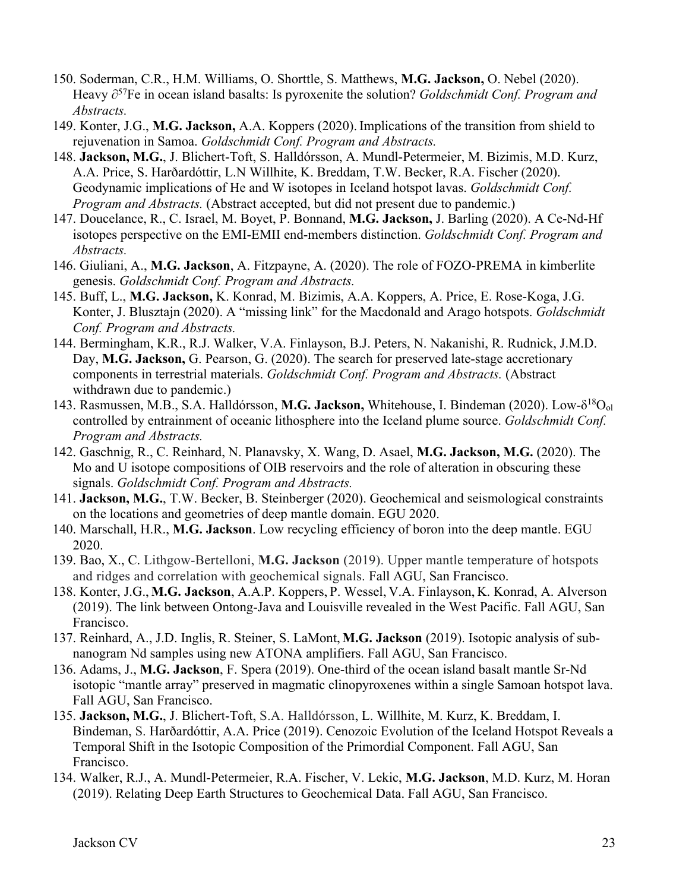150. Soderman, C.R., H.M. Williams, O. Shorttle, S. Matthews, **M.G. Jackson,** O. Nebel (2020). Heavy $\partial^{57}$Fe in ocean island basalts: Is pyroxenite the solution? *Goldschmidt Conf. Program and Abstracts.*

149. Konter, J.G., **M.G. Jackson,** A.A. Koppers (2020). Implications of the transition from shield to rejuvenation in Samoa. *Goldschmidt Conf. Program and Abstracts.*

148. **Jackson, M.G.**, J. Blichert-Toft, S. Halldórsson, A. Mundl-Petermeier, M. Bizimis, M.D. Kurz, A.A. Price, S. Harðardóttir, L.N Willhite, K. Breddam, T.W. Becker, R.A. Fischer (2020). Geodynamic implications of He and W isotopes in Iceland hotspot lavas. *Goldschmidt Conf. Program and Abstracts.* (Abstract accepted, but did not present due to pandemic.)

147. Doucelance, R., C. Israel, M. Boyet, P. Bonnand, **M.G. Jackson,** J. Barling (2020). A Ce-Nd-Hf isotopes perspective on the EMI-EMII end-members distinction. *Goldschmidt Conf. Program and Abstracts.*

146. Giuliani, A., **M.G. Jackson**, A. Fitzpayne, A. (2020). The role of FOZO-PREMA in kimberlite genesis. *Goldschmidt Conf. Program and Abstracts.*

145. Buff, L., **M.G. Jackson,** K. Konrad, M. Bizimis, A.A. Koppers, A. Price, E. Rose-Koga, J.G. Konter, J. Blusztajn (2020). A "missing link" for the Macdonald and Arago hotspots. *Goldschmidt Conf. Program and Abstracts.*

144. Bermingham, K.R., R.J. Walker, V.A. Finlayson, B.J. Peters, N. Nakanishi, R. Rudnick, J.M.D. Day, **M.G. Jackson,** G. Pearson, G. (2020). The search for preserved late-stage accretionary components in terrestrial materials. *Goldschmidt Conf. Program and Abstracts.* (Abstract withdrawn due to pandemic.)

143. Rasmussen, M.B., S.A. Halldórsson, **M.G. Jackson,** Whitehouse, I. Bindeman (2020). Low-$\delta^{18}O_{ol}$ controlled by entrainment of oceanic lithosphere into the Iceland plume source. *Goldschmidt Conf. Program and Abstracts.*

142. Gaschnig, R., C. Reinhard, N. Planavsky, X. Wang, D. Asael, **M.G. Jackson, M.G.** (2020). The Mo and U isotope compositions of OIB reservoirs and the role of alteration in obscuring these signals. *Goldschmidt Conf. Program and Abstracts.*

141. **Jackson, M.G.**, T.W. Becker, B. Steinberger (2020). Geochemical and seismological constraints on the locations and geometries of deep mantle domain. EGU 2020.

140. Marschall, H.R., **M.G. Jackson**. Low recycling efficiency of boron into the deep mantle. EGU 2020.

139. Bao, X., C. Lithgow-Bertelloni, **M.G. Jackson** (2019). Upper mantle temperature of hotspots and ridges and correlation with geochemical signals. Fall AGU, San Francisco.

138. Konter, J.G., **M.G. Jackson**, A.A.P. Koppers, P. Wessel, V.A. Finlayson, K. Konrad, A. Alverson (2019). The link between Ontong-Java and Louisville revealed in the West Pacific. Fall AGU, San Francisco.

137. Reinhard, A., J.D. Inglis, R. Steiner, S. LaMont, **M.G. Jackson** (2019). Isotopic analysis of sub-nanogram Nd samples using new ATONA amplifiers. Fall AGU, San Francisco.

136. Adams, J., **M.G. Jackson**, F. Spera (2019). One-third of the ocean island basalt mantle Sr-Nd isotopic "mantle array" preserved in magmatic clinopyroxenes within a single Samoan hotspot lava. Fall AGU, San Francisco.

135. **Jackson, M.G.**, J. Blichert-Toft, S.A. Halldórsson, L. Willhite, M. Kurz, K. Breddam, I. Bindeman, S. Harðardóttir, A.A. Price (2019). Cenozoic Evolution of the Iceland Hotspot Reveals a Temporal Shift in the Isotopic Composition of the Primordial Component. Fall AGU, San Francisco.

134. Walker, R.J., A. Mundl-Petermeier, R.A. Fischer, V. Lekic, **M.G. Jackson**, M.D. Kurz, M. Horan (2019). Relating Deep Earth Structures to Geochemical Data. Fall AGU, San Francisco.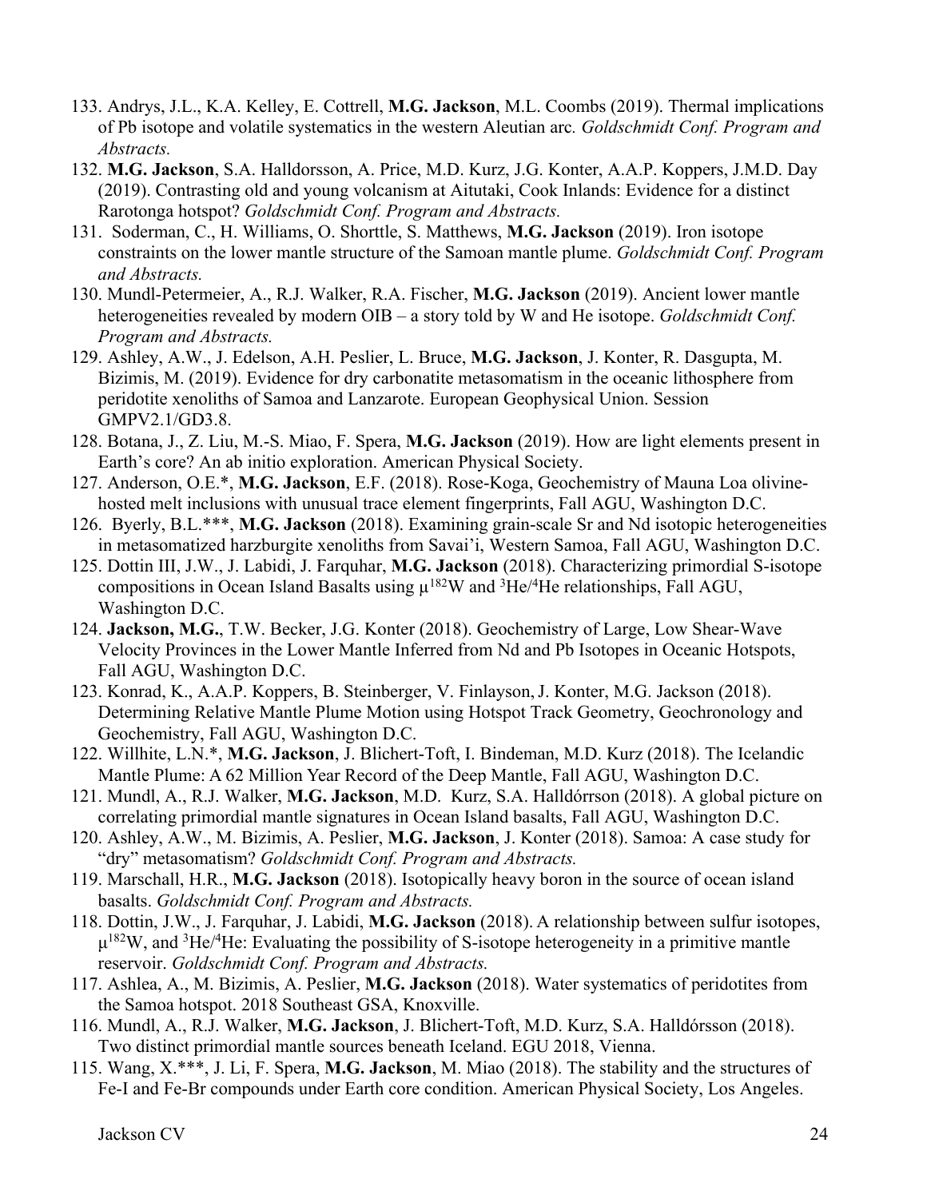133. Andrys, J.L., K.A. Kelley, E. Cottrell, **M.G. Jackson**, M.L. Coombs (2019). Thermal implications of Pb isotope and volatile systematics in the western Aleutian arc. *Goldschmidt Conf. Program and Abstracts.*

132. **M.G. Jackson**, S.A. Halldorsson, A. Price, M.D. Kurz, J.G. Konter, A.A.P. Koppers, J.M.D. Day (2019). Contrasting old and young volcanism at Aitutaki, Cook Inlands: Evidence for a distinct Rarotonga hotspot? *Goldschmidt Conf. Program and Abstracts.*

131. Soderman, C., H. Williams, O. Shorttle, S. Matthews, **M.G. Jackson** (2019). Iron isotope constraints on the lower mantle structure of the Samoan mantle plume. *Goldschmidt Conf. Program and Abstracts.*

130. Mundl-Petermeier, A., R.J. Walker, R.A. Fischer, **M.G. Jackson** (2019). Ancient lower mantle heterogeneities revealed by modern OIB – a story told by W and He isotope. *Goldschmidt Conf. Program and Abstracts.*

129. Ashley, A.W., J. Edelson, A.H. Peslier, L. Bruce, **M.G. Jackson**, J. Konter, R. Dasgupta, M. Bizimis, M. (2019). Evidence for dry carbonatite metasomatism in the oceanic lithosphere from peridotite xenoliths of Samoa and Lanzarote. European Geophysical Union. Session GMPV2.1/GD3.8.

128. Botana, J., Z. Liu, M.-S. Miao, F. Spera, **M.G. Jackson** (2019). How are light elements present in Earth's core? An ab initio exploration. American Physical Society.

127. Anderson, O.E.*, **M.G. Jackson**, E.F. (2018). Rose-Koga, Geochemistry of Mauna Loa olivine-hosted melt inclusions with unusual trace element fingerprints, Fall AGU, Washington D.C.

126. Byerly, B.L.***, **M.G. Jackson** (2018). Examining grain-scale Sr and Nd isotopic heterogeneities in metasomatized harzburgite xenoliths from Savai'i, Western Samoa, Fall AGU, Washington D.C.

125. Dottin III, J.W., J. Labidi, J. Farquhar, **M.G. Jackson** (2018). Characterizing primordial S-isotope compositions in Ocean Island Basalts using $\mu^{182}W$ and $^{3}He/^{4}He$ relationships, Fall AGU, Washington D.C.

124. **Jackson, M.G.**, T.W. Becker, J.G. Konter (2018). Geochemistry of Large, Low Shear-Wave Velocity Provinces in the Lower Mantle Inferred from Nd and Pb Isotopes in Oceanic Hotspots, Fall AGU, Washington D.C.

123. Konrad, K., A.A.P. Koppers, B. Steinberger, V. Finlayson, J. Konter, M.G. Jackson (2018). Determining Relative Mantle Plume Motion using Hotspot Track Geometry, Geochronology and Geochemistry, Fall AGU, Washington D.C.

122. Willhite, L.N.*, **M.G. Jackson**, J. Blichert-Toft, I. Bindeman, M.D. Kurz (2018). The Icelandic Mantle Plume: A 62 Million Year Record of the Deep Mantle, Fall AGU, Washington D.C.

121. Mundl, A., R.J. Walker, **M.G. Jackson**, M.D. Kurz, S.A. Halldórrson (2018). A global picture on correlating primordial mantle signatures in Ocean Island basalts, Fall AGU, Washington D.C.

120. Ashley, A.W., M. Bizimis, A. Peslier, **M.G. Jackson**, J. Konter (2018). Samoa: A case study for "dry" metasomatism? *Goldschmidt Conf. Program and Abstracts.*

119. Marschall, H.R., **M.G. Jackson** (2018). Isotopically heavy boron in the source of ocean island basalts. *Goldschmidt Conf. Program and Abstracts.*

118. Dottin, J.W., J. Farquhar, J. Labidi, **M.G. Jackson** (2018). A relationship between sulfur isotopes, $\mu^{182}W$, and $^{3}He/^{4}He$: Evaluating the possibility of S-isotope heterogeneity in a primitive mantle reservoir. *Goldschmidt Conf. Program and Abstracts.*

117. Ashlea, A., M. Bizimis, A. Peslier, **M.G. Jackson** (2018). Water systematics of peridotites from the Samoa hotspot. 2018 Southeast GSA, Knoxville.

116. Mundl, A., R.J. Walker, **M.G. Jackson**, J. Blichert-Toft, M.D. Kurz, S.A. Halldórsson (2018). Two distinct primordial mantle sources beneath Iceland. EGU 2018, Vienna.

115. Wang, X.***, J. Li, F. Spera, **M.G. Jackson**, M. Miao (2018). The stability and the structures of Fe-I and Fe-Br compounds under Earth core condition. American Physical Society, Los Angeles.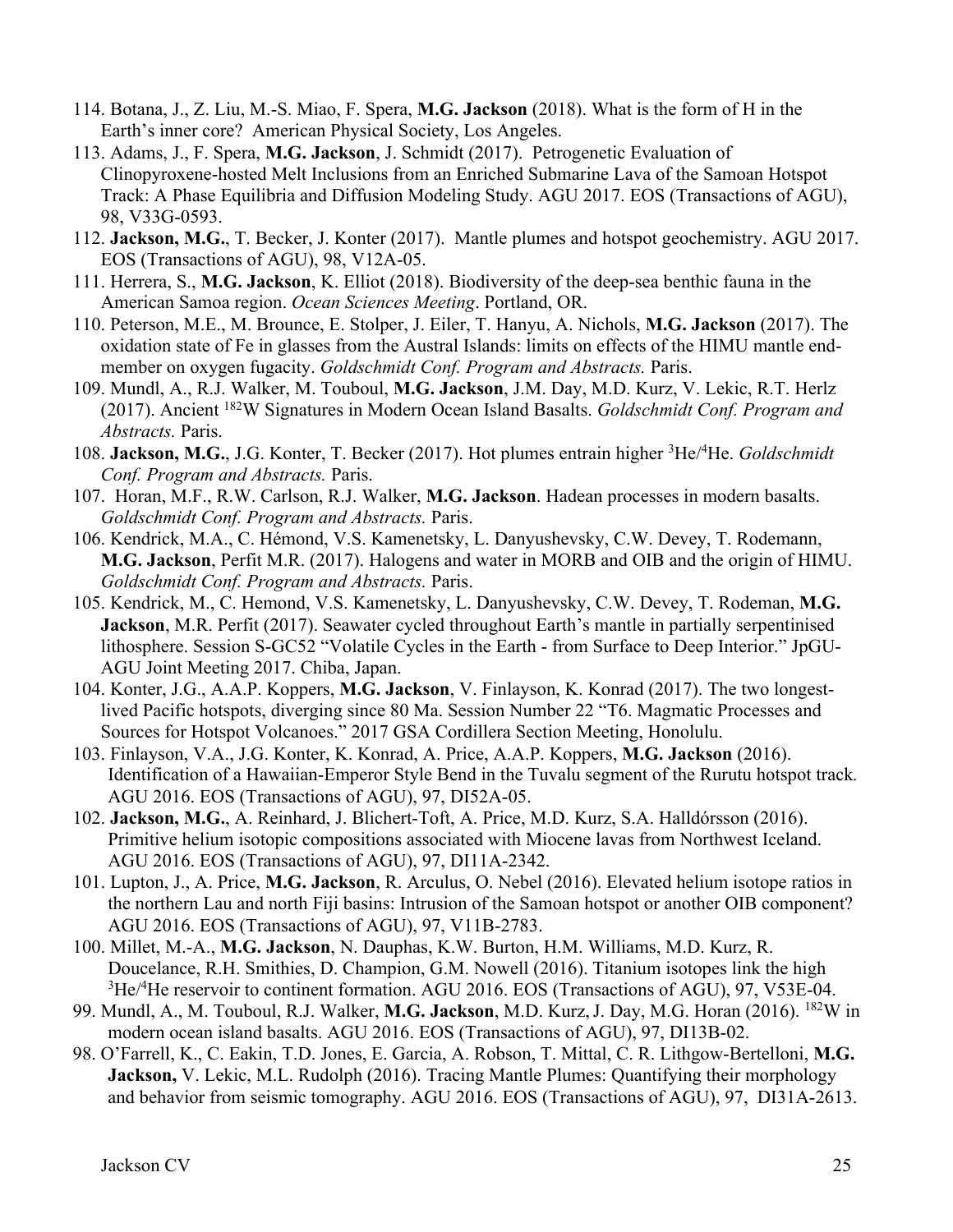114. Botana, J., Z. Liu, M.-S. Miao, F. Spera, **M.G. Jackson** (2018). What is the form of H in the Earth's inner core? American Physical Society, Los Angeles.

113. Adams, J., F. Spera, **M.G. Jackson**, J. Schmidt (2017). Petrogenetic Evaluation of Clinopyroxene-hosted Melt Inclusions from an Enriched Submarine Lava of the Samoan Hotspot Track: A Phase Equilibria and Diffusion Modeling Study. AGU 2017. EOS (Transactions of AGU), 98, V33G-0593.

112. **Jackson, M.G.**, T. Becker, J. Konter (2017). Mantle plumes and hotspot geochemistry. AGU 2017. EOS (Transactions of AGU), 98, V12A-05.

111. Herrera, S., **M.G. Jackson**, K. Elliot (2018). Biodiversity of the deep-sea benthic fauna in the American Samoa region. *Ocean Sciences Meeting*. Portland, OR.

110. Peterson, M.E., M. Brounce, E. Stolper, J. Eiler, T. Hanyu, A. Nichols, **M.G. Jackson** (2017). The oxidation state of Fe in glasses from the Austral Islands: limits on effects of the HIMU mantle end-member on oxygen fugacity. *Goldschmidt Conf. Program and Abstracts.* Paris.

109. Mundl, A., R.J. Walker, M. Touboul, **M.G. Jackson**, J.M. Day, M.D. Kurz, V. Lekic, R.T. Herlz (2017). Ancient $^{182}W$ Signatures in Modern Ocean Island Basalts. *Goldschmidt Conf. Program and Abstracts.* Paris.

108. **Jackson, M.G.**, J.G. Konter, T. Becker (2017). Hot plumes entrain higher $^{3}He/^{4}He$. *Goldschmidt Conf. Program and Abstracts.* Paris.

107. Horan, M.F., R.W. Carlson, R.J. Walker, **M.G. Jackson**. Hadean processes in modern basalts. *Goldschmidt Conf. Program and Abstracts.* Paris.

106. Kendrick, M.A., C. Hémond, V.S. Kamenetsky, L. Danyushevsky, C.W. Devey, T. Rodemann, **M.G. Jackson**, Perfit M.R. (2017). Halogens and water in MORB and OIB and the origin of HIMU. *Goldschmidt Conf. Program and Abstracts.* Paris.

105. Kendrick, M., C. Hemond, V.S. Kamenetsky, L. Danyushevsky, C.W. Devey, T. Rodeman, **M.G. Jackson**, M.R. Perfit (2017). Seawater cycled throughout Earth's mantle in partially serpentinised lithosphere. Session S-GC52 "Volatile Cycles in the Earth - from Surface to Deep Interior." JpGU-AGU Joint Meeting 2017. Chiba, Japan.

104. Konter, J.G., A.A.P. Koppers, **M.G. Jackson**, V. Finlayson, K. Konrad (2017). The two longest-lived Pacific hotspots, diverging since 80 Ma. Session Number 22 "T6. Magmatic Processes and Sources for Hotspot Volcanoes." 2017 GSA Cordillera Section Meeting, Honolulu.

103. Finlayson, V.A., J.G. Konter, K. Konrad, A. Price, A.A.P. Koppers, **M.G. Jackson** (2016). Identification of a Hawaiian-Emperor Style Bend in the Tuvalu segment of the Rurutu hotspot track. AGU 2016. EOS (Transactions of AGU), 97, DI52A-05.

102. **Jackson, M.G.**, A. Reinhard, J. Blichert-Toft, A. Price, M.D. Kurz, S.A. Halldórsson (2016). Primitive helium isotopic compositions associated with Miocene lavas from Northwest Iceland. AGU 2016. EOS (Transactions of AGU), 97, DI11A-2342.

101. Lupton, J., A. Price, **M.G. Jackson**, R. Arculus, O. Nebel (2016). Elevated helium isotope ratios in the northern Lau and north Fiji basins: Intrusion of the Samoan hotspot or another OIB component? AGU 2016. EOS (Transactions of AGU), 97, V11B-2783.

100. Millet, M.-A., **M.G. Jackson**, N. Dauphas, K.W. Burton, H.M. Williams, M.D. Kurz, R. Doucelance, R.H. Smithies, D. Champion, G.M. Nowell (2016). Titanium isotopes link the high $^{3}He/^{4}He$ reservoir to continent formation. AGU 2016. EOS (Transactions of AGU), 97, V53E-04.

99. Mundl, A., M. Touboul, R.J. Walker, **M.G. Jackson**, M.D. Kurz, J. Day, M.G. Horan (2016). $^{182}W$ in modern ocean island basalts. AGU 2016. EOS (Transactions of AGU), 97, DI13B-02.

98. O'Farrell, K., C. Eakin, T.D. Jones, E. Garcia, A. Robson, T. Mittal, C. R. Lithgow-Bertelloni, **M.G. Jackson,** V. Lekic, M.L. Rudolph (2016). Tracing Mantle Plumes: Quantifying their morphology and behavior from seismic tomography. AGU 2016. EOS (Transactions of AGU), 97, DI31A-2613.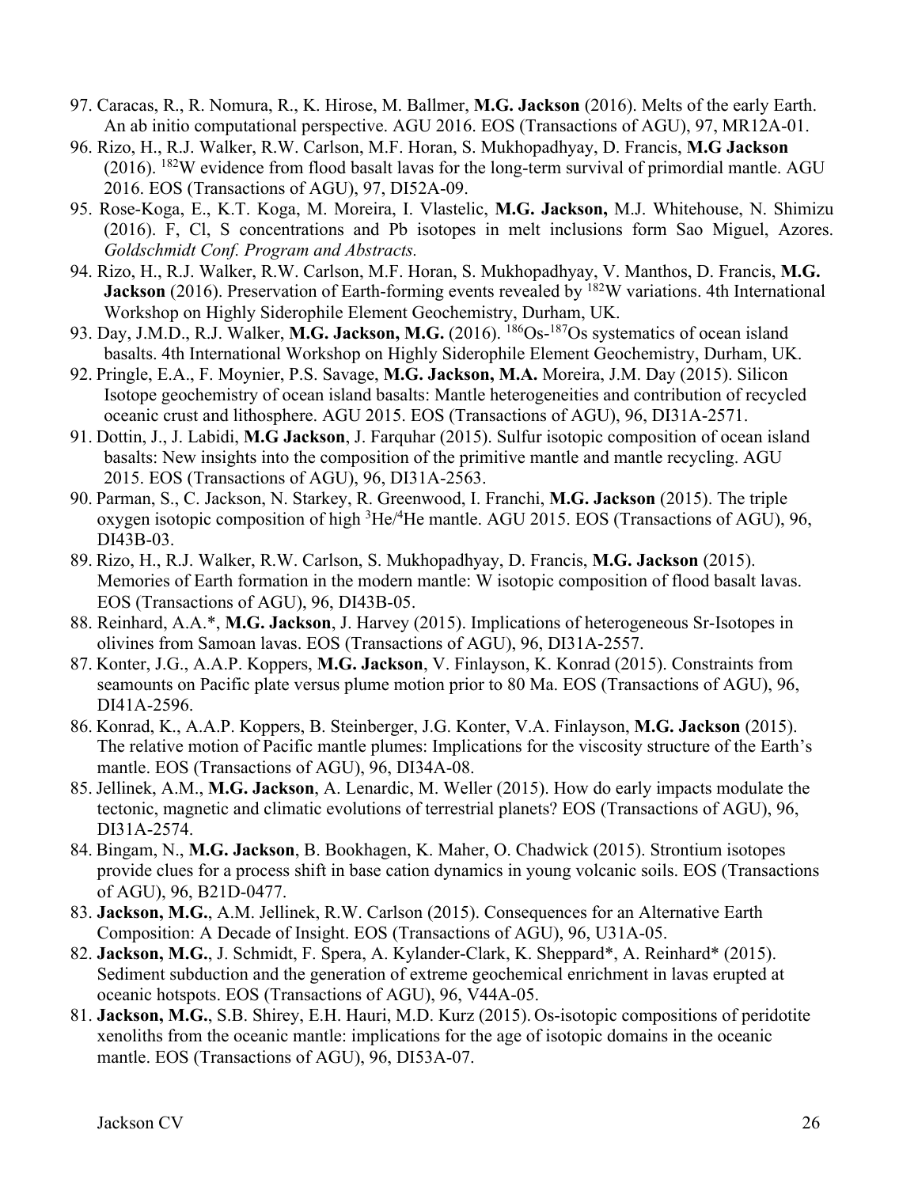97. Caracas, R., R. Nomura, R., K. Hirose, M. Ballmer, **M.G. Jackson** (2016). Melts of the early Earth. An ab initio computational perspective. AGU 2016. EOS (Transactions of AGU), 97, MR12A-01.
96. Rizo, H., R.J. Walker, R.W. Carlson, M.F. Horan, S. Mukhopadhyay, D. Francis, **M.G Jackson** (2016). $^{182}$W evidence from flood basalt lavas for the long-term survival of primordial mantle. AGU 2016. EOS (Transactions of AGU), 97, DI52A-09.
95. Rose-Koga, E., K.T. Koga, M. Moreira, I. Vlastelic, **M.G. Jackson,** M.J. Whitehouse, N. Shimizu (2016). F, Cl, S concentrations and Pb isotopes in melt inclusions form Sao Miguel, Azores. *Goldschmidt Conf. Program and Abstracts.*
94. Rizo, H., R.J. Walker, R.W. Carlson, M.F. Horan, S. Mukhopadhyay, V. Manthos, D. Francis, **M.G. Jackson** (2016). Preservation of Earth-forming events revealed by $^{182}$W variations. 4th International Workshop on Highly Siderophile Element Geochemistry, Durham, UK.
93. Day, J.M.D., R.J. Walker, **M.G. Jackson, M.G.** (2016). $^{186}$Os-$^{187}$Os systematics of ocean island basalts. 4th International Workshop on Highly Siderophile Element Geochemistry, Durham, UK.
92. Pringle, E.A., F. Moynier, P.S. Savage, **M.G. Jackson, M.A.** Moreira, J.M. Day (2015). Silicon Isotope geochemistry of ocean island basalts: Mantle heterogeneities and contribution of recycled oceanic crust and lithosphere. AGU 2015. EOS (Transactions of AGU), 96, DI31A-2571.
91. Dottin, J., J. Labidi, **M.G Jackson**, J. Farquhar (2015). Sulfur isotopic composition of ocean island basalts: New insights into the composition of the primitive mantle and mantle recycling. AGU 2015. EOS (Transactions of AGU), 96, DI31A-2563.
90. Parman, S., C. Jackson, N. Starkey, R. Greenwood, I. Franchi, **M.G. Jackson** (2015). The triple oxygen isotopic composition of high $^{3}$He/$^{4}$He mantle. AGU 2015. EOS (Transactions of AGU), 96, DI43B-03.
89. Rizo, H., R.J. Walker, R.W. Carlson, S. Mukhopadhyay, D. Francis, **M.G. Jackson** (2015). Memories of Earth formation in the modern mantle: W isotopic composition of flood basalt lavas. EOS (Transactions of AGU), 96, DI43B-05.
88. Reinhard, A.A.\*, **M.G. Jackson**, J. Harvey (2015). Implications of heterogeneous Sr-Isotopes in olivines from Samoan lavas. EOS (Transactions of AGU), 96, DI31A-2557.
87. Konter, J.G., A.A.P. Koppers, **M.G. Jackson**, V. Finlayson, K. Konrad (2015). Constraints from seamounts on Pacific plate versus plume motion prior to 80 Ma. EOS (Transactions of AGU), 96, DI41A-2596.
86. Konrad, K., A.A.P. Koppers, B. Steinberger, J.G. Konter, V.A. Finlayson, **M.G. Jackson** (2015). The relative motion of Pacific mantle plumes: Implications for the viscosity structure of the Earth's mantle. EOS (Transactions of AGU), 96, DI34A-08.
85. Jellinek, A.M., **M.G. Jackson**, A. Lenardic, M. Weller (2015). How do early impacts modulate the tectonic, magnetic and climatic evolutions of terrestrial planets? EOS (Transactions of AGU), 96, DI31A-2574.
84. Bingam, N., **M.G. Jackson**, B. Bookhagen, K. Maher, O. Chadwick (2015). Strontium isotopes provide clues for a process shift in base cation dynamics in young volcanic soils. EOS (Transactions of AGU), 96, B21D-0477.
83. **Jackson, M.G.**, A.M. Jellinek, R.W. Carlson (2015). Consequences for an Alternative Earth Composition: A Decade of Insight. EOS (Transactions of AGU), 96, U31A-05.
82. **Jackson, M.G.**, J. Schmidt, F. Spera, A. Kylander-Clark, K. Sheppard\*, A. Reinhard\* (2015). Sediment subduction and the generation of extreme geochemical enrichment in lavas erupted at oceanic hotspots. EOS (Transactions of AGU), 96, V44A-05.
81. **Jackson, M.G.**, S.B. Shirey, E.H. Hauri, M.D. Kurz (2015). Os-isotopic compositions of peridotite xenoliths from the oceanic mantle: implications for the age of isotopic domains in the oceanic mantle. EOS (Transactions of AGU), 96, DI53A-07.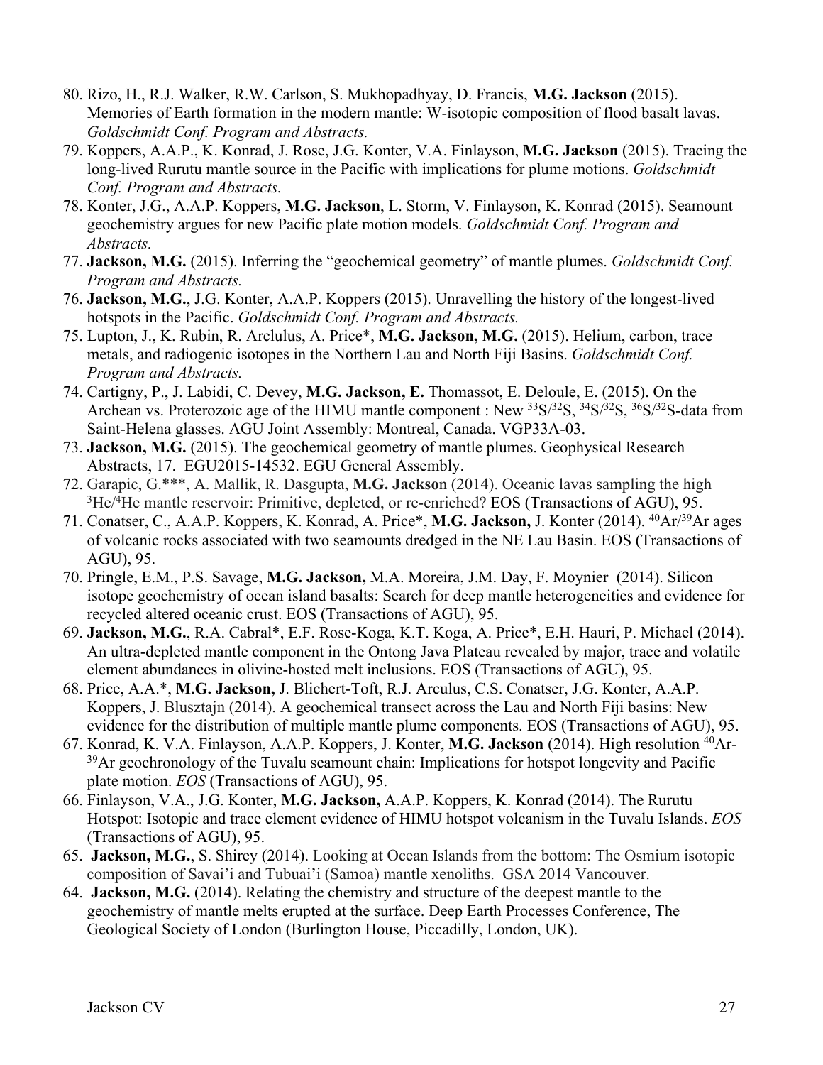80. Rizo, H., R.J. Walker, R.W. Carlson, S. Mukhopadhyay, D. Francis, **M.G. Jackson** (2015). Memories of Earth formation in the modern mantle: W-isotopic composition of flood basalt lavas. *Goldschmidt Conf. Program and Abstracts.*
79. Koppers, A.A.P., K. Konrad, J. Rose, J.G. Konter, V.A. Finlayson, **M.G. Jackson** (2015). Tracing the long-lived Rurutu mantle source in the Pacific with implications for plume motions. *Goldschmidt Conf. Program and Abstracts.*
78. Konter, J.G., A.A.P. Koppers, **M.G. Jackson**, L. Storm, V. Finlayson, K. Konrad (2015). Seamount geochemistry argues for new Pacific plate motion models. *Goldschmidt Conf. Program and Abstracts.*
77. **Jackson, M.G.** (2015). Inferring the "geochemical geometry" of mantle plumes. *Goldschmidt Conf. Program and Abstracts.*
76. **Jackson, M.G.**, J.G. Konter, A.A.P. Koppers (2015). Unravelling the history of the longest-lived hotspots in the Pacific. *Goldschmidt Conf. Program and Abstracts.*
75. Lupton, J., K. Rubin, R. Arclulus, A. Price*, **M.G. Jackson, M.G.** (2015). Helium, carbon, trace metals, and radiogenic isotopes in the Northern Lau and North Fiji Basins. *Goldschmidt Conf. Program and Abstracts.*
74. Cartigny, P., J. Labidi, C. Devey, **M.G. Jackson, E.** Thomassot, E. Deloule, E. (2015). On the Archean vs. Proterozoic age of the HIMU mantle component : New $^{33}S/^{32}S$, $^{34}S/^{32}S$, $^{36}S/^{32}S$-data from Saint-Helena glasses. AGU Joint Assembly: Montreal, Canada. VGP33A-03.
73. **Jackson, M.G.** (2015). The geochemical geometry of mantle plumes. Geophysical Research Abstracts, 17. EGU2015-14532. EGU General Assembly.
72. Garapic, G.***, A. Mallik, R. Dasgupta, **M.G. Jackso**n (2014). Oceanic lavas sampling the high $^{3}He/^{4}He$ mantle reservoir: Primitive, depleted, or re-enriched? EOS (Transactions of AGU), 95.
71. Conatser, C., A.A.P. Koppers, K. Konrad, A. Price*, **M.G. Jackson,** J. Konter (2014). $^{40}Ar/^{39}Ar$ ages of volcanic rocks associated with two seamounts dredged in the NE Lau Basin. EOS (Transactions of AGU), 95.
70. Pringle, E.M., P.S. Savage, **M.G. Jackson,** M.A. Moreira, J.M. Day, F. Moynier (2014). Silicon isotope geochemistry of ocean island basalts: Search for deep mantle heterogeneities and evidence for recycled altered oceanic crust. EOS (Transactions of AGU), 95.
69. **Jackson, M.G.**, R.A. Cabral*, E.F. Rose-Koga, K.T. Koga, A. Price*, E.H. Hauri, P. Michael (2014). An ultra-depleted mantle component in the Ontong Java Plateau revealed by major, trace and volatile element abundances in olivine-hosted melt inclusions. EOS (Transactions of AGU), 95.
68. Price, A.A.*, **M.G. Jackson,** J. Blichert-Toft, R.J. Arculus, C.S. Conatser, J.G. Konter, A.A.P. Koppers, J. Blusztajn (2014). A geochemical transect across the Lau and North Fiji basins: New evidence for the distribution of multiple mantle plume components. EOS (Transactions of AGU), 95.
67. Konrad, K. V.A. Finlayson, A.A.P. Koppers, J. Konter, **M.G. Jackson** (2014). High resolution $^{40}Ar$-$^{39}Ar$ geochronology of the Tuvalu seamount chain: Implications for hotspot longevity and Pacific plate motion. *EOS* (Transactions of AGU), 95.
66. Finlayson, V.A., J.G. Konter, **M.G. Jackson,** A.A.P. Koppers, K. Konrad (2014). The Rurutu Hotspot: Isotopic and trace element evidence of HIMU hotspot volcanism in the Tuvalu Islands. *EOS* (Transactions of AGU), 95.
65. **Jackson, M.G.**, S. Shirey (2014). Looking at Ocean Islands from the bottom: The Osmium isotopic composition of Savai'i and Tubuai'i (Samoa) mantle xenoliths. GSA 2014 Vancouver.
64. **Jackson, M.G.** (2014). Relating the chemistry and structure of the deepest mantle to the geochemistry of mantle melts erupted at the surface. Deep Earth Processes Conference, The Geological Society of London (Burlington House, Piccadilly, London, UK).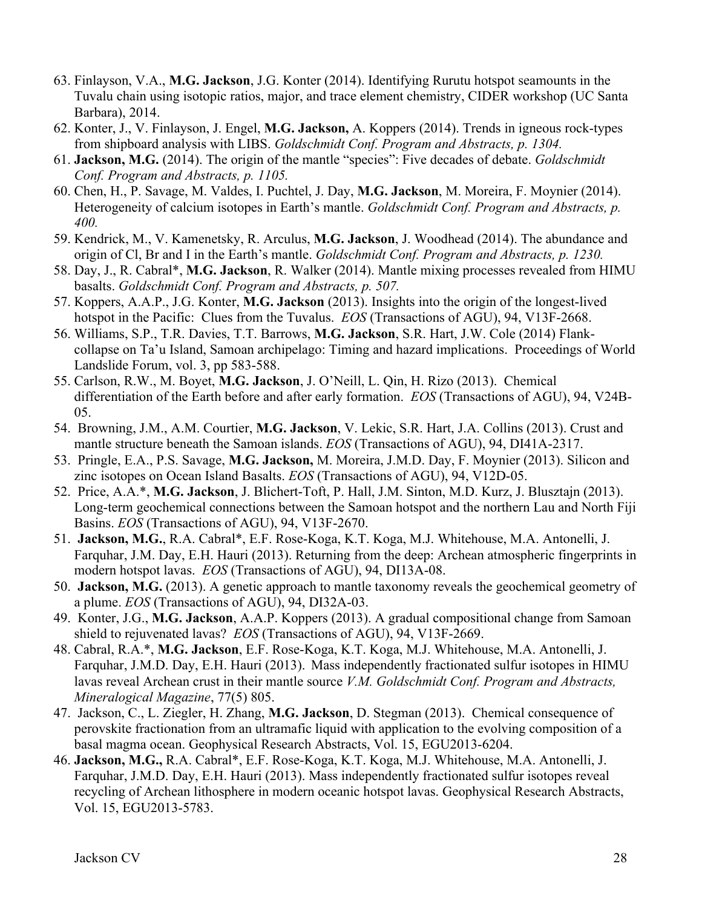63. Finlayson, V.A., **M.G. Jackson**, J.G. Konter (2014). Identifying Rurutu hotspot seamounts in the Tuvalu chain using isotopic ratios, major, and trace element chemistry, CIDER workshop (UC Santa Barbara), 2014.
62. Konter, J., V. Finlayson, J. Engel, **M.G. Jackson,** A. Koppers (2014). Trends in igneous rock-types from shipboard analysis with LIBS. *Goldschmidt Conf. Program and Abstracts, p. 1304.*
61. **Jackson, M.G.** (2014). The origin of the mantle "species": Five decades of debate. *Goldschmidt Conf. Program and Abstracts, p. 1105.*
60. Chen, H., P. Savage, M. Valdes, I. Puchtel, J. Day, **M.G. Jackson**, M. Moreira, F. Moynier (2014). Heterogeneity of calcium isotopes in Earth's mantle. *Goldschmidt Conf. Program and Abstracts, p. 400.*
59. Kendrick, M., V. Kamenetsky, R. Arculus, **M.G. Jackson**, J. Woodhead (2014). The abundance and origin of Cl, Br and I in the Earth's mantle. *Goldschmidt Conf. Program and Abstracts, p. 1230.*
58. Day, J., R. Cabral*, **M.G. Jackson**, R. Walker (2014). Mantle mixing processes revealed from HIMU basalts. *Goldschmidt Conf. Program and Abstracts, p. 507.*
57. Koppers, A.A.P., J.G. Konter, **M.G. Jackson** (2013). Insights into the origin of the longest-lived hotspot in the Pacific: Clues from the Tuvalus. *EOS* (Transactions of AGU), 94, V13F-2668.
56. Williams, S.P., T.R. Davies, T.T. Barrows, **M.G. Jackson**, S.R. Hart, J.W. Cole (2014) Flank-collapse on Ta'u Island, Samoan archipelago: Timing and hazard implications. Proceedings of World Landslide Forum, vol. 3, pp 583-588.
55. Carlson, R.W., M. Boyet, **M.G. Jackson**, J. O'Neill, L. Qin, H. Rizo (2013). Chemical differentiation of the Earth before and after early formation. *EOS* (Transactions of AGU), 94, V24B-05.
54. Browning, J.M., A.M. Courtier, **M.G. Jackson**, V. Lekic, S.R. Hart, J.A. Collins (2013). Crust and mantle structure beneath the Samoan islands. *EOS* (Transactions of AGU), 94, DI41A-2317.
53. Pringle, E.A., P.S. Savage, **M.G. Jackson,** M. Moreira, J.M.D. Day, F. Moynier (2013). Silicon and zinc isotopes on Ocean Island Basalts. *EOS* (Transactions of AGU), 94, V12D-05.
52. Price, A.A.*, **M.G. Jackson**, J. Blichert-Toft, P. Hall, J.M. Sinton, M.D. Kurz, J. Blusztajn (2013). Long-term geochemical connections between the Samoan hotspot and the northern Lau and North Fiji Basins. *EOS* (Transactions of AGU), 94, V13F-2670.
51. **Jackson, M.G.**, R.A. Cabral*, E.F. Rose-Koga, K.T. Koga, M.J. Whitehouse, M.A. Antonelli, J. Farquhar, J.M. Day, E.H. Hauri (2013). Returning from the deep: Archean atmospheric fingerprints in modern hotspot lavas. *EOS* (Transactions of AGU), 94, DI13A-08.
50. **Jackson, M.G.** (2013). A genetic approach to mantle taxonomy reveals the geochemical geometry of a plume. *EOS* (Transactions of AGU), 94, DI32A-03.
49. Konter, J.G., **M.G. Jackson**, A.A.P. Koppers (2013). A gradual compositional change from Samoan shield to rejuvenated lavas? *EOS* (Transactions of AGU), 94, V13F-2669.
48. Cabral, R.A.*, **M.G. Jackson**, E.F. Rose-Koga, K.T. Koga, M.J. Whitehouse, M.A. Antonelli, J. Farquhar, J.M.D. Day, E.H. Hauri (2013). Mass independently fractionated sulfur isotopes in HIMU lavas reveal Archean crust in their mantle source *V.M. Goldschmidt Conf. Program and Abstracts, Mineralogical Magazine*, 77(5) 805.
47. Jackson, C., L. Ziegler, H. Zhang, **M.G. Jackson**, D. Stegman (2013). Chemical consequence of perovskite fractionation from an ultramafic liquid with application to the evolving composition of a basal magma ocean. Geophysical Research Abstracts, Vol. 15, EGU2013-6204.
46. **Jackson, M.G.,** R.A. Cabral*, E.F. Rose-Koga, K.T. Koga, M.J. Whitehouse, M.A. Antonelli, J. Farquhar, J.M.D. Day, E.H. Hauri (2013). Mass independently fractionated sulfur isotopes reveal recycling of Archean lithosphere in modern oceanic hotspot lavas. Geophysical Research Abstracts, Vol. 15, EGU2013-5783.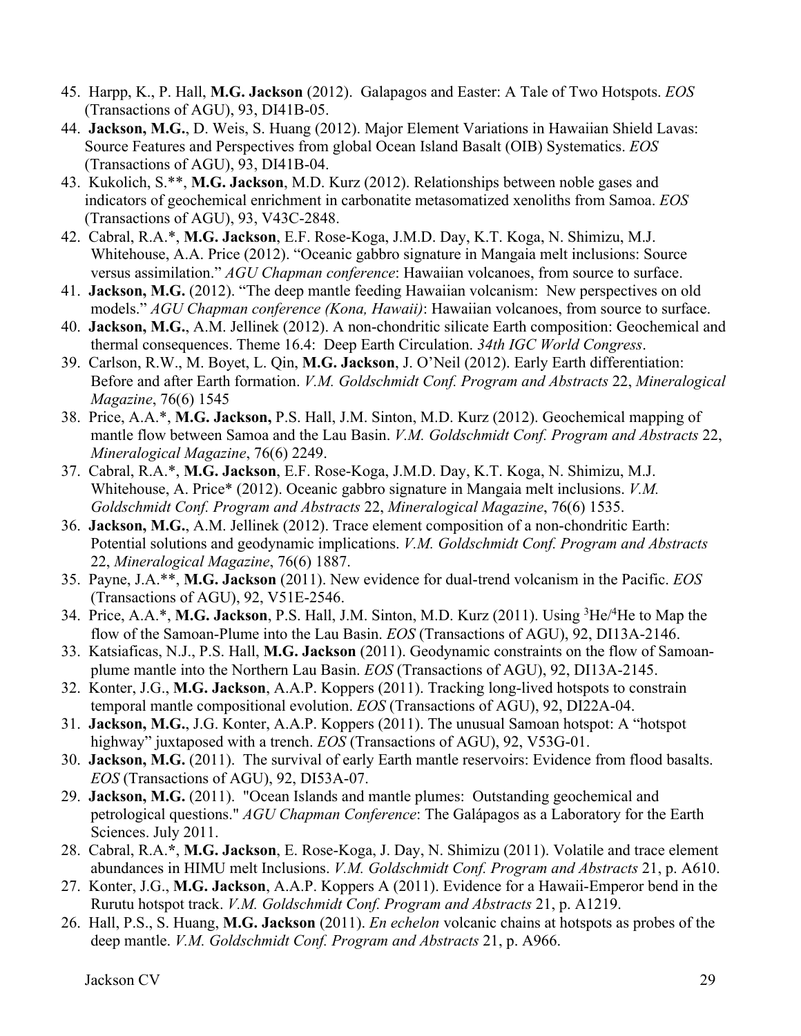45. Harpp, K., P. Hall, **M.G. Jackson** (2012). Galapagos and Easter: A Tale of Two Hotspots. *EOS* (Transactions of AGU), 93, DI41B-05.
44. **Jackson, M.G.**, D. Weis, S. Huang (2012). Major Element Variations in Hawaiian Shield Lavas: Source Features and Perspectives from global Ocean Island Basalt (OIB) Systematics. *EOS* (Transactions of AGU), 93, DI41B-04.
43. Kukolich, S.**, **M.G. Jackson**, M.D. Kurz (2012). Relationships between noble gases and indicators of geochemical enrichment in carbonatite metasomatized xenoliths from Samoa. *EOS* (Transactions of AGU), 93, V43C-2848.
42. Cabral, R.A.*, **M.G. Jackson**, E.F. Rose-Koga, J.M.D. Day, K.T. Koga, N. Shimizu, M.J. Whitehouse, A.A. Price (2012). "Oceanic gabbro signature in Mangaia melt inclusions: Source versus assimilation." *AGU Chapman conference*: Hawaiian volcanoes, from source to surface.
41. **Jackson, M.G.** (2012). "The deep mantle feeding Hawaiian volcanism: New perspectives on old models." *AGU Chapman conference (Kona, Hawaii)*: Hawaiian volcanoes, from source to surface.
40. **Jackson, M.G.**, A.M. Jellinek (2012). A non-chondritic silicate Earth composition: Geochemical and thermal consequences. Theme 16.4: Deep Earth Circulation. *34th IGC World Congress*.
39. Carlson, R.W., M. Boyet, L. Qin, **M.G. Jackson**, J. O'Neil (2012). Early Earth differentiation: Before and after Earth formation. *V.M. Goldschmidt Conf. Program and Abstracts* 22, *Mineralogical Magazine*, 76(6) 1545
38. Price, A.A.*, **M.G. Jackson,** P.S. Hall, J.M. Sinton, M.D. Kurz (2012). Geochemical mapping of mantle flow between Samoa and the Lau Basin. *V.M. Goldschmidt Conf. Program and Abstracts* 22, *Mineralogical Magazine*, 76(6) 2249.
37. Cabral, R.A.*, **M.G. Jackson**, E.F. Rose-Koga, J.M.D. Day, K.T. Koga, N. Shimizu, M.J. Whitehouse, A. Price* (2012). Oceanic gabbro signature in Mangaia melt inclusions. *V.M. Goldschmidt Conf. Program and Abstracts* 22, *Mineralogical Magazine*, 76(6) 1535.
36. **Jackson, M.G.**, A.M. Jellinek (2012). Trace element composition of a non-chondritic Earth: Potential solutions and geodynamic implications. *V.M. Goldschmidt Conf. Program and Abstracts* 22, *Mineralogical Magazine*, 76(6) 1887.
35. Payne, J.A.**, **M.G. Jackson** (2011). New evidence for dual-trend volcanism in the Pacific. *EOS* (Transactions of AGU), 92, V51E-2546.
34. Price, A.A.*, **M.G. Jackson**, P.S. Hall, J.M. Sinton, M.D. Kurz (2011). Using $^3He/^4He$ to Map the flow of the Samoan-Plume into the Lau Basin. *EOS* (Transactions of AGU), 92, DI13A-2146.
33. Katsiaficas, N.J., P.S. Hall, **M.G. Jackson** (2011). Geodynamic constraints on the flow of Samoan-plume mantle into the Northern Lau Basin. *EOS* (Transactions of AGU), 92, DI13A-2145.
32. Konter, J.G., **M.G. Jackson**, A.A.P. Koppers (2011). Tracking long-lived hotspots to constrain temporal mantle compositional evolution. *EOS* (Transactions of AGU), 92, DI22A-04.
31. **Jackson, M.G.**, J.G. Konter, A.A.P. Koppers (2011). The unusual Samoan hotspot: A "hotspot highway" juxtaposed with a trench. *EOS* (Transactions of AGU), 92, V53G-01.
30. **Jackson, M.G.** (2011). The survival of early Earth mantle reservoirs: Evidence from flood basalts. *EOS* (Transactions of AGU), 92, DI53A-07.
29. **Jackson, M.G.** (2011). "Ocean Islands and mantle plumes: Outstanding geochemical and petrological questions." *AGU Chapman Conference*: The Galápagos as a Laboratory for the Earth Sciences. July 2011.
28. Cabral, R.A.*, **M.G. Jackson**, E. Rose-Koga, J. Day, N. Shimizu (2011). Volatile and trace element abundances in HIMU melt Inclusions. *V.M. Goldschmidt Conf. Program and Abstracts* 21, p. A610.
27. Konter, J.G., **M.G. Jackson**, A.A.P. Koppers A (2011). Evidence for a Hawaii-Emperor bend in the Rurutu hotspot track. *V.M. Goldschmidt Conf. Program and Abstracts* 21, p. A1219.
26. Hall, P.S., S. Huang, **M.G. Jackson** (2011). *En echelon* volcanic chains at hotspots as probes of the deep mantle. *V.M. Goldschmidt Conf. Program and Abstracts* 21, p. A966.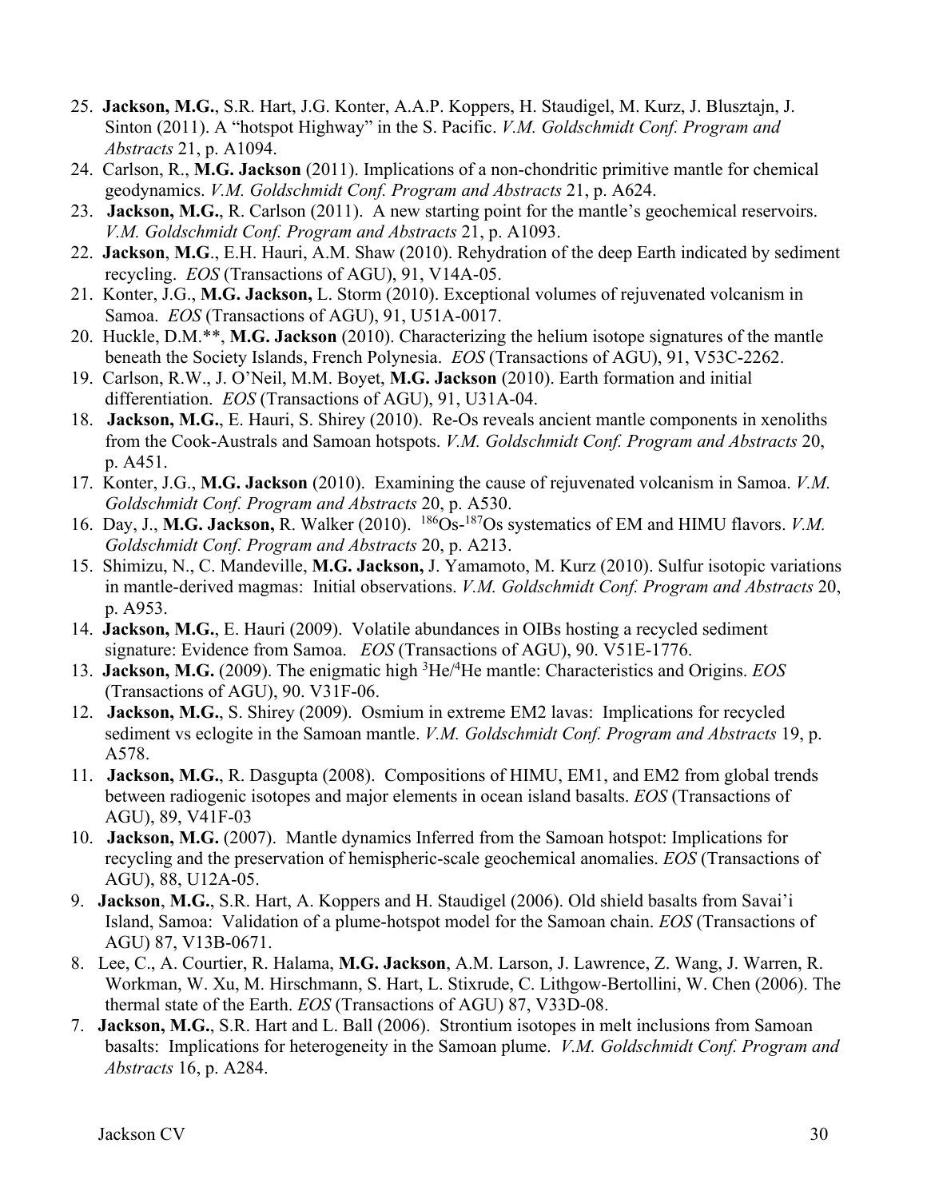25. **Jackson, M.G.**, S.R. Hart, J.G. Konter, A.A.P. Koppers, H. Staudigel, M. Kurz, J. Blusztajn, J. Sinton (2011). A "hotspot Highway" in the S. Pacific. *V.M. Goldschmidt Conf. Program and Abstracts* 21, p. A1094.
24. Carlson, R., **M.G. Jackson** (2011). Implications of a non-chondritic primitive mantle for chemical geodynamics. *V.M. Goldschmidt Conf. Program and Abstracts* 21, p. A624.
23. **Jackson, M.G.**, R. Carlson (2011). A new starting point for the mantle's geochemical reservoirs. *V.M. Goldschmidt Conf. Program and Abstracts* 21, p. A1093.
22. **Jackson**, **M.G**., E.H. Hauri, A.M. Shaw (2010). Rehydration of the deep Earth indicated by sediment recycling. *EOS* (Transactions of AGU), 91, V14A-05.
21. Konter, J.G., **M.G. Jackson,** L. Storm (2010). Exceptional volumes of rejuvenated volcanism in Samoa. *EOS* (Transactions of AGU), 91, U51A-0017.
20. Huckle, D.M.**, **M.G. Jackson** (2010). Characterizing the helium isotope signatures of the mantle beneath the Society Islands, French Polynesia. *EOS* (Transactions of AGU), 91, V53C-2262.
19. Carlson, R.W., J. O'Neil, M.M. Boyet, **M.G. Jackson** (2010). Earth formation and initial differentiation. *EOS* (Transactions of AGU), 91, U31A-04.
18. **Jackson, M.G.**, E. Hauri, S. Shirey (2010). Re-Os reveals ancient mantle components in xenoliths from the Cook-Australs and Samoan hotspots. *V.M. Goldschmidt Conf. Program and Abstracts* 20, p. A451.
17. Konter, J.G., **M.G. Jackson** (2010). Examining the cause of rejuvenated volcanism in Samoa. *V.M. Goldschmidt Conf. Program and Abstracts* 20, p. A530.
16. Day, J., **M.G. Jackson,** R. Walker (2010). $^{186}Os$-$^{187}Os$ systematics of EM and HIMU flavors. *V.M. Goldschmidt Conf. Program and Abstracts* 20, p. A213.
15. Shimizu, N., C. Mandeville, **M.G. Jackson,** J. Yamamoto, M. Kurz (2010). Sulfur isotopic variations in mantle-derived magmas: Initial observations. *V.M. Goldschmidt Conf. Program and Abstracts* 20, p. A953.
14. **Jackson, M.G.**, E. Hauri (2009). Volatile abundances in OIBs hosting a recycled sediment signature: Evidence from Samoa. *EOS* (Transactions of AGU), 90. V51E-1776.
13. **Jackson, M.G.** (2009). The enigmatic high $^{3}He/^{4}He$ mantle: Characteristics and Origins. *EOS* (Transactions of AGU), 90. V31F-06.
12. **Jackson, M.G.**, S. Shirey (2009). Osmium in extreme EM2 lavas: Implications for recycled sediment vs eclogite in the Samoan mantle. *V.M. Goldschmidt Conf. Program and Abstracts* 19, p. A578.
11. **Jackson, M.G.**, R. Dasgupta (2008). Compositions of HIMU, EM1, and EM2 from global trends between radiogenic isotopes and major elements in ocean island basalts. *EOS* (Transactions of AGU), 89, V41F-03
10. **Jackson, M.G.** (2007). Mantle dynamics Inferred from the Samoan hotspot: Implications for recycling and the preservation of hemispheric-scale geochemical anomalies. *EOS* (Transactions of AGU), 88, U12A-05.
9. **Jackson**, **M.G.**, S.R. Hart, A. Koppers and H. Staudigel (2006). Old shield basalts from Savai'i Island, Samoa: Validation of a plume-hotspot model for the Samoan chain. *EOS* (Transactions of AGU) 87, V13B-0671.
8. Lee, C., A. Courtier, R. Halama, **M.G. Jackson**, A.M. Larson, J. Lawrence, Z. Wang, J. Warren, R. Workman, W. Xu, M. Hirschmann, S. Hart, L. Stixrude, C. Lithgow-Bertollini, W. Chen (2006). The thermal state of the Earth. *EOS* (Transactions of AGU) 87, V33D-08.
7. **Jackson, M.G.**, S.R. Hart and L. Ball (2006). Strontium isotopes in melt inclusions from Samoan basalts: Implications for heterogeneity in the Samoan plume. *V.M. Goldschmidt Conf. Program and Abstracts* 16, p. A284.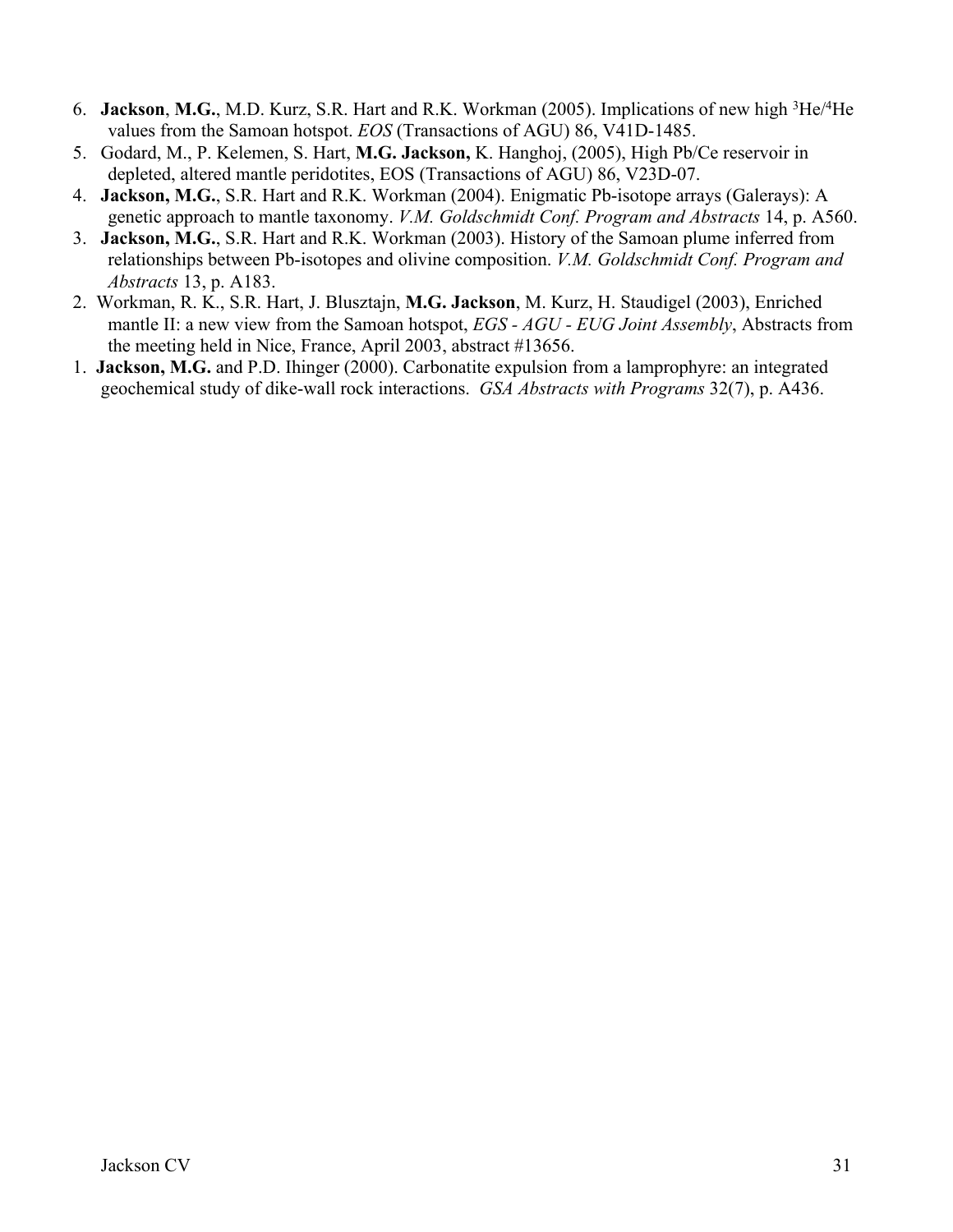6. **Jackson**, **M.G.**, M.D. Kurz, S.R. Hart and R.K. Workman (2005). Implications of new high $^3$He/$^4$He values from the Samoan hotspot. *EOS* (Transactions of AGU) 86, V41D-1485.
5. Godard, M., P. Kelemen, S. Hart, **M.G. Jackson,** K. Hanghoj, (2005), High Pb/Ce reservoir in depleted, altered mantle peridotites, EOS (Transactions of AGU) 86, V23D-07.
4. **Jackson, M.G.**, S.R. Hart and R.K. Workman (2004). Enigmatic Pb-isotope arrays (Galerays): A genetic approach to mantle taxonomy. *V.M. Goldschmidt Conf. Program and Abstracts* 14, p. A560.
3. **Jackson, M.G.**, S.R. Hart and R.K. Workman (2003). History of the Samoan plume inferred from relationships between Pb-isotopes and olivine composition. *V.M. Goldschmidt Conf. Program and Abstracts* 13, p. A183.
2. Workman, R. K., S.R. Hart, J. Blusztajn, **M.G. Jackson**, M. Kurz, H. Staudigel (2003), Enriched mantle II: a new view from the Samoan hotspot, *EGS - AGU - EUG Joint Assembly*, Abstracts from the meeting held in Nice, France, April 2003, abstract #13656.
1. **Jackson, M.G.** and P.D. Ihinger (2000). Carbonatite expulsion from a lamprophyre: an integrated geochemical study of dike-wall rock interactions. *GSA Abstracts with Programs* 32(7), p. A436.